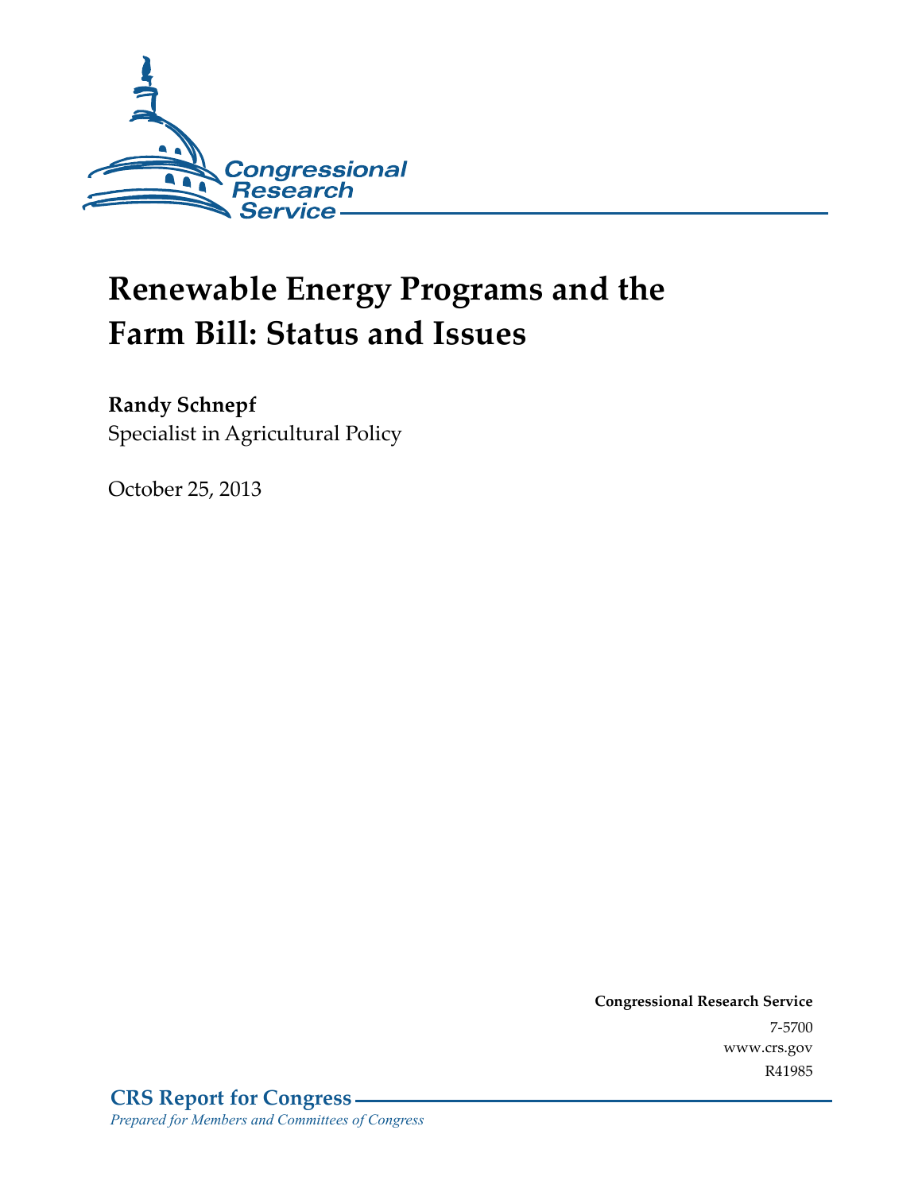Congressional Research Service

# Renewable Energy Programs and the Farm Bill: Status and Issues

**Randy Schnepf**
Specialist in Agricultural Policy

October 25, 2013

**Congressional Research Service**
7-5700
www.crs.gov
R41985

**CRS Report for Congress**
*Prepared for Members and Committees of Congress*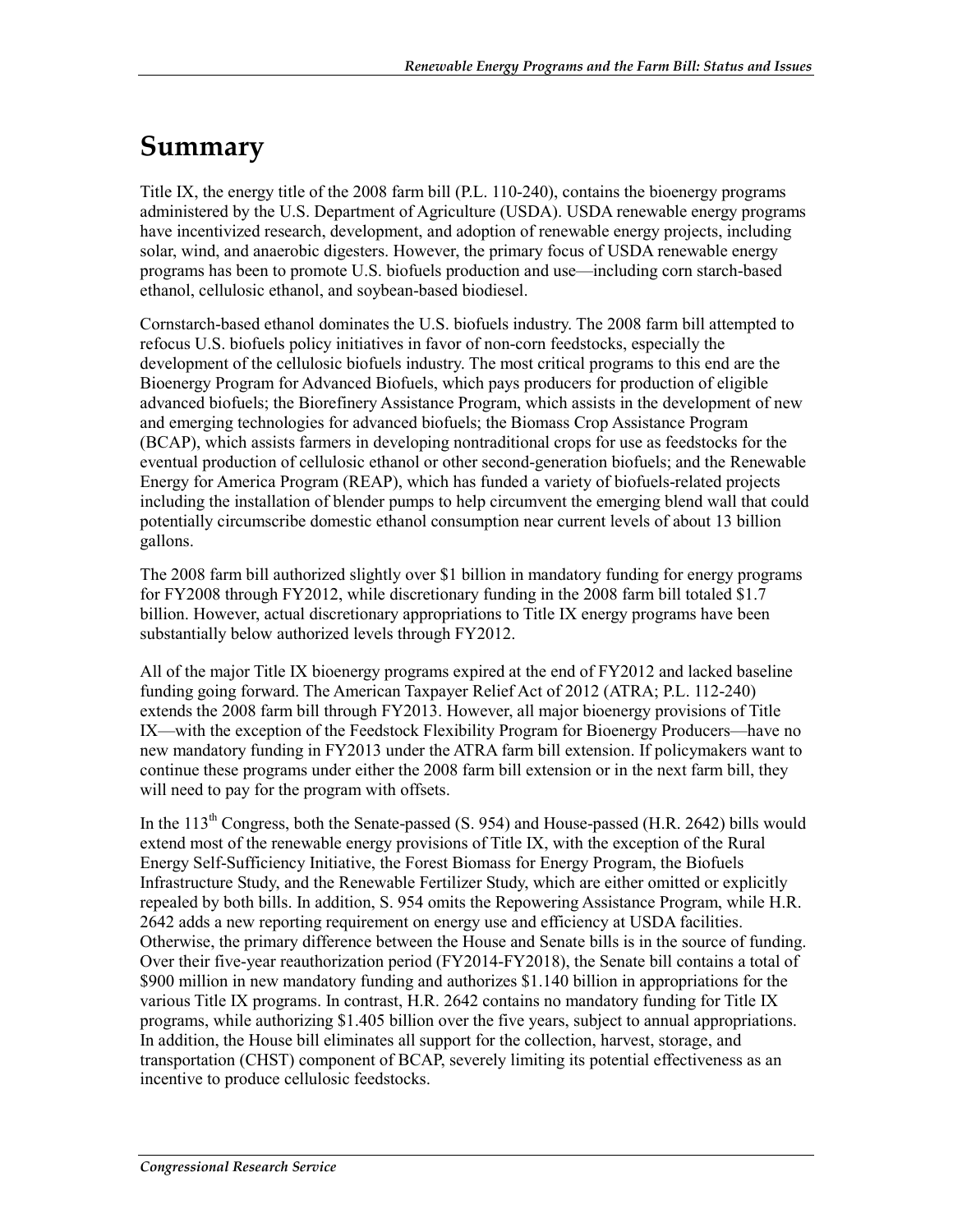# Summary

Title IX, the energy title of the 2008 farm bill (P.L. 110-240), contains the bioenergy programs administered by the U.S. Department of Agriculture (USDA). USDA renewable energy programs have incentivized research, development, and adoption of renewable energy projects, including solar, wind, and anaerobic digesters. However, the primary focus of USDA renewable energy programs has been to promote U.S. biofuels production and use—including corn starch-based ethanol, cellulosic ethanol, and soybean-based biodiesel.

Cornstarch-based ethanol dominates the U.S. biofuels industry. The 2008 farm bill attempted to refocus U.S. biofuels policy initiatives in favor of non-corn feedstocks, especially the development of the cellulosic biofuels industry. The most critical programs to this end are the Bioenergy Program for Advanced Biofuels, which pays producers for production of eligible advanced biofuels; the Biorefinery Assistance Program, which assists in the development of new and emerging technologies for advanced biofuels; the Biomass Crop Assistance Program (BCAP), which assists farmers in developing nontraditional crops for use as feedstocks for the eventual production of cellulosic ethanol or other second-generation biofuels; and the Renewable Energy for America Program (REAP), which has funded a variety of biofuels-related projects including the installation of blender pumps to help circumvent the emerging blend wall that could potentially circumscribe domestic ethanol consumption near current levels of about 13 billion gallons.

The 2008 farm bill authorized slightly over $1 billion in mandatory funding for energy programs for FY2008 through FY2012, while discretionary funding in the 2008 farm bill totaled $1.7 billion. However, actual discretionary appropriations to Title IX energy programs have been substantially below authorized levels through FY2012.

All of the major Title IX bioenergy programs expired at the end of FY2012 and lacked baseline funding going forward. The American Taxpayer Relief Act of 2012 (ATRA; P.L. 112-240) extends the 2008 farm bill through FY2013. However, all major bioenergy provisions of Title IX—with the exception of the Feedstock Flexibility Program for Bioenergy Producers—have no new mandatory funding in FY2013 under the ATRA farm bill extension. If policymakers want to continue these programs under either the 2008 farm bill extension or in the next farm bill, they will need to pay for the program with offsets.

In the 113th Congress, both the Senate-passed (S. 954) and House-passed (H.R. 2642) bills would extend most of the renewable energy provisions of Title IX, with the exception of the Rural Energy Self-Sufficiency Initiative, the Forest Biomass for Energy Program, the Biofuels Infrastructure Study, and the Renewable Fertilizer Study, which are either omitted or explicitly repealed by both bills. In addition, S. 954 omits the Repowering Assistance Program, while H.R. 2642 adds a new reporting requirement on energy use and efficiency at USDA facilities. Otherwise, the primary difference between the House and Senate bills is in the source of funding. Over their five-year reauthorization period (FY2014-FY2018), the Senate bill contains a total of $900 million in new mandatory funding and authorizes $1.140 billion in appropriations for the various Title IX programs. In contrast, H.R. 2642 contains no mandatory funding for Title IX programs, while authorizing $1.405 billion over the five years, subject to annual appropriations. In addition, the House bill eliminates all support for the collection, harvest, storage, and transportation (CHST) component of BCAP, severely limiting its potential effectiveness as an incentive to produce cellulosic feedstocks.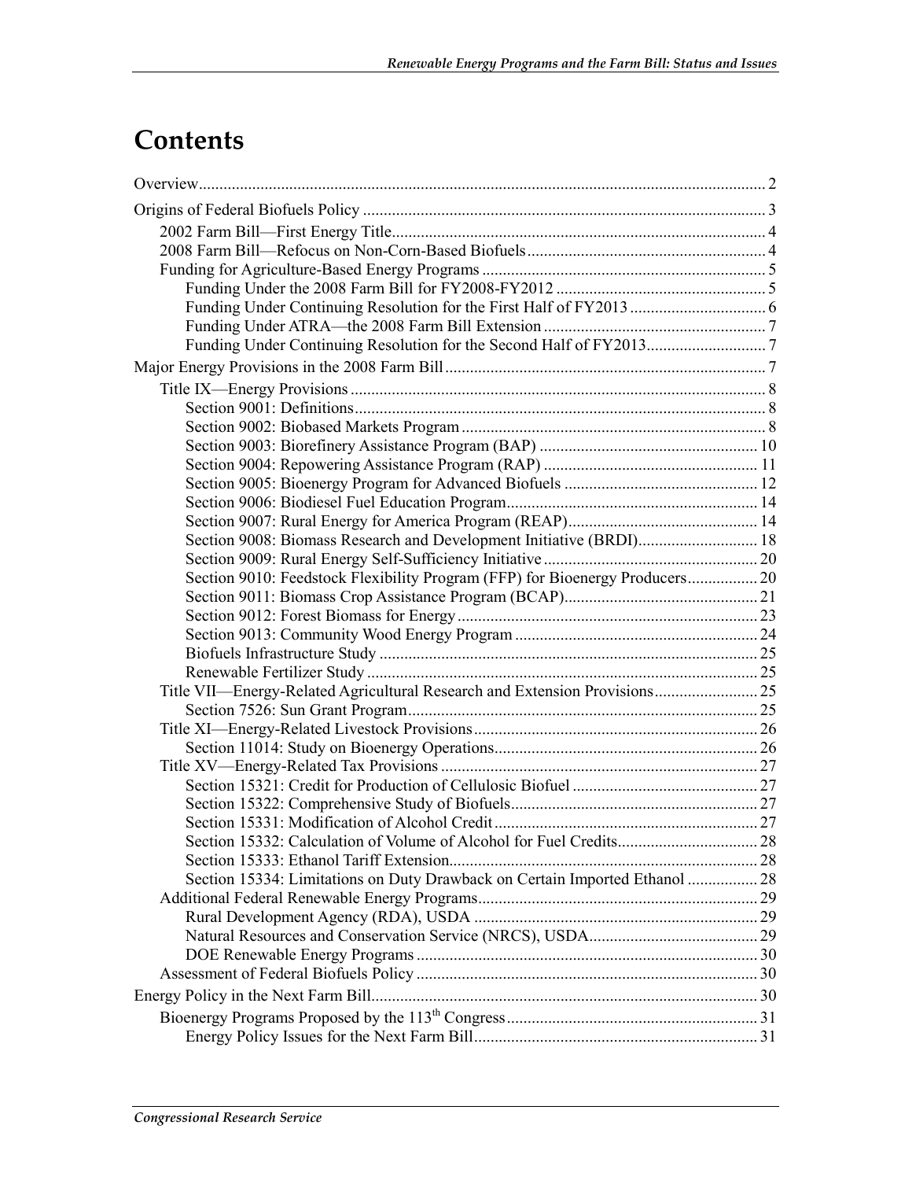# Contents

Overview ........................................................................................................................... 2

Origins of Federal Biofuels Policy .................................................................................... 3

- 2002 Farm Bill—First Energy Title ................................................................................ 4
- 2008 Farm Bill—Refocus on Non-Corn-Based Biofuels ................................................ 4
- Funding for Agriculture-Based Energy Programs ......................................................... 5
  - Funding Under the 2008 Farm Bill for FY2008-FY2012 ........................................... 5
  - Funding Under Continuing Resolution for the First Half of FY2013 ......................... 6
  - Funding Under ATRA—the 2008 Farm Bill Extension .............................................. 7
  - Funding Under Continuing Resolution for the Second Half of FY2013 ..................... 7

Major Energy Provisions in the 2008 Farm Bill ................................................................ 7

- Title IX—Energy Provisions .......................................................................................... 8
  - Section 9001: Definitions ........................................................................................... 8
  - Section 9002: Biobased Markets Program ................................................................. 8
  - Section 9003: Biorefinery Assistance Program (BAP) ............................................. 10
  - Section 9004: Repowering Assistance Program (RAP) ............................................ 11
  - Section 9005: Bioenergy Program for Advanced Biofuels ....................................... 12
  - Section 9006: Biodiesel Fuel Education Program ..................................................... 14
  - Section 9007: Rural Energy for America Program (REAP) ...................................... 14
  - Section 9008: Biomass Research and Development Initiative (BRDI) ..................... 18
  - Section 9009: Rural Energy Self-Sufficiency Initiative ............................................ 20
  - Section 9010: Feedstock Flexibility Program (FFP) for Bioenergy Producers ......... 20
  - Section 9011: Biomass Crop Assistance Program (BCAP) ....................................... 21
  - Section 9012: Forest Biomass for Energy ................................................................ 23
  - Section 9013: Community Wood Energy Program ................................................... 24
  - Biofuels Infrastructure Study ................................................................................... 25
  - Renewable Fertilizer Study ...................................................................................... 25
- Title VII—Energy-Related Agricultural Research and Extension Provisions ................. 25
  - Section 7526: Sun Grant Program ............................................................................. 25
- Title XI—Energy-Related Livestock Provisions ............................................................ 26
  - Section 11014: Study on Bioenergy Operations ........................................................ 26
- Title XV—Energy-Related Tax Provisions .................................................................... 27
  - Section 15321: Credit for Production of Cellulosic Biofuel ..................................... 27
  - Section 15322: Comprehensive Study of Biofuels .................................................... 27
  - Section 15331: Modification of Alcohol Credit ........................................................ 27
  - Section 15332: Calculation of Volume of Alcohol for Fuel Credits .......................... 28
  - Section 15333: Ethanol Tariff Extension .................................................................. 28
  - Section 15334: Limitations on Duty Drawback on Certain Imported Ethanol ........... 28
- Additional Federal Renewable Energy Programs ........................................................... 29
  - Rural Development Agency (RDA), USDA ............................................................. 29
  - Natural Resources and Conservation Service (NRCS), USDA ................................. 29
  - DOE Renewable Energy Programs ........................................................................... 30
- Assessment of Federal Biofuels Policy .......................................................................... 30

Energy Policy in the Next Farm Bill ................................................................................... 30

- Bioenergy Programs Proposed by the 113th Congress ................................................... 31
  - Energy Policy Issues for the Next Farm Bill ............................................................. 31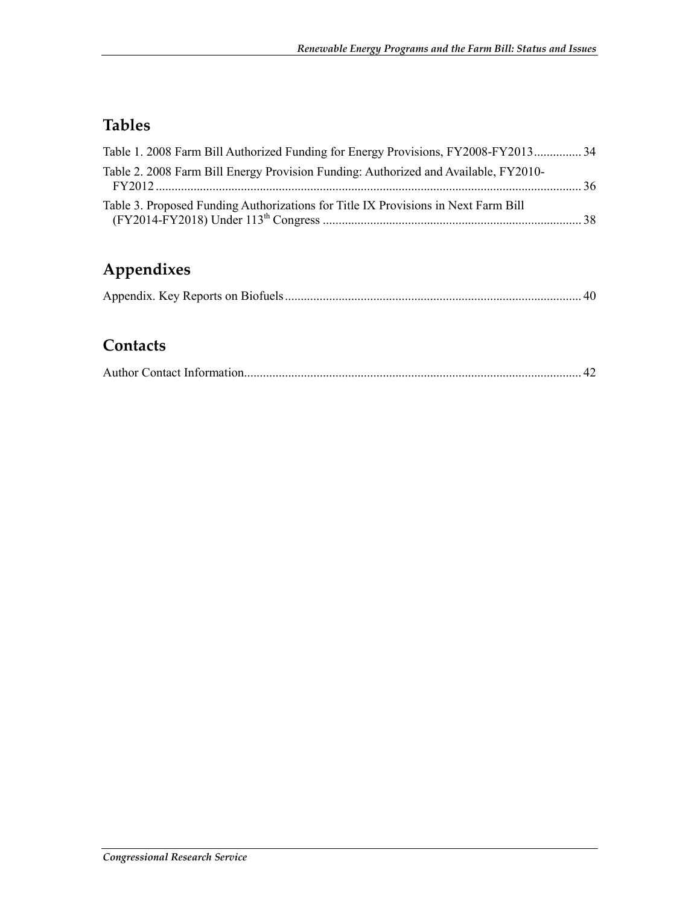## Tables

Table 1. 2008 Farm Bill Authorized Funding for Energy Provisions, FY2008-FY2013 ............... 34

Table 2. 2008 Farm Bill Energy Provision Funding: Authorized and Available, FY2010-FY2012 ............................................................................................................................. 36

Table 3. Proposed Funding Authorizations for Title IX Provisions in Next Farm Bill (FY2014-FY2018) Under 113th Congress ........................................................................... 38

## Appendixes

Appendix. Key Reports on Biofuels ............................................................................................ 40

## Contacts

Author Contact Information.......................................................................................................... 42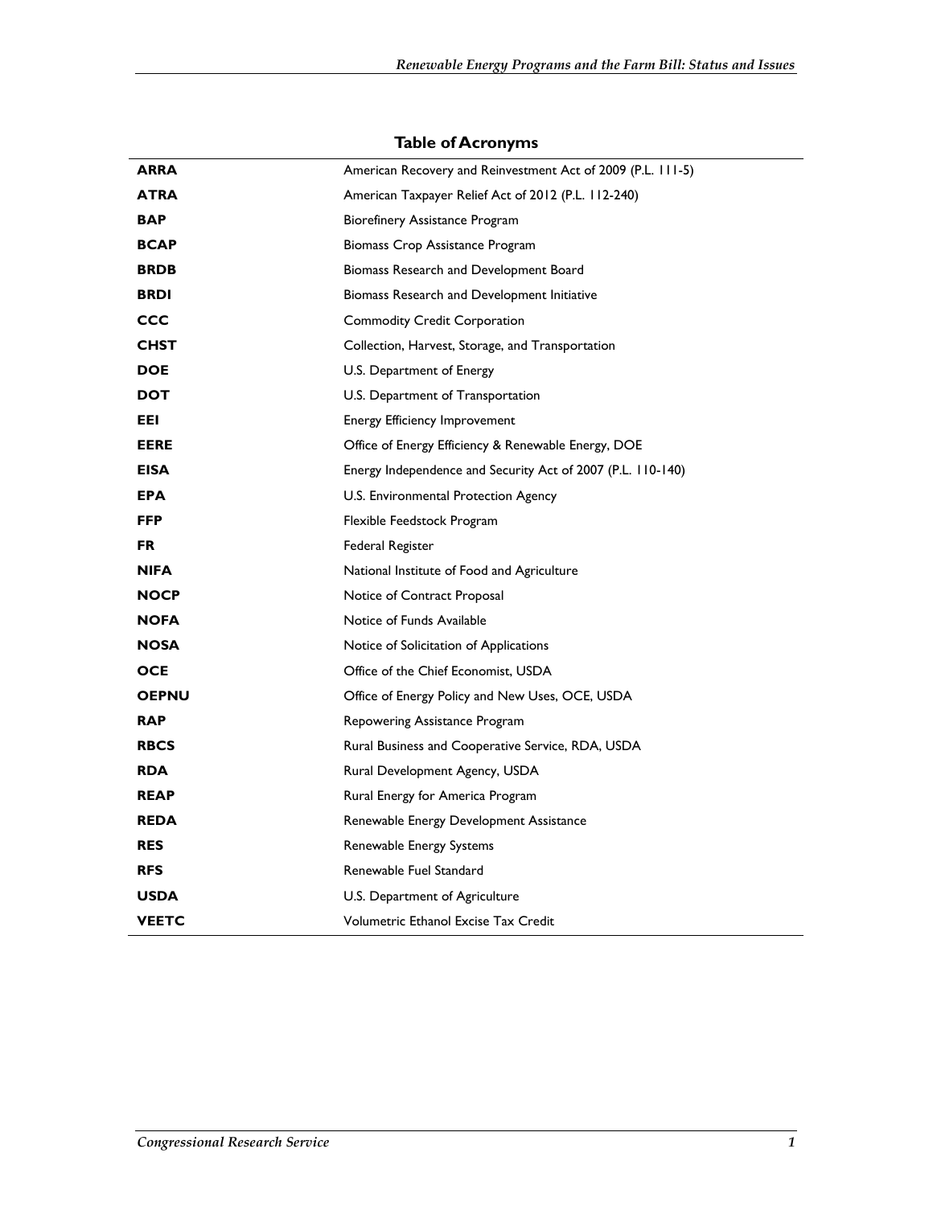## Table of Acronyms

| | |
|---|---|
| **ARRA** | American Recovery and Reinvestment Act of 2009 (P.L. 111-5) |
| **ATRA** | American Taxpayer Relief Act of 2012 (P.L. 112-240) |
| **BAP** | Biorefinery Assistance Program |
| **BCAP** | Biomass Crop Assistance Program |
| **BRDB** | Biomass Research and Development Board |
| **BRDI** | Biomass Research and Development Initiative |
| **CCC** | Commodity Credit Corporation |
| **CHST** | Collection, Harvest, Storage, and Transportation |
| **DOE** | U.S. Department of Energy |
| **DOT** | U.S. Department of Transportation |
| **EEI** | Energy Efficiency Improvement |
| **EERE** | Office of Energy Efficiency & Renewable Energy, DOE |
| **EISA** | Energy Independence and Security Act of 2007 (P.L. 110-140) |
| **EPA** | U.S. Environmental Protection Agency |
| **FFP** | Flexible Feedstock Program |
| **FR** | Federal Register |
| **NIFA** | National Institute of Food and Agriculture |
| **NOCP** | Notice of Contract Proposal |
| **NOFA** | Notice of Funds Available |
| **NOSA** | Notice of Solicitation of Applications |
| **OCE** | Office of the Chief Economist, USDA |
| **OEPNU** | Office of Energy Policy and New Uses, OCE, USDA |
| **RAP** | Repowering Assistance Program |
| **RBCS** | Rural Business and Cooperative Service, RDA, USDA |
| **RDA** | Rural Development Agency, USDA |
| **REAP** | Rural Energy for America Program |
| **REDA** | Renewable Energy Development Assistance |
| **RES** | Renewable Energy Systems |
| **RFS** | Renewable Fuel Standard |
| **USDA** | U.S. Department of Agriculture |
| **VEETC** | Volumetric Ethanol Excise Tax Credit |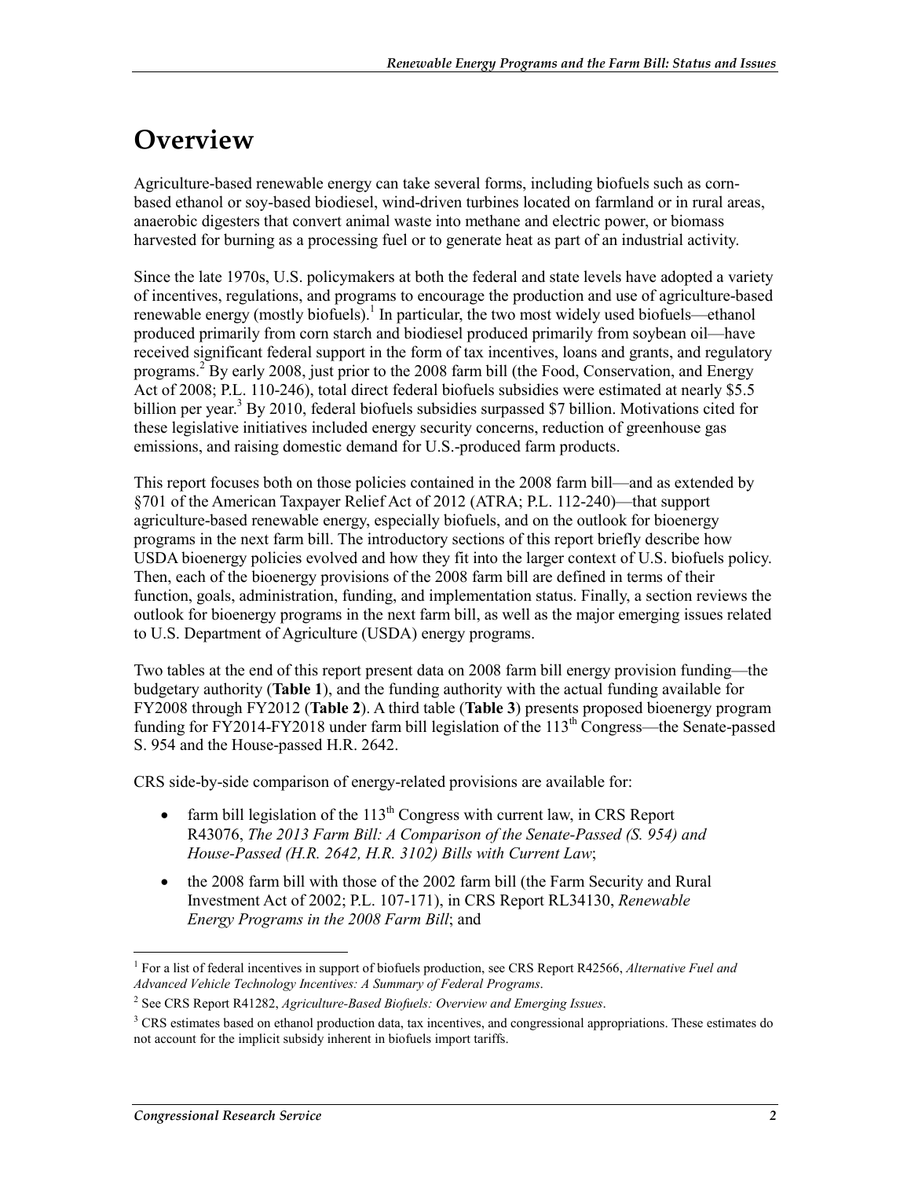# Overview

Agriculture-based renewable energy can take several forms, including biofuels such as corn-based ethanol or soy-based biodiesel, wind-driven turbines located on farmland or in rural areas, anaerobic digesters that convert animal waste into methane and electric power, or biomass harvested for burning as a processing fuel or to generate heat as part of an industrial activity.

Since the late 1970s, U.S. policymakers at both the federal and state levels have adopted a variety of incentives, regulations, and programs to encourage the production and use of agriculture-based renewable energy (mostly biofuels).[1] In particular, the two most widely used biofuels—ethanol produced primarily from corn starch and biodiesel produced primarily from soybean oil—have received significant federal support in the form of tax incentives, loans and grants, and regulatory programs.[2] By early 2008, just prior to the 2008 farm bill (the Food, Conservation, and Energy Act of 2008; P.L. 110-246), total direct federal biofuels subsidies were estimated at nearly $5.5 billion per year.[3] By 2010, federal biofuels subsidies surpassed $7 billion. Motivations cited for these legislative initiatives included energy security concerns, reduction of greenhouse gas emissions, and raising domestic demand for U.S.-produced farm products.

This report focuses both on those policies contained in the 2008 farm bill—and as extended by §701 of the American Taxpayer Relief Act of 2012 (ATRA; P.L. 112-240)—that support agriculture-based renewable energy, especially biofuels, and on the outlook for bioenergy programs in the next farm bill. The introductory sections of this report briefly describe how USDA bioenergy policies evolved and how they fit into the larger context of U.S. biofuels policy. Then, each of the bioenergy provisions of the 2008 farm bill are defined in terms of their function, goals, administration, funding, and implementation status. Finally, a section reviews the outlook for bioenergy programs in the next farm bill, as well as the major emerging issues related to U.S. Department of Agriculture (USDA) energy programs.

Two tables at the end of this report present data on 2008 farm bill energy provision funding—the budgetary authority (**Table 1**), and the funding authority with the actual funding available for FY2008 through FY2012 (**Table 2**). A third table (**Table 3**) presents proposed bioenergy program funding for FY2014-FY2018 under farm bill legislation of the 113th Congress—the Senate-passed S. 954 and the House-passed H.R. 2642.

CRS side-by-side comparison of energy-related provisions are available for:

- farm bill legislation of the 113th Congress with current law, in CRS Report R43076, *The 2013 Farm Bill: A Comparison of the Senate-Passed (S. 954) and House-Passed (H.R. 2642, H.R. 3102) Bills with Current Law*;
- the 2008 farm bill with those of the 2002 farm bill (the Farm Security and Rural Investment Act of 2002; P.L. 107-171), in CRS Report RL34130, *Renewable Energy Programs in the 2008 Farm Bill*; and

---

[1] For a list of federal incentives in support of biofuels production, see CRS Report R42566, *Alternative Fuel and Advanced Vehicle Technology Incentives: A Summary of Federal Programs*.

[2] See CRS Report R41282, *Agriculture-Based Biofuels: Overview and Emerging Issues*.

[3] CRS estimates based on ethanol production data, tax incentives, and congressional appropriations. These estimates do not account for the implicit subsidy inherent in biofuels import tariffs.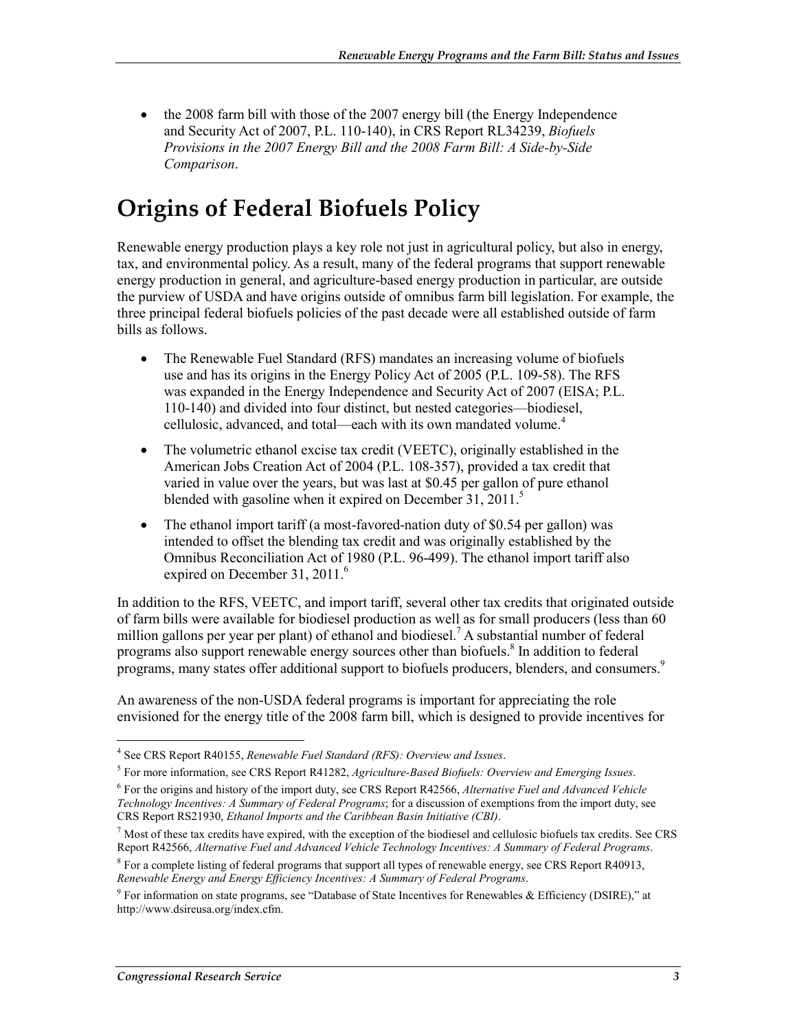- the 2008 farm bill with those of the 2007 energy bill (the Energy Independence and Security Act of 2007, P.L. 110-140), in CRS Report RL34239, *Biofuels Provisions in the 2007 Energy Bill and the 2008 Farm Bill: A Side-by-Side Comparison*.

# Origins of Federal Biofuels Policy

Renewable energy production plays a key role not just in agricultural policy, but also in energy, tax, and environmental policy. As a result, many of the federal programs that support renewable energy production in general, and agriculture-based energy production in particular, are outside the purview of USDA and have origins outside of omnibus farm bill legislation. For example, the three principal federal biofuels policies of the past decade were all established outside of farm bills as follows.

- The Renewable Fuel Standard (RFS) mandates an increasing volume of biofuels use and has its origins in the Energy Policy Act of 2005 (P.L. 109-58). The RFS was expanded in the Energy Independence and Security Act of 2007 (EISA; P.L. 110-140) and divided into four distinct, but nested categories—biodiesel, cellulosic, advanced, and total—each with its own mandated volume.[4]
- The volumetric ethanol excise tax credit (VEETC), originally established in the American Jobs Creation Act of 2004 (P.L. 108-357), provided a tax credit that varied in value over the years, but was last at $0.45 per gallon of pure ethanol blended with gasoline when it expired on December 31, 2011.[5]
- The ethanol import tariff (a most-favored-nation duty of $0.54 per gallon) was intended to offset the blending tax credit and was originally established by the Omnibus Reconciliation Act of 1980 (P.L. 96-499). The ethanol import tariff also expired on December 31, 2011.[6]

In addition to the RFS, VEETC, and import tariff, several other tax credits that originated outside of farm bills were available for biodiesel production as well as for small producers (less than 60 million gallons per year per plant) of ethanol and biodiesel.[7] A substantial number of federal programs also support renewable energy sources other than biofuels.[8] In addition to federal programs, many states offer additional support to biofuels producers, blenders, and consumers.[9]

An awareness of the non-USDA federal programs is important for appreciating the role envisioned for the energy title of the 2008 farm bill, which is designed to provide incentives for

---

[4] See CRS Report R40155, *Renewable Fuel Standard (RFS): Overview and Issues*.

[5] For more information, see CRS Report R41282, *Agriculture-Based Biofuels: Overview and Emerging Issues*.

[6] For the origins and history of the import duty, see CRS Report R42566, *Alternative Fuel and Advanced Vehicle Technology Incentives: A Summary of Federal Programs*; for a discussion of exemptions from the import duty, see CRS Report RS21930, *Ethanol Imports and the Caribbean Basin Initiative (CBI)*.

[7] Most of these tax credits have expired, with the exception of the biodiesel and cellulosic biofuels tax credits. See CRS Report R42566, *Alternative Fuel and Advanced Vehicle Technology Incentives: A Summary of Federal Programs*.

[8] For a complete listing of federal programs that support all types of renewable energy, see CRS Report R40913, *Renewable Energy and Energy Efficiency Incentives: A Summary of Federal Programs*.

[9] For information on state programs, see "Database of State Incentives for Renewables & Efficiency (DSIRE)," at http://www.dsireusa.org/index.cfm.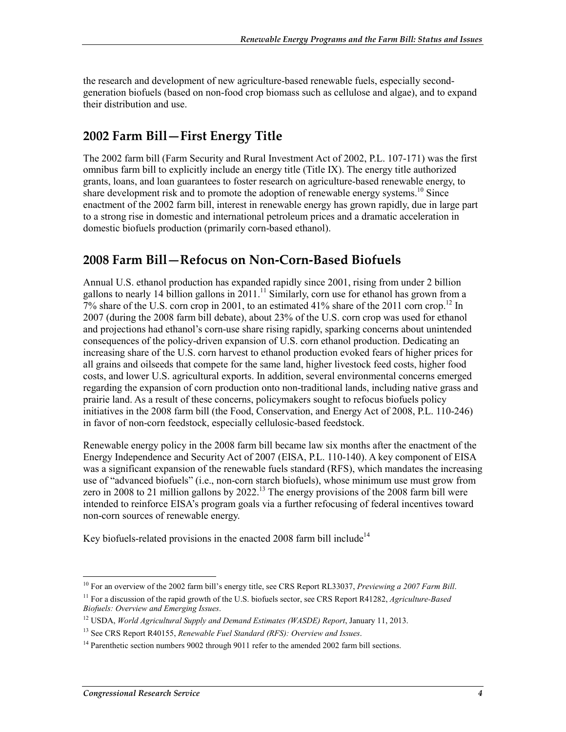the research and development of new agriculture-based renewable fuels, especially second-generation biofuels (based on non-food crop biomass such as cellulose and algae), and to expand their distribution and use.

## 2002 Farm Bill—First Energy Title

The 2002 farm bill (Farm Security and Rural Investment Act of 2002, P.L. 107-171) was the first omnibus farm bill to explicitly include an energy title (Title IX). The energy title authorized grants, loans, and loan guarantees to foster research on agriculture-based renewable energy, to share development risk and to promote the adoption of renewable energy systems.[10] Since enactment of the 2002 farm bill, interest in renewable energy has grown rapidly, due in large part to a strong rise in domestic and international petroleum prices and a dramatic acceleration in domestic biofuels production (primarily corn-based ethanol).

## 2008 Farm Bill—Refocus on Non-Corn-Based Biofuels

Annual U.S. ethanol production has expanded rapidly since 2001, rising from under 2 billion gallons to nearly 14 billion gallons in 2011.[11] Similarly, corn use for ethanol has grown from a 7% share of the U.S. corn crop in 2001, to an estimated 41% share of the 2011 corn crop.[12] In 2007 (during the 2008 farm bill debate), about 23% of the U.S. corn crop was used for ethanol and projections had ethanol's corn-use share rising rapidly, sparking concerns about unintended consequences of the policy-driven expansion of U.S. corn ethanol production. Dedicating an increasing share of the U.S. corn harvest to ethanol production evoked fears of higher prices for all grains and oilseeds that compete for the same land, higher livestock feed costs, higher food costs, and lower U.S. agricultural exports. In addition, several environmental concerns emerged regarding the expansion of corn production onto non-traditional lands, including native grass and prairie land. As a result of these concerns, policymakers sought to refocus biofuels policy initiatives in the 2008 farm bill (the Food, Conservation, and Energy Act of 2008, P.L. 110-246) in favor of non-corn feedstock, especially cellulosic-based feedstock.

Renewable energy policy in the 2008 farm bill became law six months after the enactment of the Energy Independence and Security Act of 2007 (EISA, P.L. 110-140). A key component of EISA was a significant expansion of the renewable fuels standard (RFS), which mandates the increasing use of "advanced biofuels" (i.e., non-corn starch biofuels), whose minimum use must grow from zero in 2008 to 21 million gallons by 2022.[13] The energy provisions of the 2008 farm bill were intended to reinforce EISA's program goals via a further refocusing of federal incentives toward non-corn sources of renewable energy.

Key biofuels-related provisions in the enacted 2008 farm bill include[14]

---

[10] For an overview of the 2002 farm bill's energy title, see CRS Report RL33037, *Previewing a 2007 Farm Bill*.

[11] For a discussion of the rapid growth of the U.S. biofuels sector, see CRS Report R41282, *Agriculture-Based Biofuels: Overview and Emerging Issues*.

[12] USDA, *World Agricultural Supply and Demand Estimates (WASDE) Report*, January 11, 2013.

[13] See CRS Report R40155, *Renewable Fuel Standard (RFS): Overview and Issues*.

[14] Parenthetic section numbers 9002 through 9011 refer to the amended 2002 farm bill sections.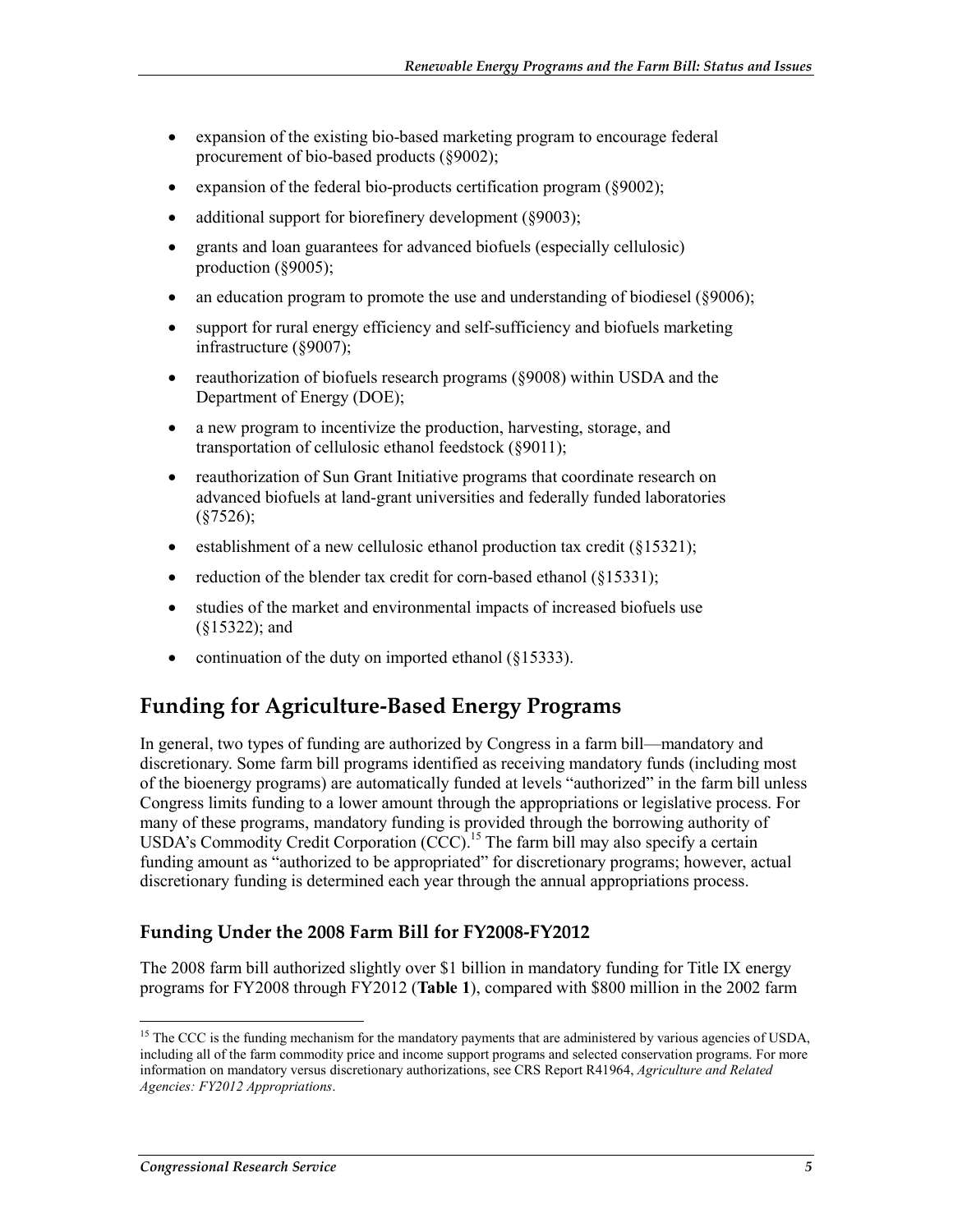- expansion of the existing bio-based marketing program to encourage federal procurement of bio-based products (§9002);
- expansion of the federal bio-products certification program (§9002);
- additional support for biorefinery development (§9003);
- grants and loan guarantees for advanced biofuels (especially cellulosic) production (§9005);
- an education program to promote the use and understanding of biodiesel (§9006);
- support for rural energy efficiency and self-sufficiency and biofuels marketing infrastructure (§9007);
- reauthorization of biofuels research programs (§9008) within USDA and the Department of Energy (DOE);
- a new program to incentivize the production, harvesting, storage, and transportation of cellulosic ethanol feedstock (§9011);
- reauthorization of Sun Grant Initiative programs that coordinate research on advanced biofuels at land-grant universities and federally funded laboratories (§7526);
- establishment of a new cellulosic ethanol production tax credit (§15321);
- reduction of the blender tax credit for corn-based ethanol (§15331);
- studies of the market and environmental impacts of increased biofuels use (§15322); and
- continuation of the duty on imported ethanol (§15333).

## Funding for Agriculture-Based Energy Programs

In general, two types of funding are authorized by Congress in a farm bill—mandatory and discretionary. Some farm bill programs identified as receiving mandatory funds (including most of the bioenergy programs) are automatically funded at levels "authorized" in the farm bill unless Congress limits funding to a lower amount through the appropriations or legislative process. For many of these programs, mandatory funding is provided through the borrowing authority of USDA's Commodity Credit Corporation (CCC).[15] The farm bill may also specify a certain funding amount as "authorized to be appropriated" for discretionary programs; however, actual discretionary funding is determined each year through the annual appropriations process.

### Funding Under the 2008 Farm Bill for FY2008-FY2012

The 2008 farm bill authorized slightly over $1 billion in mandatory funding for Title IX energy programs for FY2008 through FY2012 (**Table 1**), compared with $800 million in the 2002 farm

[15] The CCC is the funding mechanism for the mandatory payments that are administered by various agencies of USDA, including all of the farm commodity price and income support programs and selected conservation programs. For more information on mandatory versus discretionary authorizations, see CRS Report R41964, *Agriculture and Related Agencies: FY2012 Appropriations*.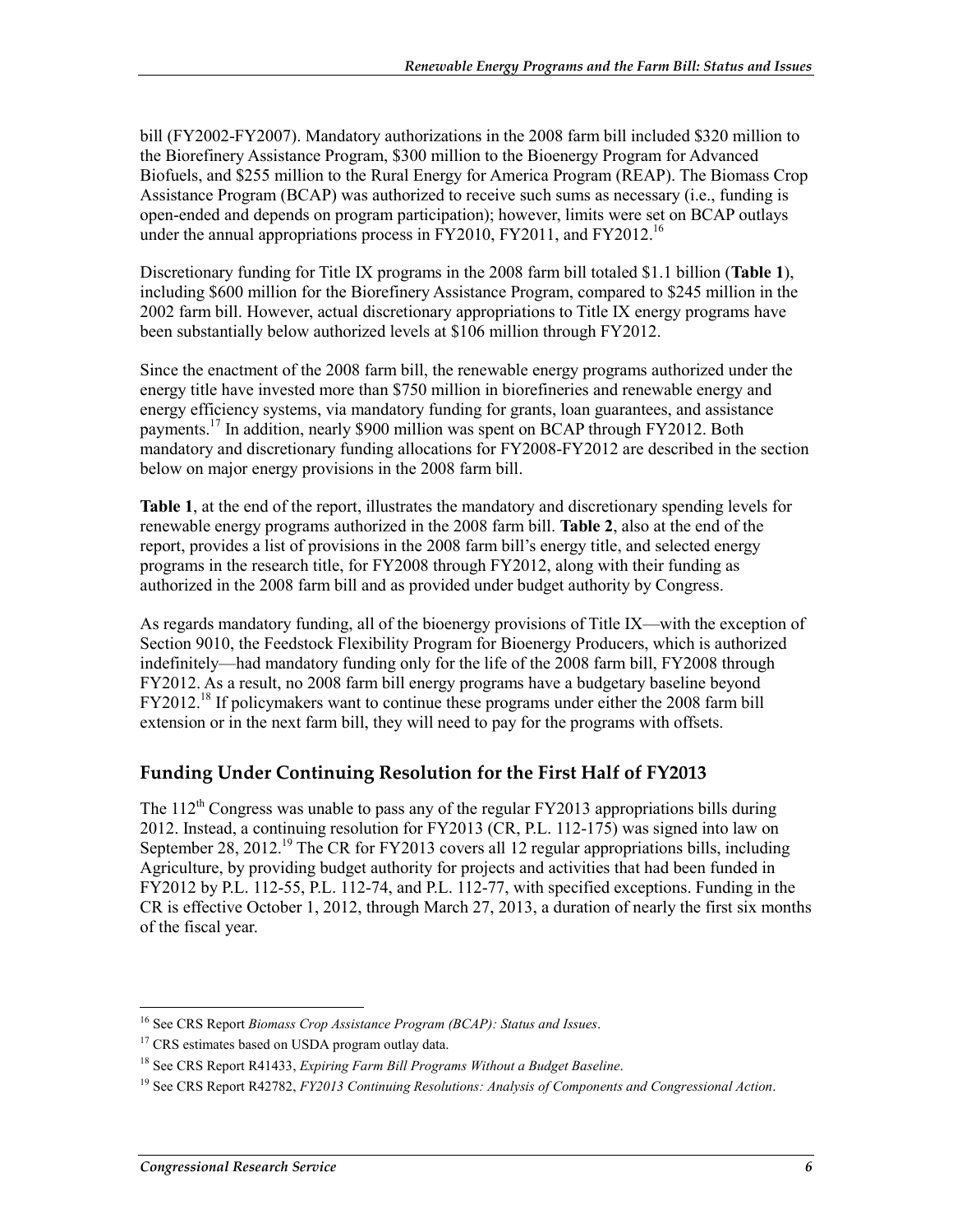bill (FY2002-FY2007). Mandatory authorizations in the 2008 farm bill included $320 million to the Biorefinery Assistance Program, $300 million to the Bioenergy Program for Advanced Biofuels, and $255 million to the Rural Energy for America Program (REAP). The Biomass Crop Assistance Program (BCAP) was authorized to receive such sums as necessary (i.e., funding is open-ended and depends on program participation); however, limits were set on BCAP outlays under the annual appropriations process in FY2010, FY2011, and FY2012.[16]

Discretionary funding for Title IX programs in the 2008 farm bill totaled $1.1 billion (**Table 1**), including $600 million for the Biorefinery Assistance Program, compared to $245 million in the 2002 farm bill. However, actual discretionary appropriations to Title IX energy programs have been substantially below authorized levels at $106 million through FY2012.

Since the enactment of the 2008 farm bill, the renewable energy programs authorized under the energy title have invested more than $750 million in biorefineries and renewable energy and energy efficiency systems, via mandatory funding for grants, loan guarantees, and assistance payments.[17] In addition, nearly $900 million was spent on BCAP through FY2012. Both mandatory and discretionary funding allocations for FY2008-FY2012 are described in the section below on major energy provisions in the 2008 farm bill.

**Table 1**, at the end of the report, illustrates the mandatory and discretionary spending levels for renewable energy programs authorized in the 2008 farm bill. **Table 2**, also at the end of the report, provides a list of provisions in the 2008 farm bill's energy title, and selected energy programs in the research title, for FY2008 through FY2012, along with their funding as authorized in the 2008 farm bill and as provided under budget authority by Congress.

As regards mandatory funding, all of the bioenergy provisions of Title IX—with the exception of Section 9010, the Feedstock Flexibility Program for Bioenergy Producers, which is authorized indefinitely—had mandatory funding only for the life of the 2008 farm bill, FY2008 through FY2012. As a result, no 2008 farm bill energy programs have a budgetary baseline beyond FY2012.[18] If policymakers want to continue these programs under either the 2008 farm bill extension or in the next farm bill, they will need to pay for the programs with offsets.

## Funding Under Continuing Resolution for the First Half of FY2013

The 112[th] Congress was unable to pass any of the regular FY2013 appropriations bills during 2012. Instead, a continuing resolution for FY2013 (CR, P.L. 112-175) was signed into law on September 28, 2012.[19] The CR for FY2013 covers all 12 regular appropriations bills, including Agriculture, by providing budget authority for projects and activities that had been funded in FY2012 by P.L. 112-55, P.L. 112-74, and P.L. 112-77, with specified exceptions. Funding in the CR is effective October 1, 2012, through March 27, 2013, a duration of nearly the first six months of the fiscal year.

[16] See CRS Report *Biomass Crop Assistance Program (BCAP): Status and Issues*.

[17] CRS estimates based on USDA program outlay data.

[18] See CRS Report R41433, *Expiring Farm Bill Programs Without a Budget Baseline*.

[19] See CRS Report R42782, *FY2013 Continuing Resolutions: Analysis of Components and Congressional Action*.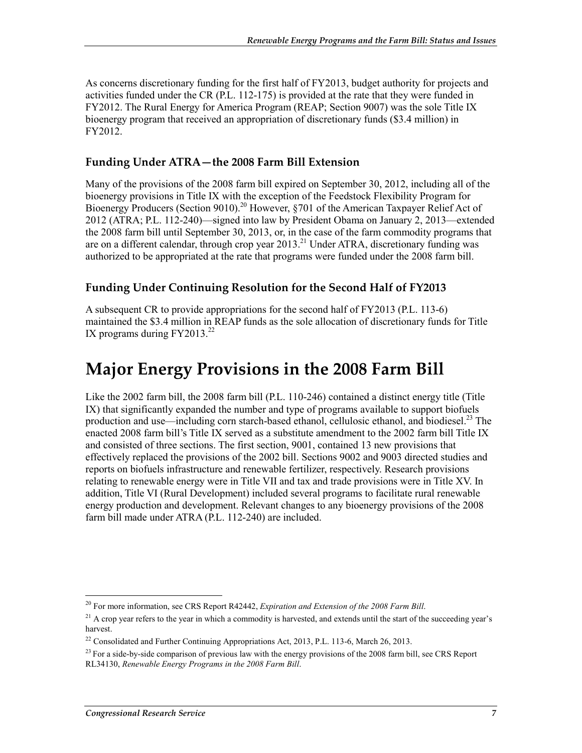As concerns discretionary funding for the first half of FY2013, budget authority for projects and activities funded under the CR (P.L. 112-175) is provided at the rate that they were funded in FY2012. The Rural Energy for America Program (REAP; Section 9007) was the sole Title IX bioenergy program that received an appropriation of discretionary funds ($3.4 million) in FY2012.

### Funding Under ATRA—the 2008 Farm Bill Extension

Many of the provisions of the 2008 farm bill expired on September 30, 2012, including all of the bioenergy provisions in Title IX with the exception of the Feedstock Flexibility Program for Bioenergy Producers (Section 9010).[20] However, §701 of the American Taxpayer Relief Act of 2012 (ATRA; P.L. 112-240)—signed into law by President Obama on January 2, 2013—extended the 2008 farm bill until September 30, 2013, or, in the case of the farm commodity programs that are on a different calendar, through crop year 2013.[21] Under ATRA, discretionary funding was authorized to be appropriated at the rate that programs were funded under the 2008 farm bill.

### Funding Under Continuing Resolution for the Second Half of FY2013

A subsequent CR to provide appropriations for the second half of FY2013 (P.L. 113-6) maintained the $3.4 million in REAP funds as the sole allocation of discretionary funds for Title IX programs during FY2013.[22]

# Major Energy Provisions in the 2008 Farm Bill

Like the 2002 farm bill, the 2008 farm bill (P.L. 110-246) contained a distinct energy title (Title IX) that significantly expanded the number and type of programs available to support biofuels production and use—including corn starch-based ethanol, cellulosic ethanol, and biodiesel.[23] The enacted 2008 farm bill's Title IX served as a substitute amendment to the 2002 farm bill Title IX and consisted of three sections. The first section, 9001, contained 13 new provisions that effectively replaced the provisions of the 2002 bill. Sections 9002 and 9003 directed studies and reports on biofuels infrastructure and renewable fertilizer, respectively. Research provisions relating to renewable energy were in Title VII and tax and trade provisions were in Title XV. In addition, Title VI (Rural Development) included several programs to facilitate rural renewable energy production and development. Relevant changes to any bioenergy provisions of the 2008 farm bill made under ATRA (P.L. 112-240) are included.

---

[20] For more information, see CRS Report R42442, *Expiration and Extension of the 2008 Farm Bill*.

[21] A crop year refers to the year in which a commodity is harvested, and extends until the start of the succeeding year's harvest.

[22] Consolidated and Further Continuing Appropriations Act, 2013, P.L. 113-6, March 26, 2013.

[23] For a side-by-side comparison of previous law with the energy provisions of the 2008 farm bill, see CRS Report RL34130, *Renewable Energy Programs in the 2008 Farm Bill*.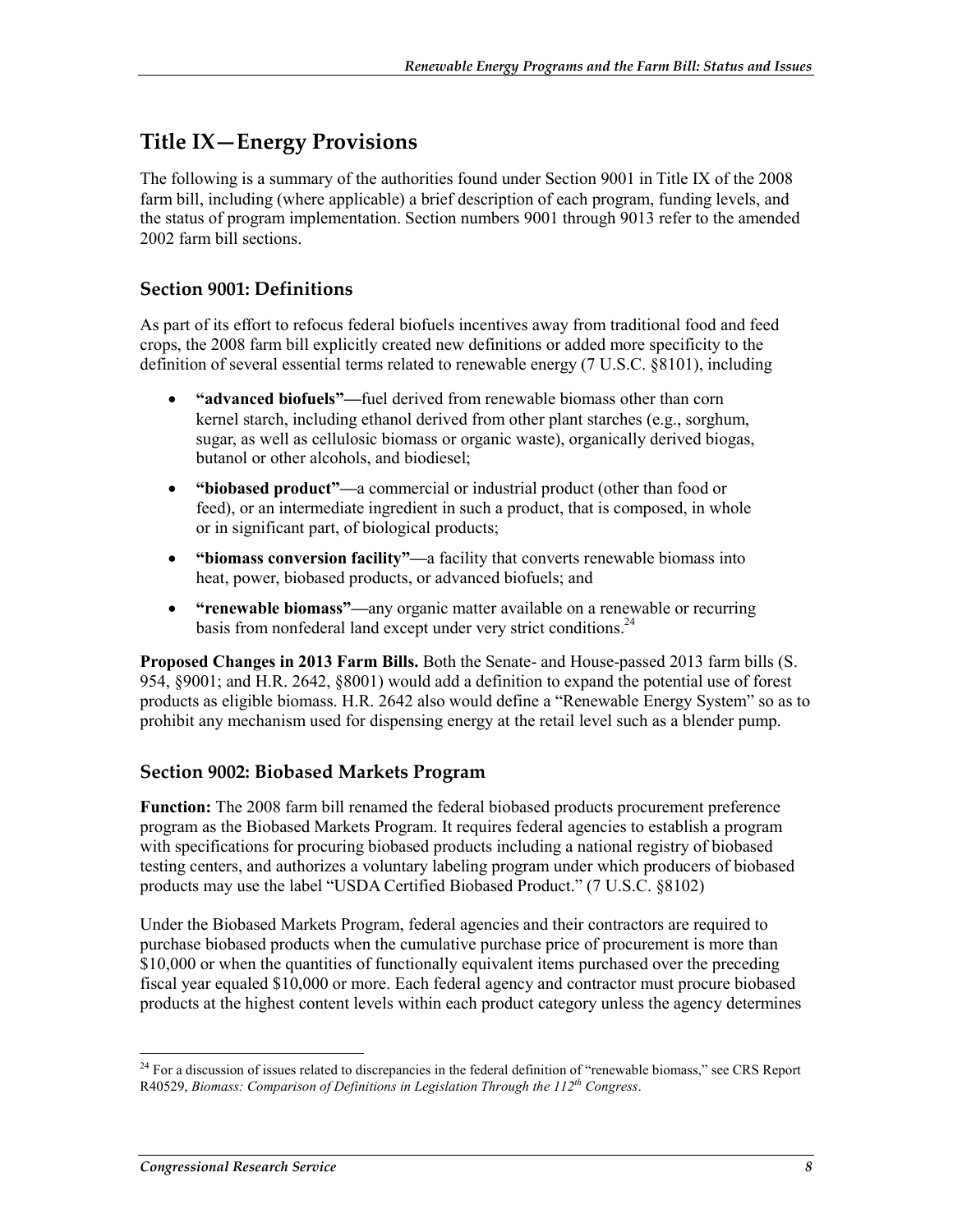## Title IX—Energy Provisions

The following is a summary of the authorities found under Section 9001 in Title IX of the 2008 farm bill, including (where applicable) a brief description of each program, funding levels, and the status of program implementation. Section numbers 9001 through 9013 refer to the amended 2002 farm bill sections.

### Section 9001: Definitions

As part of its effort to refocus federal biofuels incentives away from traditional food and feed crops, the 2008 farm bill explicitly created new definitions or added more specificity to the definition of several essential terms related to renewable energy (7 U.S.C. §8101), including

- **"advanced biofuels"**—fuel derived from renewable biomass other than corn kernel starch, including ethanol derived from other plant starches (e.g., sorghum, sugar, as well as cellulosic biomass or organic waste), organically derived biogas, butanol or other alcohols, and biodiesel;
- **"biobased product"**—a commercial or industrial product (other than food or feed), or an intermediate ingredient in such a product, that is composed, in whole or in significant part, of biological products;
- **"biomass conversion facility"**—a facility that converts renewable biomass into heat, power, biobased products, or advanced biofuels; and
- **"renewable biomass"**—any organic matter available on a renewable or recurring basis from nonfederal land except under very strict conditions.[24]

**Proposed Changes in 2013 Farm Bills.** Both the Senate- and House-passed 2013 farm bills (S. 954, §9001; and H.R. 2642, §8001) would add a definition to expand the potential use of forest products as eligible biomass. H.R. 2642 also would define a "Renewable Energy System" so as to prohibit any mechanism used for dispensing energy at the retail level such as a blender pump.

### Section 9002: Biobased Markets Program

**Function:** The 2008 farm bill renamed the federal biobased products procurement preference program as the Biobased Markets Program. It requires federal agencies to establish a program with specifications for procuring biobased products including a national registry of biobased testing centers, and authorizes a voluntary labeling program under which producers of biobased products may use the label "USDA Certified Biobased Product." (7 U.S.C. §8102)

Under the Biobased Markets Program, federal agencies and their contractors are required to purchase biobased products when the cumulative purchase price of procurement is more than \$10,000 or when the quantities of functionally equivalent items purchased over the preceding fiscal year equaled \$10,000 or more. Each federal agency and contractor must procure biobased products at the highest content levels within each product category unless the agency determines

[24] For a discussion of issues related to discrepancies in the federal definition of "renewable biomass," see CRS Report R40529, *Biomass: Comparison of Definitions in Legislation Through the 112th Congress*.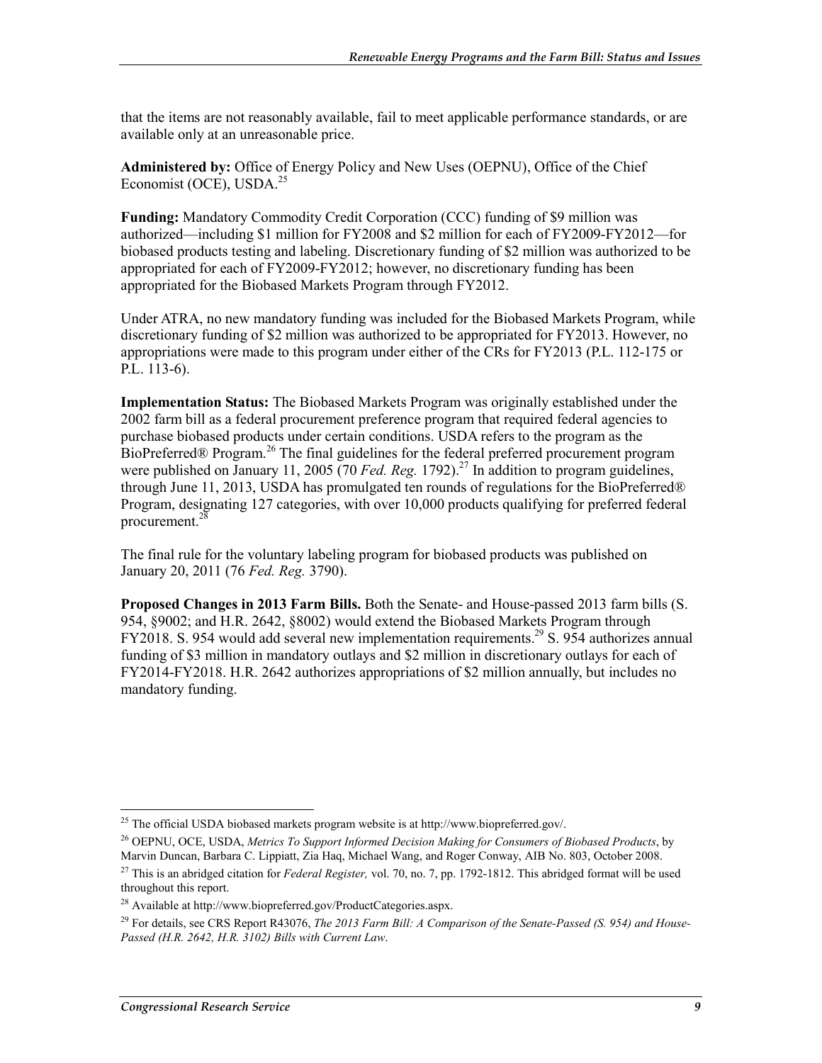that the items are not reasonably available, fail to meet applicable performance standards, or are available only at an unreasonable price.

**Administered by:** Office of Energy Policy and New Uses (OEPNU), Office of the Chief Economist (OCE), USDA.[25]

**Funding:** Mandatory Commodity Credit Corporation (CCC) funding of $9 million was authorized—including $1 million for FY2008 and $2 million for each of FY2009-FY2012—for biobased products testing and labeling. Discretionary funding of $2 million was authorized to be appropriated for each of FY2009-FY2012; however, no discretionary funding has been appropriated for the Biobased Markets Program through FY2012.

Under ATRA, no new mandatory funding was included for the Biobased Markets Program, while discretionary funding of $2 million was authorized to be appropriated for FY2013. However, no appropriations were made to this program under either of the CRs for FY2013 (P.L. 112-175 or P.L. 113-6).

**Implementation Status:** The Biobased Markets Program was originally established under the 2002 farm bill as a federal procurement preference program that required federal agencies to purchase biobased products under certain conditions. USDA refers to the program as the BioPreferred® Program.[26] The final guidelines for the federal preferred procurement program were published on January 11, 2005 (70 *Fed. Reg.* 1792).[27] In addition to program guidelines, through June 11, 2013, USDA has promulgated ten rounds of regulations for the BioPreferred® Program, designating 127 categories, with over 10,000 products qualifying for preferred federal procurement.[28]

The final rule for the voluntary labeling program for biobased products was published on January 20, 2011 (76 *Fed. Reg.* 3790).

**Proposed Changes in 2013 Farm Bills.** Both the Senate- and House-passed 2013 farm bills (S. 954, §9002; and H.R. 2642, §8002) would extend the Biobased Markets Program through FY2018. S. 954 would add several new implementation requirements.[29] S. 954 authorizes annual funding of $3 million in mandatory outlays and $2 million in discretionary outlays for each of FY2014-FY2018. H.R. 2642 authorizes appropriations of $2 million annually, but includes no mandatory funding.

---

[25] The official USDA biobased markets program website is at http://www.biopreferred.gov/.

[26] OEPNU, OCE, USDA, *Metrics To Support Informed Decision Making for Consumers of Biobased Products*, by Marvin Duncan, Barbara C. Lippiatt, Zia Haq, Michael Wang, and Roger Conway, AIB No. 803, October 2008.

[27] This is an abridged citation for *Federal Register,* vol. 70, no. 7, pp. 1792-1812. This abridged format will be used throughout this report.

[28] Available at http://www.biopreferred.gov/ProductCategories.aspx.

[29] For details, see CRS Report R43076, *The 2013 Farm Bill: A Comparison of the Senate-Passed (S. 954) and House-Passed (H.R. 2642, H.R. 3102) Bills with Current Law*.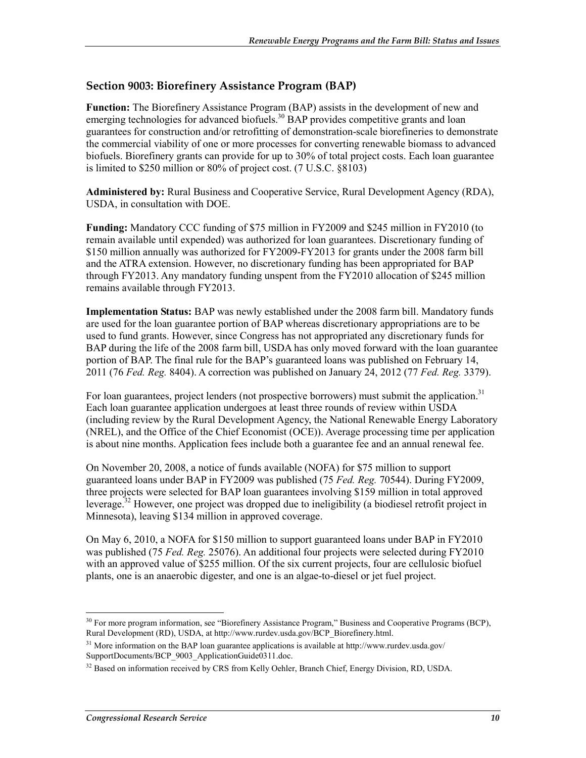## Section 9003: Biorefinery Assistance Program (BAP)

**Function:** The Biorefinery Assistance Program (BAP) assists in the development of new and emerging technologies for advanced biofuels.[30] BAP provides competitive grants and loan guarantees for construction and/or retrofitting of demonstration-scale biorefineries to demonstrate the commercial viability of one or more processes for converting renewable biomass to advanced biofuels. Biorefinery grants can provide for up to 30% of total project costs. Each loan guarantee is limited to $250 million or 80% of project cost. (7 U.S.C. §8103)

**Administered by:** Rural Business and Cooperative Service, Rural Development Agency (RDA), USDA, in consultation with DOE.

**Funding:** Mandatory CCC funding of $75 million in FY2009 and $245 million in FY2010 (to remain available until expended) was authorized for loan guarantees. Discretionary funding of $150 million annually was authorized for FY2009-FY2013 for grants under the 2008 farm bill and the ATRA extension. However, no discretionary funding has been appropriated for BAP through FY2013. Any mandatory funding unspent from the FY2010 allocation of $245 million remains available through FY2013.

**Implementation Status:** BAP was newly established under the 2008 farm bill. Mandatory funds are used for the loan guarantee portion of BAP whereas discretionary appropriations are to be used to fund grants. However, since Congress has not appropriated any discretionary funds for BAP during the life of the 2008 farm bill, USDA has only moved forward with the loan guarantee portion of BAP. The final rule for the BAP's guaranteed loans was published on February 14, 2011 (76 *Fed. Reg.* 8404). A correction was published on January 24, 2012 (77 *Fed. Reg.* 3379).

For loan guarantees, project lenders (not prospective borrowers) must submit the application.[31] Each loan guarantee application undergoes at least three rounds of review within USDA (including review by the Rural Development Agency, the National Renewable Energy Laboratory (NREL), and the Office of the Chief Economist (OCE)). Average processing time per application is about nine months. Application fees include both a guarantee fee and an annual renewal fee.

On November 20, 2008, a notice of funds available (NOFA) for $75 million to support guaranteed loans under BAP in FY2009 was published (75 *Fed. Reg.* 70544). During FY2009, three projects were selected for BAP loan guarantees involving $159 million in total approved leverage.[32] However, one project was dropped due to ineligibility (a biodiesel retrofit project in Minnesota), leaving $134 million in approved coverage.

On May 6, 2010, a NOFA for $150 million to support guaranteed loans under BAP in FY2010 was published (75 *Fed. Reg.* 25076). An additional four projects were selected during FY2010 with an approved value of $255 million. Of the six current projects, four are cellulosic biofuel plants, one is an anaerobic digester, and one is an algae-to-diesel or jet fuel project.

---

[30] For more program information, see "Biorefinery Assistance Program," Business and Cooperative Programs (BCP), Rural Development (RD), USDA, at http://www.rurdev.usda.gov/BCP_Biorefinery.html.

[31] More information on the BAP loan guarantee applications is available at http://www.rurdev.usda.gov/SupportDocuments/BCP_9003_ApplicationGuide0311.doc.

[32] Based on information received by CRS from Kelly Oehler, Branch Chief, Energy Division, RD, USDA.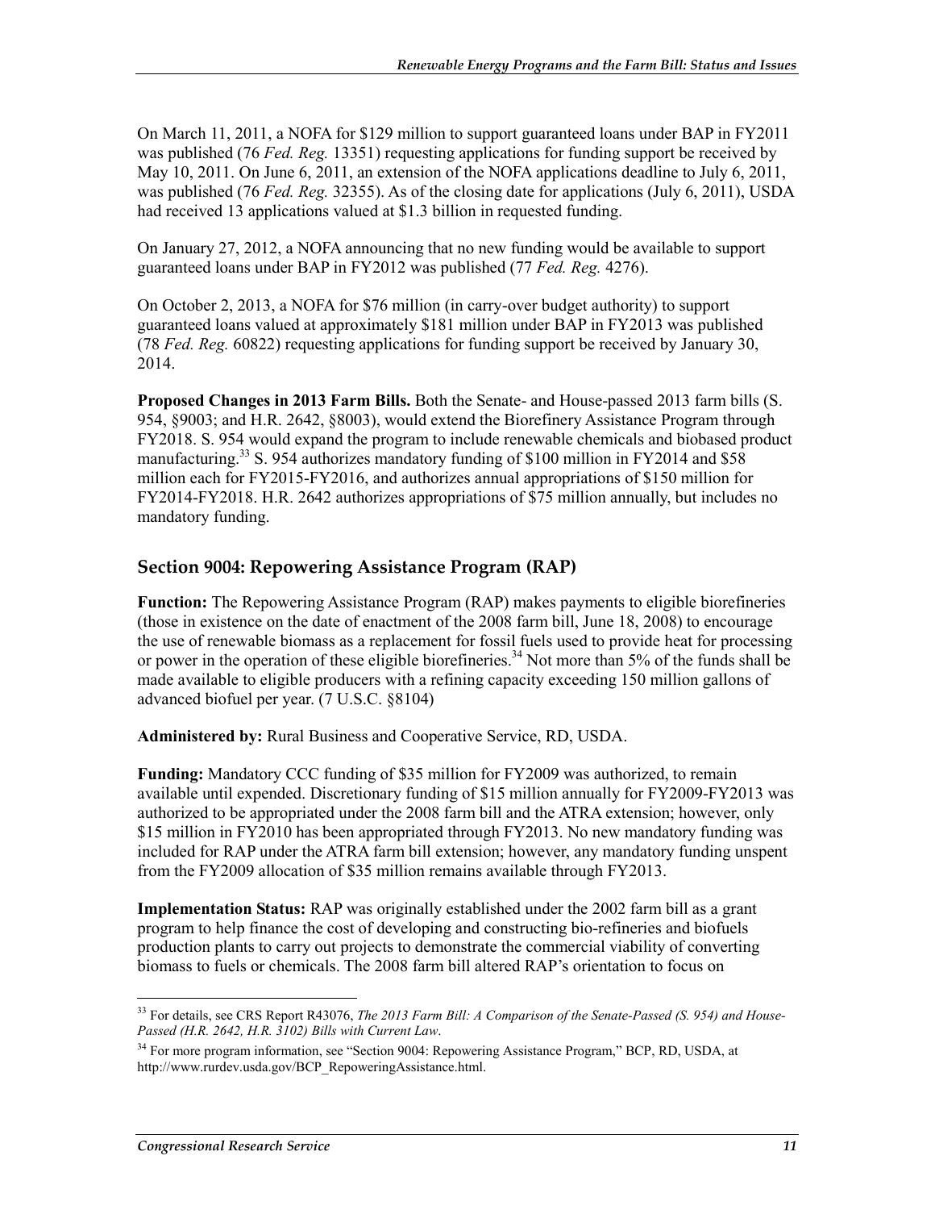On March 11, 2011, a NOFA for $129 million to support guaranteed loans under BAP in FY2011 was published (76 *Fed. Reg.* 13351) requesting applications for funding support be received by May 10, 2011. On June 6, 2011, an extension of the NOFA applications deadline to July 6, 2011, was published (76 *Fed. Reg.* 32355). As of the closing date for applications (July 6, 2011), USDA had received 13 applications valued at $1.3 billion in requested funding.

On January 27, 2012, a NOFA announcing that no new funding would be available to support guaranteed loans under BAP in FY2012 was published (77 *Fed. Reg.* 4276).

On October 2, 2013, a NOFA for $76 million (in carry-over budget authority) to support guaranteed loans valued at approximately $181 million under BAP in FY2013 was published (78 *Fed. Reg.* 60822) requesting applications for funding support be received by January 30, 2014.

**Proposed Changes in 2013 Farm Bills.** Both the Senate- and House-passed 2013 farm bills (S. 954, §9003; and H.R. 2642, §8003), would extend the Biorefinery Assistance Program through FY2018. S. 954 would expand the program to include renewable chemicals and biobased product manufacturing.[33] S. 954 authorizes mandatory funding of $100 million in FY2014 and $58 million each for FY2015-FY2016, and authorizes annual appropriations of $150 million for FY2014-FY2018. H.R. 2642 authorizes appropriations of $75 million annually, but includes no mandatory funding.

### Section 9004: Repowering Assistance Program (RAP)

**Function:** The Repowering Assistance Program (RAP) makes payments to eligible biorefineries (those in existence on the date of enactment of the 2008 farm bill, June 18, 2008) to encourage the use of renewable biomass as a replacement for fossil fuels used to provide heat for processing or power in the operation of these eligible biorefineries.[34] Not more than 5% of the funds shall be made available to eligible producers with a refining capacity exceeding 150 million gallons of advanced biofuel per year. (7 U.S.C. §8104)

**Administered by:** Rural Business and Cooperative Service, RD, USDA.

**Funding:** Mandatory CCC funding of $35 million for FY2009 was authorized, to remain available until expended. Discretionary funding of $15 million annually for FY2009-FY2013 was authorized to be appropriated under the 2008 farm bill and the ATRA extension; however, only $15 million in FY2010 has been appropriated through FY2013. No new mandatory funding was included for RAP under the ATRA farm bill extension; however, any mandatory funding unspent from the FY2009 allocation of $35 million remains available through FY2013.

**Implementation Status:** RAP was originally established under the 2002 farm bill as a grant program to help finance the cost of developing and constructing bio-refineries and biofuels production plants to carry out projects to demonstrate the commercial viability of converting biomass to fuels or chemicals. The 2008 farm bill altered RAP's orientation to focus on

---

[33] For details, see CRS Report R43076, *The 2013 Farm Bill: A Comparison of the Senate-Passed (S. 954) and House-Passed (H.R. 2642, H.R. 3102) Bills with Current Law*.

[34] For more program information, see "Section 9004: Repowering Assistance Program," BCP, RD, USDA, at http://www.rurdev.usda.gov/BCP_RepoweringAssistance.html.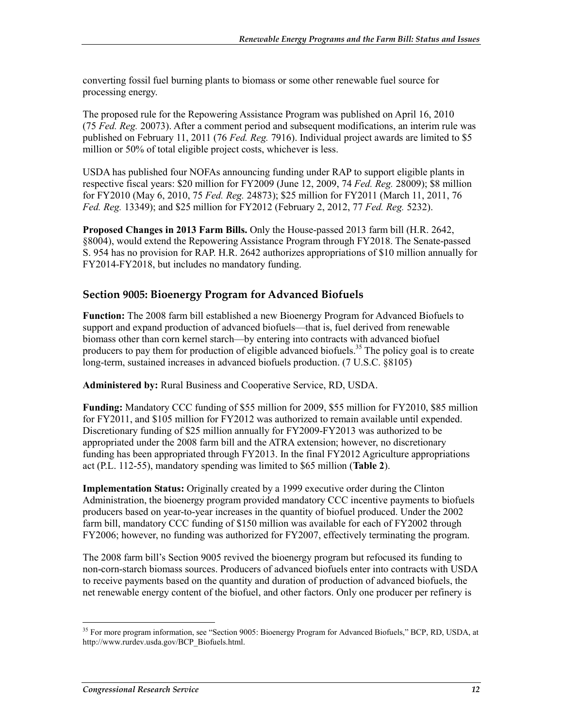converting fossil fuel burning plants to biomass or some other renewable fuel source for processing energy.

The proposed rule for the Repowering Assistance Program was published on April 16, 2010 (75 *Fed. Reg.* 20073). After a comment period and subsequent modifications, an interim rule was published on February 11, 2011 (76 *Fed. Reg.* 7916). Individual project awards are limited to $5 million or 50% of total eligible project costs, whichever is less.

USDA has published four NOFAs announcing funding under RAP to support eligible plants in respective fiscal years: $20 million for FY2009 (June 12, 2009, 74 *Fed. Reg.* 28009); $8 million for FY2010 (May 6, 2010, 75 *Fed. Reg.* 24873); $25 million for FY2011 (March 11, 2011, 76 *Fed. Reg.* 13349); and $25 million for FY2012 (February 2, 2012, 77 *Fed. Reg.* 5232).

**Proposed Changes in 2013 Farm Bills.** Only the House-passed 2013 farm bill (H.R. 2642, §8004), would extend the Repowering Assistance Program through FY2018. The Senate-passed S. 954 has no provision for RAP. H.R. 2642 authorizes appropriations of $10 million annually for FY2014-FY2018, but includes no mandatory funding.

### Section 9005: Bioenergy Program for Advanced Biofuels

**Function:** The 2008 farm bill established a new Bioenergy Program for Advanced Biofuels to support and expand production of advanced biofuels—that is, fuel derived from renewable biomass other than corn kernel starch—by entering into contracts with advanced biofuel producers to pay them for production of eligible advanced biofuels.[35] The policy goal is to create long-term, sustained increases in advanced biofuels production. (7 U.S.C. §8105)

**Administered by:** Rural Business and Cooperative Service, RD, USDA.

**Funding:** Mandatory CCC funding of $55 million for 2009, $55 million for FY2010, $85 million for FY2011, and $105 million for FY2012 was authorized to remain available until expended. Discretionary funding of $25 million annually for FY2009-FY2013 was authorized to be appropriated under the 2008 farm bill and the ATRA extension; however, no discretionary funding has been appropriated through FY2013. In the final FY2012 Agriculture appropriations act (P.L. 112-55), mandatory spending was limited to $65 million (**Table 2**).

**Implementation Status:** Originally created by a 1999 executive order during the Clinton Administration, the bioenergy program provided mandatory CCC incentive payments to biofuels producers based on year-to-year increases in the quantity of biofuel produced. Under the 2002 farm bill, mandatory CCC funding of $150 million was available for each of FY2002 through FY2006; however, no funding was authorized for FY2007, effectively terminating the program.

The 2008 farm bill's Section 9005 revived the bioenergy program but refocused its funding to non-corn-starch biomass sources. Producers of advanced biofuels enter into contracts with USDA to receive payments based on the quantity and duration of production of advanced biofuels, the net renewable energy content of the biofuel, and other factors. Only one producer per refinery is

---

[35] For more program information, see "Section 9005: Bioenergy Program for Advanced Biofuels," BCP, RD, USDA, at http://www.rurdev.usda.gov/BCP_Biofuels.html.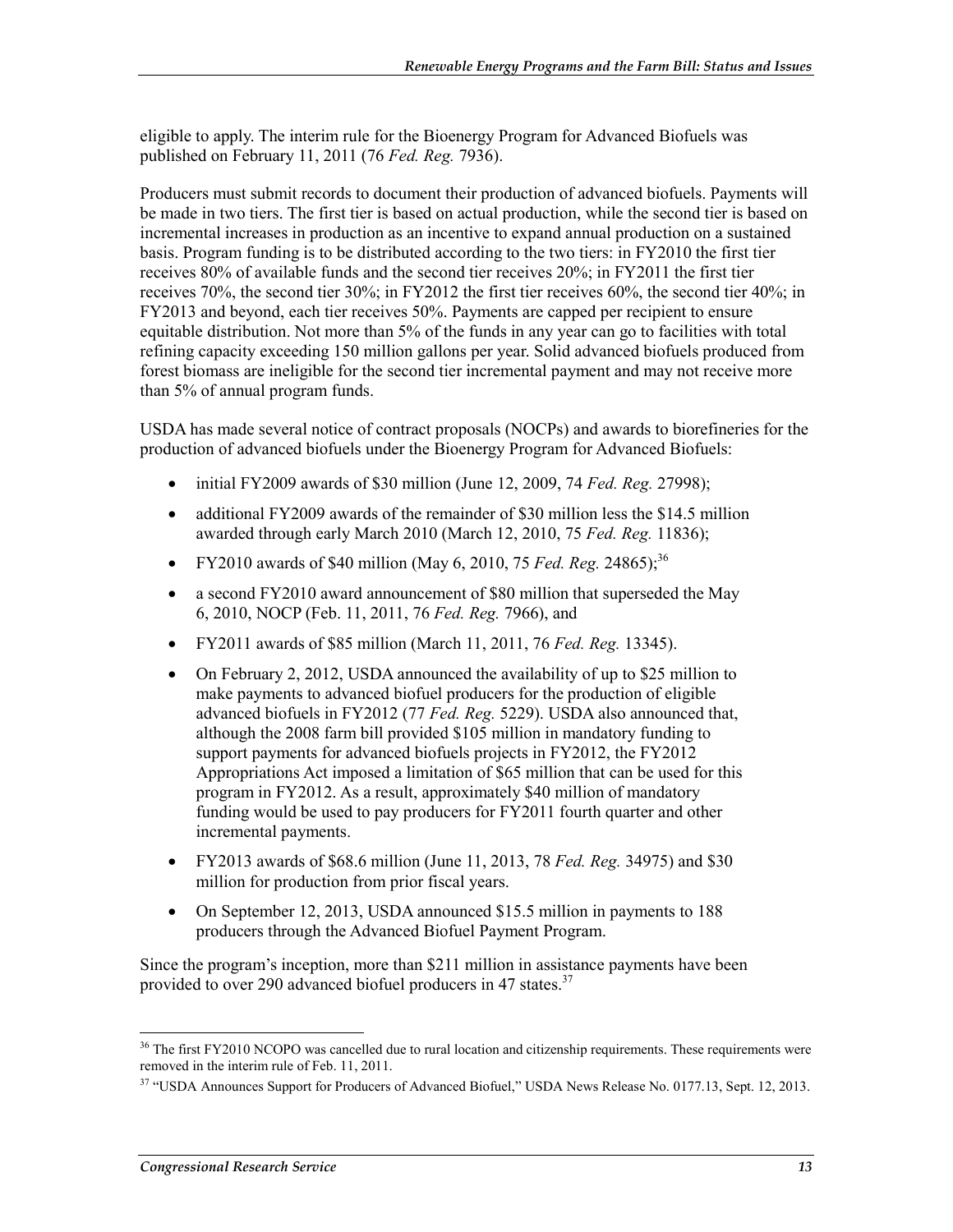eligible to apply. The interim rule for the Bioenergy Program for Advanced Biofuels was published on February 11, 2011 (76 *Fed. Reg.* 7936).

Producers must submit records to document their production of advanced biofuels. Payments will be made in two tiers. The first tier is based on actual production, while the second tier is based on incremental increases in production as an incentive to expand annual production on a sustained basis. Program funding is to be distributed according to the two tiers: in FY2010 the first tier receives 80% of available funds and the second tier receives 20%; in FY2011 the first tier receives 70%, the second tier 30%; in FY2012 the first tier receives 60%, the second tier 40%; in FY2013 and beyond, each tier receives 50%. Payments are capped per recipient to ensure equitable distribution. Not more than 5% of the funds in any year can go to facilities with total refining capacity exceeding 150 million gallons per year. Solid advanced biofuels produced from forest biomass are ineligible for the second tier incremental payment and may not receive more than 5% of annual program funds.

USDA has made several notice of contract proposals (NOCPs) and awards to biorefineries for the production of advanced biofuels under the Bioenergy Program for Advanced Biofuels:

- initial FY2009 awards of $30 million (June 12, 2009, 74 *Fed. Reg.* 27998);
- additional FY2009 awards of the remainder of $30 million less the $14.5 million awarded through early March 2010 (March 12, 2010, 75 *Fed. Reg.* 11836);
- FY2010 awards of $40 million (May 6, 2010, 75 *Fed. Reg.* 24865);[36]
- a second FY2010 award announcement of $80 million that superseded the May 6, 2010, NOCP (Feb. 11, 2011, 76 *Fed. Reg.* 7966), and
- FY2011 awards of $85 million (March 11, 2011, 76 *Fed. Reg.* 13345).
- On February 2, 2012, USDA announced the availability of up to $25 million to make payments to advanced biofuel producers for the production of eligible advanced biofuels in FY2012 (77 *Fed. Reg.* 5229). USDA also announced that, although the 2008 farm bill provided $105 million in mandatory funding to support payments for advanced biofuels projects in FY2012, the FY2012 Appropriations Act imposed a limitation of $65 million that can be used for this program in FY2012. As a result, approximately $40 million of mandatory funding would be used to pay producers for FY2011 fourth quarter and other incremental payments.
- FY2013 awards of $68.6 million (June 11, 2013, 78 *Fed. Reg.* 34975) and $30 million for production from prior fiscal years.
- On September 12, 2013, USDA announced $15.5 million in payments to 188 producers through the Advanced Biofuel Payment Program.

Since the program's inception, more than $211 million in assistance payments have been provided to over 290 advanced biofuel producers in 47 states.[37]

---

[36] The first FY2010 NCOPO was cancelled due to rural location and citizenship requirements. These requirements were removed in the interim rule of Feb. 11, 2011.

[37] "USDA Announces Support for Producers of Advanced Biofuel," USDA News Release No. 0177.13, Sept. 12, 2013.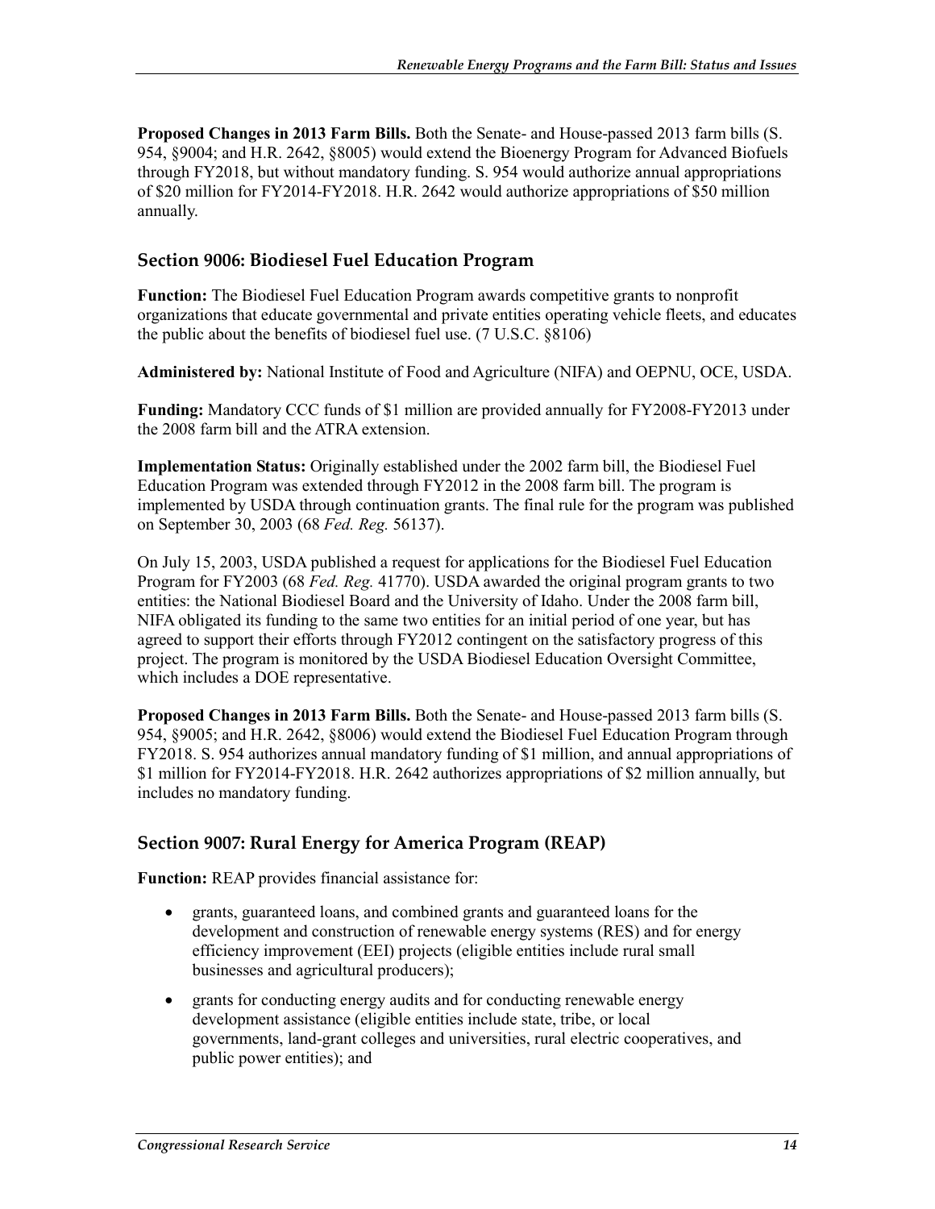**Proposed Changes in 2013 Farm Bills.** Both the Senate- and House-passed 2013 farm bills (S. 954, §9004; and H.R. 2642, §8005) would extend the Bioenergy Program for Advanced Biofuels through FY2018, but without mandatory funding. S. 954 would authorize annual appropriations of $20 million for FY2014-FY2018. H.R. 2642 would authorize appropriations of $50 million annually.

### Section 9006: Biodiesel Fuel Education Program

**Function:** The Biodiesel Fuel Education Program awards competitive grants to nonprofit organizations that educate governmental and private entities operating vehicle fleets, and educates the public about the benefits of biodiesel fuel use. (7 U.S.C. §8106)

**Administered by:** National Institute of Food and Agriculture (NIFA) and OEPNU, OCE, USDA.

**Funding:** Mandatory CCC funds of $1 million are provided annually for FY2008-FY2013 under the 2008 farm bill and the ATRA extension.

**Implementation Status:** Originally established under the 2002 farm bill, the Biodiesel Fuel Education Program was extended through FY2012 in the 2008 farm bill. The program is implemented by USDA through continuation grants. The final rule for the program was published on September 30, 2003 (68 *Fed. Reg.* 56137).

On July 15, 2003, USDA published a request for applications for the Biodiesel Fuel Education Program for FY2003 (68 *Fed. Reg.* 41770). USDA awarded the original program grants to two entities: the National Biodiesel Board and the University of Idaho. Under the 2008 farm bill, NIFA obligated its funding to the same two entities for an initial period of one year, but has agreed to support their efforts through FY2012 contingent on the satisfactory progress of this project. The program is monitored by the USDA Biodiesel Education Oversight Committee, which includes a DOE representative.

**Proposed Changes in 2013 Farm Bills.** Both the Senate- and House-passed 2013 farm bills (S. 954, §9005; and H.R. 2642, §8006) would extend the Biodiesel Fuel Education Program through FY2018. S. 954 authorizes annual mandatory funding of $1 million, and annual appropriations of $1 million for FY2014-FY2018. H.R. 2642 authorizes appropriations of $2 million annually, but includes no mandatory funding.

### Section 9007: Rural Energy for America Program (REAP)

**Function:** REAP provides financial assistance for:

- grants, guaranteed loans, and combined grants and guaranteed loans for the development and construction of renewable energy systems (RES) and for energy efficiency improvement (EEI) projects (eligible entities include rural small businesses and agricultural producers);
- grants for conducting energy audits and for conducting renewable energy development assistance (eligible entities include state, tribe, or local governments, land-grant colleges and universities, rural electric cooperatives, and public power entities); and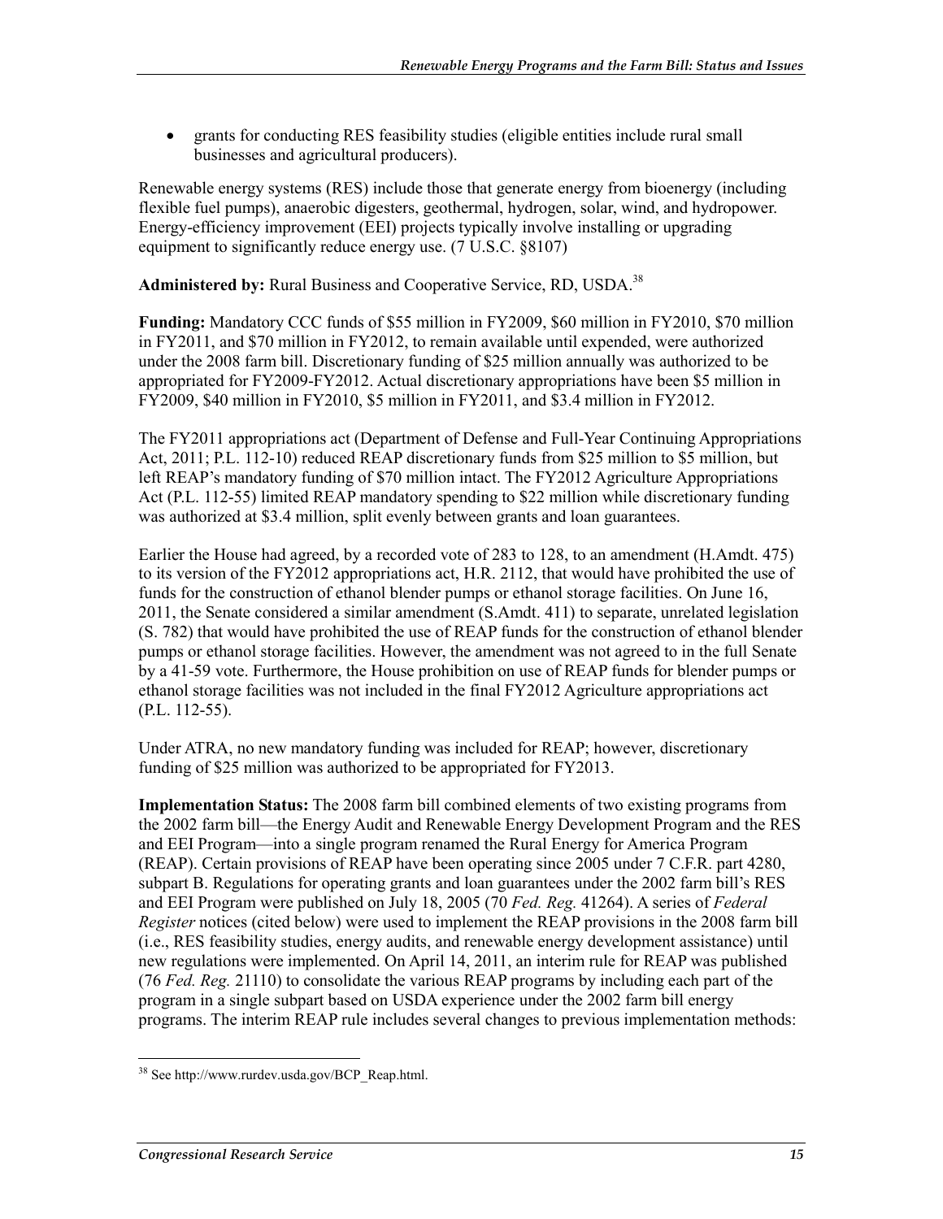- grants for conducting RES feasibility studies (eligible entities include rural small businesses and agricultural producers).

Renewable energy systems (RES) include those that generate energy from bioenergy (including flexible fuel pumps), anaerobic digesters, geothermal, hydrogen, solar, wind, and hydropower. Energy-efficiency improvement (EEI) projects typically involve installing or upgrading equipment to significantly reduce energy use. (7 U.S.C. §8107)

**Administered by:** Rural Business and Cooperative Service, RD, USDA.[38]

**Funding:** Mandatory CCC funds of $55 million in FY2009, $60 million in FY2010, $70 million in FY2011, and $70 million in FY2012, to remain available until expended, were authorized under the 2008 farm bill. Discretionary funding of $25 million annually was authorized to be appropriated for FY2009-FY2012. Actual discretionary appropriations have been $5 million in FY2009, $40 million in FY2010, $5 million in FY2011, and $3.4 million in FY2012.

The FY2011 appropriations act (Department of Defense and Full-Year Continuing Appropriations Act, 2011; P.L. 112-10) reduced REAP discretionary funds from $25 million to $5 million, but left REAP's mandatory funding of $70 million intact. The FY2012 Agriculture Appropriations Act (P.L. 112-55) limited REAP mandatory spending to $22 million while discretionary funding was authorized at $3.4 million, split evenly between grants and loan guarantees.

Earlier the House had agreed, by a recorded vote of 283 to 128, to an amendment (H.Amdt. 475) to its version of the FY2012 appropriations act, H.R. 2112, that would have prohibited the use of funds for the construction of ethanol blender pumps or ethanol storage facilities. On June 16, 2011, the Senate considered a similar amendment (S.Amdt. 411) to separate, unrelated legislation (S. 782) that would have prohibited the use of REAP funds for the construction of ethanol blender pumps or ethanol storage facilities. However, the amendment was not agreed to in the full Senate by a 41-59 vote. Furthermore, the House prohibition on use of REAP funds for blender pumps or ethanol storage facilities was not included in the final FY2012 Agriculture appropriations act (P.L. 112-55).

Under ATRA, no new mandatory funding was included for REAP; however, discretionary funding of $25 million was authorized to be appropriated for FY2013.

**Implementation Status:** The 2008 farm bill combined elements of two existing programs from the 2002 farm bill—the Energy Audit and Renewable Energy Development Program and the RES and EEI Program—into a single program renamed the Rural Energy for America Program (REAP). Certain provisions of REAP have been operating since 2005 under 7 C.F.R. part 4280, subpart B. Regulations for operating grants and loan guarantees under the 2002 farm bill's RES and EEI Program were published on July 18, 2005 (70 *Fed. Reg.* 41264). A series of *Federal Register* notices (cited below) were used to implement the REAP provisions in the 2008 farm bill (i.e., RES feasibility studies, energy audits, and renewable energy development assistance) until new regulations were implemented. On April 14, 2011, an interim rule for REAP was published (76 *Fed. Reg.* 21110) to consolidate the various REAP programs by including each part of the program in a single subpart based on USDA experience under the 2002 farm bill energy programs. The interim REAP rule includes several changes to previous implementation methods:

[38] See http://www.rurdev.usda.gov/BCP_Reap.html.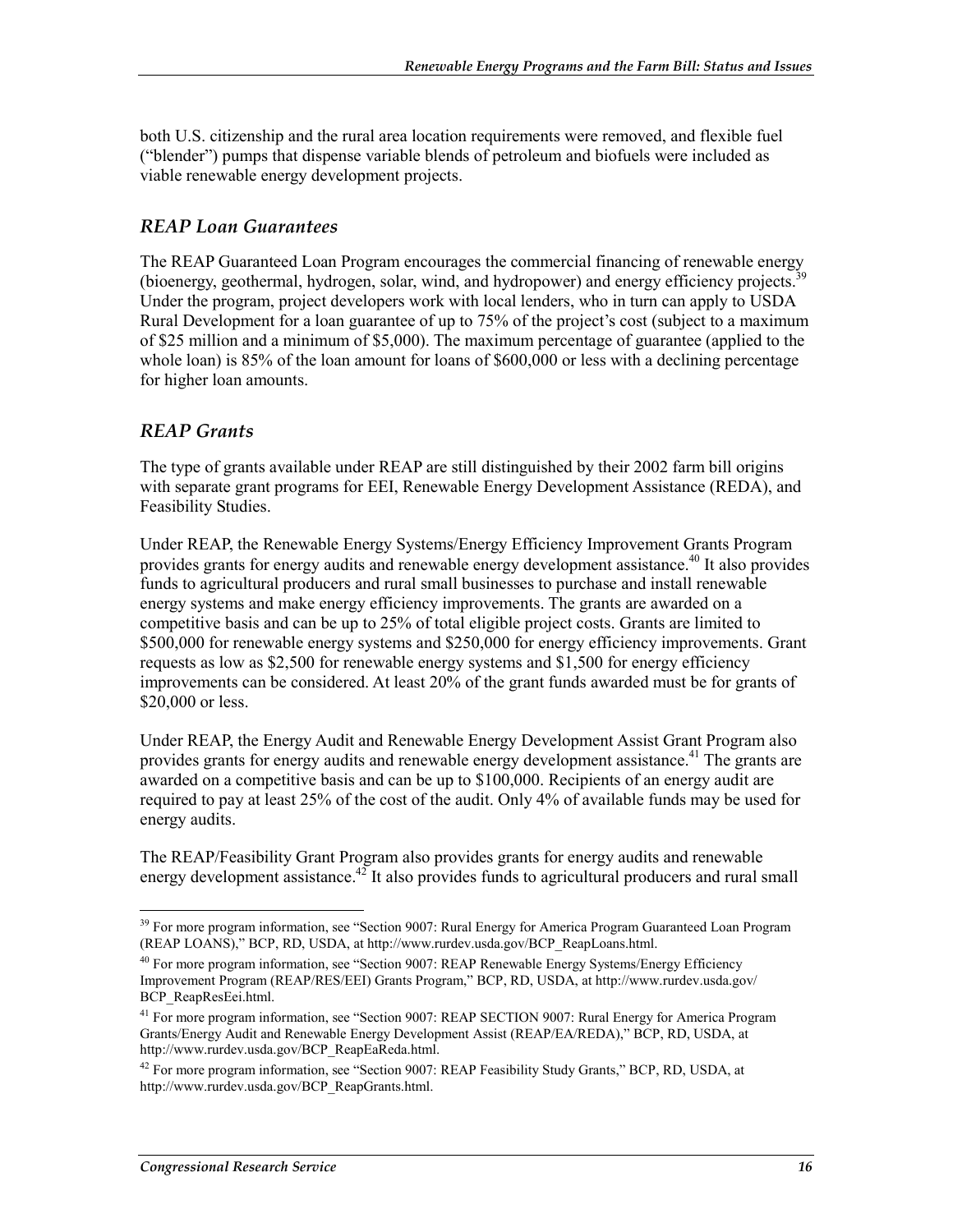both U.S. citizenship and the rural area location requirements were removed, and flexible fuel ("blender") pumps that dispense variable blends of petroleum and biofuels were included as viable renewable energy development projects.

### *REAP Loan Guarantees*

The REAP Guaranteed Loan Program encourages the commercial financing of renewable energy (bioenergy, geothermal, hydrogen, solar, wind, and hydropower) and energy efficiency projects.[39] Under the program, project developers work with local lenders, who in turn can apply to USDA Rural Development for a loan guarantee of up to 75% of the project's cost (subject to a maximum of $25 million and a minimum of $5,000). The maximum percentage of guarantee (applied to the whole loan) is 85% of the loan amount for loans of $600,000 or less with a declining percentage for higher loan amounts.

### *REAP Grants*

The type of grants available under REAP are still distinguished by their 2002 farm bill origins with separate grant programs for EEI, Renewable Energy Development Assistance (REDA), and Feasibility Studies.

Under REAP, the Renewable Energy Systems/Energy Efficiency Improvement Grants Program provides grants for energy audits and renewable energy development assistance.[40] It also provides funds to agricultural producers and rural small businesses to purchase and install renewable energy systems and make energy efficiency improvements. The grants are awarded on a competitive basis and can be up to 25% of total eligible project costs. Grants are limited to $500,000 for renewable energy systems and $250,000 for energy efficiency improvements. Grant requests as low as $2,500 for renewable energy systems and $1,500 for energy efficiency improvements can be considered. At least 20% of the grant funds awarded must be for grants of $20,000 or less.

Under REAP, the Energy Audit and Renewable Energy Development Assist Grant Program also provides grants for energy audits and renewable energy development assistance.[41] The grants are awarded on a competitive basis and can be up to $100,000. Recipients of an energy audit are required to pay at least 25% of the cost of the audit. Only 4% of available funds may be used for energy audits.

The REAP/Feasibility Grant Program also provides grants for energy audits and renewable energy development assistance.[42] It also provides funds to agricultural producers and rural small

---

[39] For more program information, see "Section 9007: Rural Energy for America Program Guaranteed Loan Program (REAP LOANS)," BCP, RD, USDA, at http://www.rurdev.usda.gov/BCP_ReapLoans.html.

[40] For more program information, see "Section 9007: REAP Renewable Energy Systems/Energy Efficiency Improvement Program (REAP/RES/EEI) Grants Program," BCP, RD, USDA, at http://www.rurdev.usda.gov/BCP_ReapResEei.html.

[41] For more program information, see "Section 9007: REAP SECTION 9007: Rural Energy for America Program Grants/Energy Audit and Renewable Energy Development Assist (REAP/EA/REDA)," BCP, RD, USDA, at http://www.rurdev.usda.gov/BCP_ReapEaReda.html.

[42] For more program information, see "Section 9007: REAP Feasibility Study Grants," BCP, RD, USDA, at http://www.rurdev.usda.gov/BCP_ReapGrants.html.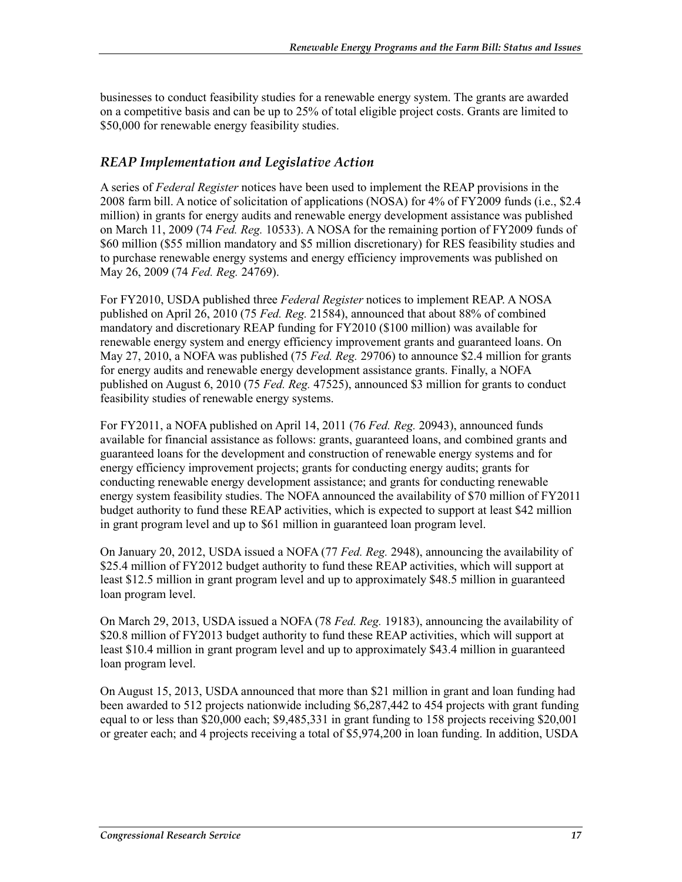businesses to conduct feasibility studies for a renewable energy system. The grants are awarded on a competitive basis and can be up to 25% of total eligible project costs. Grants are limited to $50,000 for renewable energy feasibility studies.

### *REAP Implementation and Legislative Action*

A series of *Federal Register* notices have been used to implement the REAP provisions in the 2008 farm bill. A notice of solicitation of applications (NOSA) for 4% of FY2009 funds (i.e., $2.4 million) in grants for energy audits and renewable energy development assistance was published on March 11, 2009 (74 *Fed. Reg.* 10533). A NOSA for the remaining portion of FY2009 funds of $60 million ($55 million mandatory and $5 million discretionary) for RES feasibility studies and to purchase renewable energy systems and energy efficiency improvements was published on May 26, 2009 (74 *Fed. Reg.* 24769).

For FY2010, USDA published three *Federal Register* notices to implement REAP. A NOSA published on April 26, 2010 (75 *Fed. Reg.* 21584), announced that about 88% of combined mandatory and discretionary REAP funding for FY2010 ($100 million) was available for renewable energy system and energy efficiency improvement grants and guaranteed loans. On May 27, 2010, a NOFA was published (75 *Fed. Reg.* 29706) to announce $2.4 million for grants for energy audits and renewable energy development assistance grants. Finally, a NOFA published on August 6, 2010 (75 *Fed. Reg.* 47525), announced $3 million for grants to conduct feasibility studies of renewable energy systems.

For FY2011, a NOFA published on April 14, 2011 (76 *Fed. Reg.* 20943), announced funds available for financial assistance as follows: grants, guaranteed loans, and combined grants and guaranteed loans for the development and construction of renewable energy systems and for energy efficiency improvement projects; grants for conducting energy audits; grants for conducting renewable energy development assistance; and grants for conducting renewable energy system feasibility studies. The NOFA announced the availability of $70 million of FY2011 budget authority to fund these REAP activities, which is expected to support at least $42 million in grant program level and up to $61 million in guaranteed loan program level.

On January 20, 2012, USDA issued a NOFA (77 *Fed. Reg.* 2948), announcing the availability of $25.4 million of FY2012 budget authority to fund these REAP activities, which will support at least $12.5 million in grant program level and up to approximately $48.5 million in guaranteed loan program level.

On March 29, 2013, USDA issued a NOFA (78 *Fed. Reg.* 19183), announcing the availability of $20.8 million of FY2013 budget authority to fund these REAP activities, which will support at least $10.4 million in grant program level and up to approximately $43.4 million in guaranteed loan program level.

On August 15, 2013, USDA announced that more than $21 million in grant and loan funding had been awarded to 512 projects nationwide including $6,287,442 to 454 projects with grant funding equal to or less than $20,000 each; $9,485,331 in grant funding to 158 projects receiving $20,001 or greater each; and 4 projects receiving a total of $5,974,200 in loan funding. In addition, USDA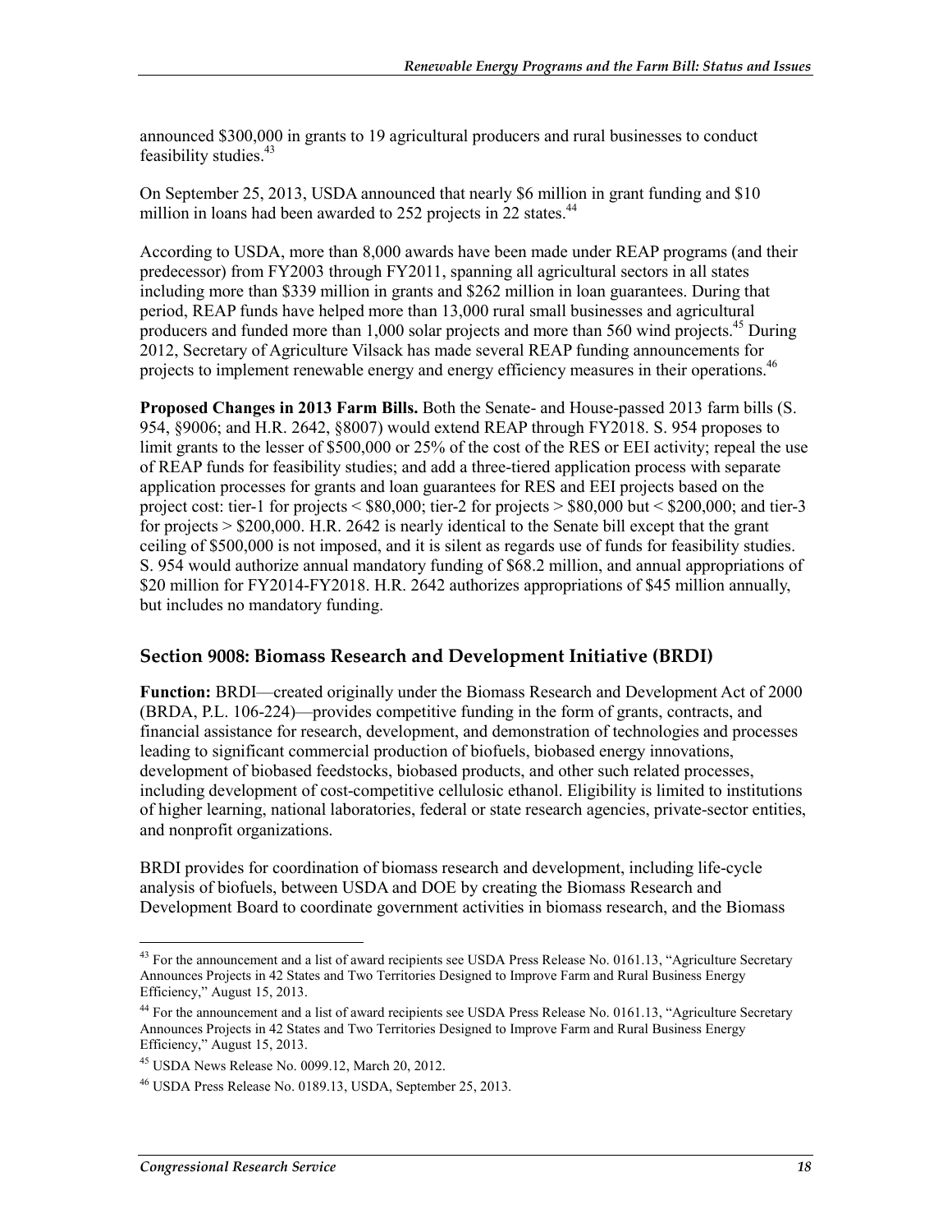announced $300,000 in grants to 19 agricultural producers and rural businesses to conduct feasibility studies.[43]

On September 25, 2013, USDA announced that nearly $6 million in grant funding and $10 million in loans had been awarded to 252 projects in 22 states.[44]

According to USDA, more than 8,000 awards have been made under REAP programs (and their predecessor) from FY2003 through FY2011, spanning all agricultural sectors in all states including more than $339 million in grants and $262 million in loan guarantees. During that period, REAP funds have helped more than 13,000 rural small businesses and agricultural producers and funded more than 1,000 solar projects and more than 560 wind projects.[45] During 2012, Secretary of Agriculture Vilsack has made several REAP funding announcements for projects to implement renewable energy and energy efficiency measures in their operations.[46]

**Proposed Changes in 2013 Farm Bills.** Both the Senate- and House-passed 2013 farm bills (S. 954, §9006; and H.R. 2642, §8007) would extend REAP through FY2018. S. 954 proposes to limit grants to the lesser of $500,000 or 25% of the cost of the RES or EEI activity; repeal the use of REAP funds for feasibility studies; and add a three-tiered application process with separate application processes for grants and loan guarantees for RES and EEI projects based on the project cost: tier-1 for projects < $80,000; tier-2 for projects > $80,000 but < $200,000; and tier-3 for projects > $200,000. H.R. 2642 is nearly identical to the Senate bill except that the grant ceiling of $500,000 is not imposed, and it is silent as regards use of funds for feasibility studies. S. 954 would authorize annual mandatory funding of $68.2 million, and annual appropriations of $20 million for FY2014-FY2018. H.R. 2642 authorizes appropriations of $45 million annually, but includes no mandatory funding.

## Section 9008: Biomass Research and Development Initiative (BRDI)

**Function:** BRDI—created originally under the Biomass Research and Development Act of 2000 (BRDA, P.L. 106-224)—provides competitive funding in the form of grants, contracts, and financial assistance for research, development, and demonstration of technologies and processes leading to significant commercial production of biofuels, biobased energy innovations, development of biobased feedstocks, biobased products, and other such related processes, including development of cost-competitive cellulosic ethanol. Eligibility is limited to institutions of higher learning, national laboratories, federal or state research agencies, private-sector entities, and nonprofit organizations.

BRDI provides for coordination of biomass research and development, including life-cycle analysis of biofuels, between USDA and DOE by creating the Biomass Research and Development Board to coordinate government activities in biomass research, and the Biomass

---

[43] For the announcement and a list of award recipients see USDA Press Release No. 0161.13, "Agriculture Secretary Announces Projects in 42 States and Two Territories Designed to Improve Farm and Rural Business Energy Efficiency," August 15, 2013.

[44] For the announcement and a list of award recipients see USDA Press Release No. 0161.13, "Agriculture Secretary Announces Projects in 42 States and Two Territories Designed to Improve Farm and Rural Business Energy Efficiency," August 15, 2013.

[45] USDA News Release No. 0099.12, March 20, 2012.

[46] USDA Press Release No. 0189.13, USDA, September 25, 2013.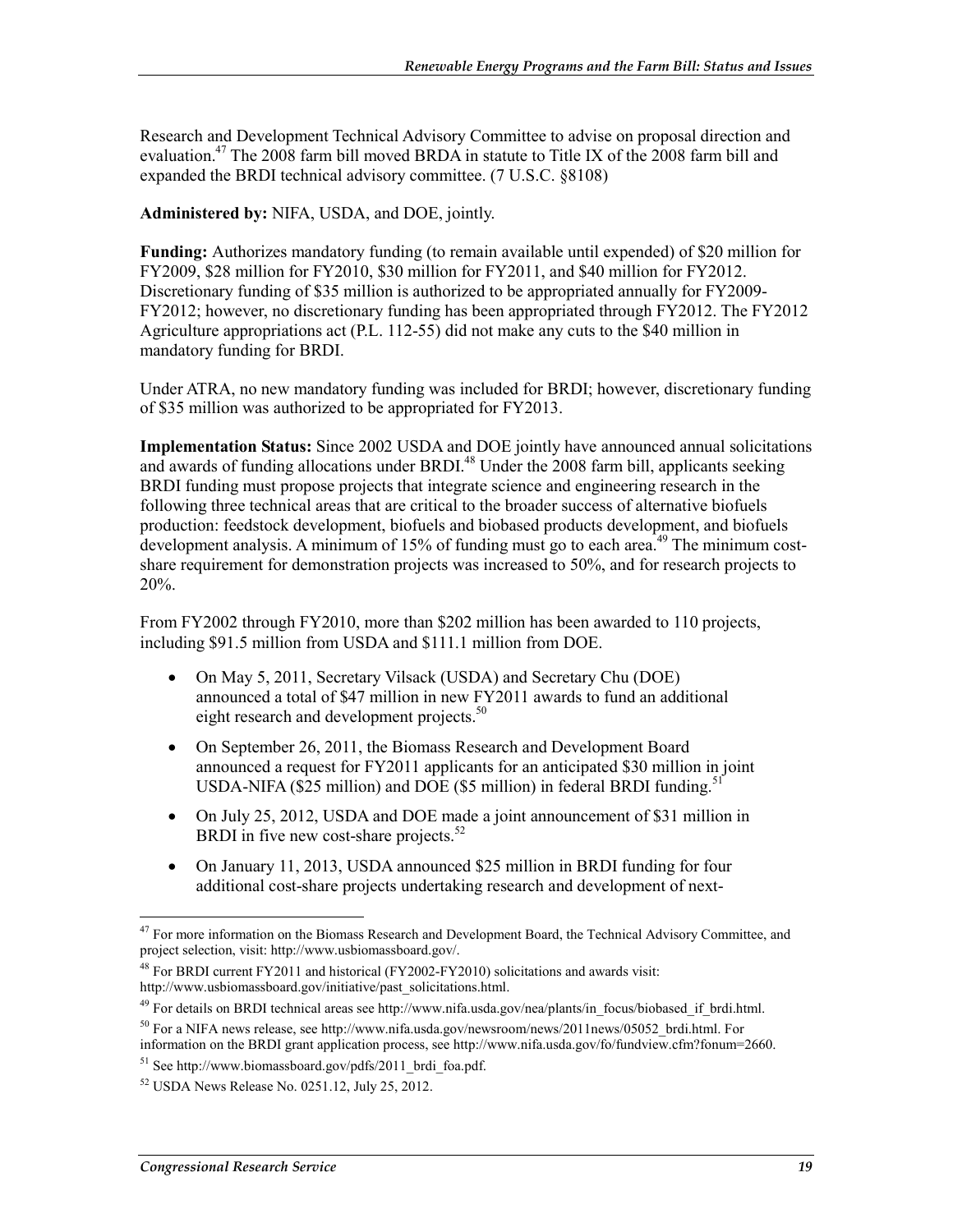Research and Development Technical Advisory Committee to advise on proposal direction and evaluation.[47] The 2008 farm bill moved BRDA in statute to Title IX of the 2008 farm bill and expanded the BRDI technical advisory committee. (7 U.S.C. §8108)

**Administered by:** NIFA, USDA, and DOE, jointly.

**Funding:** Authorizes mandatory funding (to remain available until expended) of $20 million for FY2009, $28 million for FY2010, $30 million for FY2011, and $40 million for FY2012. Discretionary funding of $35 million is authorized to be appropriated annually for FY2009-FY2012; however, no discretionary funding has been appropriated through FY2012. The FY2012 Agriculture appropriations act (P.L. 112-55) did not make any cuts to the $40 million in mandatory funding for BRDI.

Under ATRA, no new mandatory funding was included for BRDI; however, discretionary funding of $35 million was authorized to be appropriated for FY2013.

**Implementation Status:** Since 2002 USDA and DOE jointly have announced annual solicitations and awards of funding allocations under BRDI.[48] Under the 2008 farm bill, applicants seeking BRDI funding must propose projects that integrate science and engineering research in the following three technical areas that are critical to the broader success of alternative biofuels production: feedstock development, biofuels and biobased products development, and biofuels development analysis. A minimum of 15% of funding must go to each area.[49] The minimum cost-share requirement for demonstration projects was increased to 50%, and for research projects to 20%.

From FY2002 through FY2010, more than $202 million has been awarded to 110 projects, including $91.5 million from USDA and $111.1 million from DOE.

- On May 5, 2011, Secretary Vilsack (USDA) and Secretary Chu (DOE) announced a total of $47 million in new FY2011 awards to fund an additional eight research and development projects.[50]
- On September 26, 2011, the Biomass Research and Development Board announced a request for FY2011 applicants for an anticipated $30 million in joint USDA-NIFA ($25 million) and DOE ($5 million) in federal BRDI funding.[51]
- On July 25, 2012, USDA and DOE made a joint announcement of $31 million in BRDI in five new cost-share projects.[52]
- On January 11, 2013, USDA announced $25 million in BRDI funding for four additional cost-share projects undertaking research and development of next-

[47] For more information on the Biomass Research and Development Board, the Technical Advisory Committee, and project selection, visit: http://www.usbiomassboard.gov/.

[48] For BRDI current FY2011 and historical (FY2002-FY2010) solicitations and awards visit: http://www.usbiomassboard.gov/initiative/past_solicitations.html.

[49] For details on BRDI technical areas see http://www.nifa.usda.gov/nea/plants/in_focus/biobased_if_brdi.html.

[50] For a NIFA news release, see http://www.nifa.usda.gov/newsroom/news/2011news/05052_brdi.html. For information on the BRDI grant application process, see http://www.nifa.usda.gov/fo/fundview.cfm?fonum=2660.

[51] See http://www.biomassboard.gov/pdfs/2011_brdi_foa.pdf.

[52] USDA News Release No. 0251.12, July 25, 2012.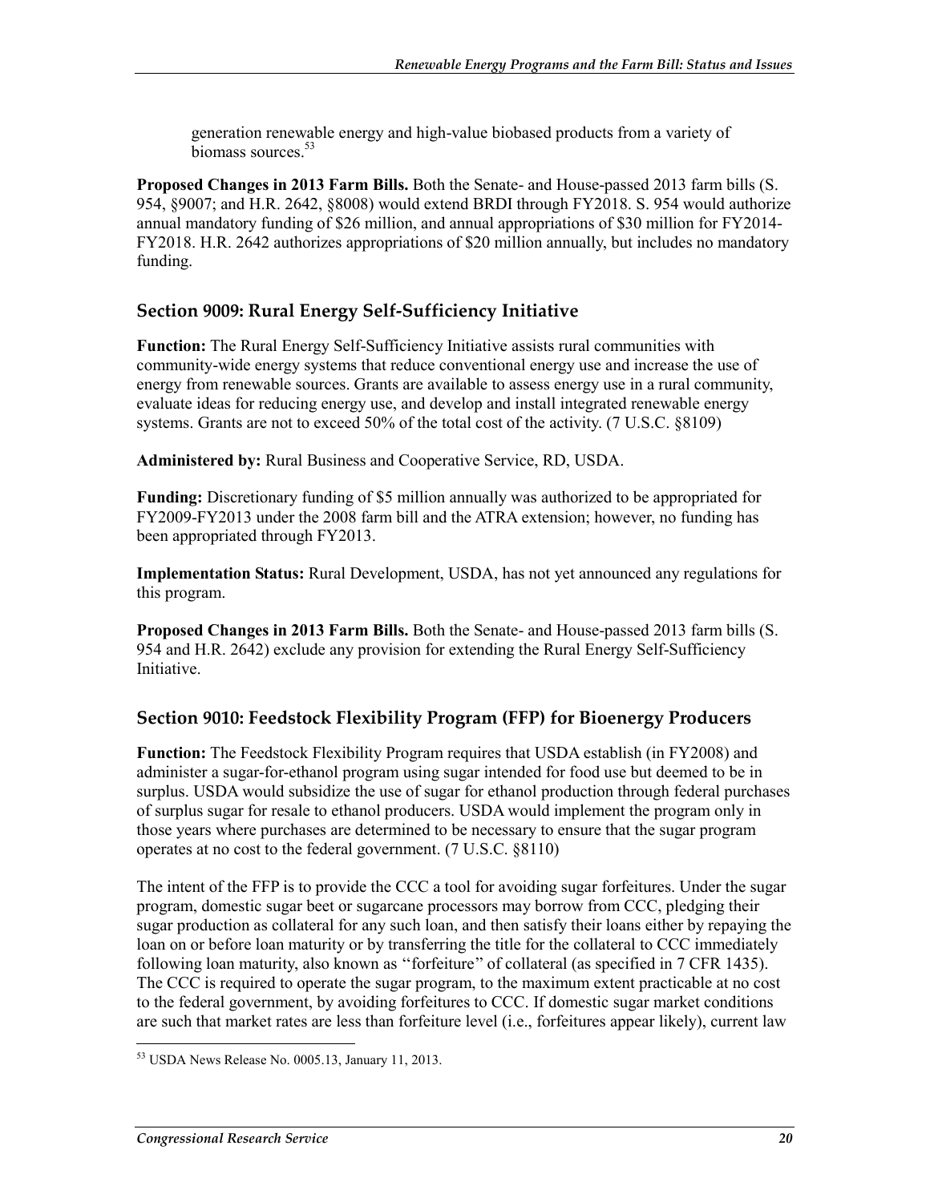generation renewable energy and high-value biobased products from a variety of biomass sources.[53]

**Proposed Changes in 2013 Farm Bills.** Both the Senate- and House-passed 2013 farm bills (S. 954, §9007; and H.R. 2642, §8008) would extend BRDI through FY2018. S. 954 would authorize annual mandatory funding of $26 million, and annual appropriations of $30 million for FY2014-FY2018. H.R. 2642 authorizes appropriations of $20 million annually, but includes no mandatory funding.

### Section 9009: Rural Energy Self-Sufficiency Initiative

**Function:** The Rural Energy Self-Sufficiency Initiative assists rural communities with community-wide energy systems that reduce conventional energy use and increase the use of energy from renewable sources. Grants are available to assess energy use in a rural community, evaluate ideas for reducing energy use, and develop and install integrated renewable energy systems. Grants are not to exceed 50% of the total cost of the activity. (7 U.S.C. §8109)

**Administered by:** Rural Business and Cooperative Service, RD, USDA.

**Funding:** Discretionary funding of $5 million annually was authorized to be appropriated for FY2009-FY2013 under the 2008 farm bill and the ATRA extension; however, no funding has been appropriated through FY2013.

**Implementation Status:** Rural Development, USDA, has not yet announced any regulations for this program.

**Proposed Changes in 2013 Farm Bills.** Both the Senate- and House-passed 2013 farm bills (S. 954 and H.R. 2642) exclude any provision for extending the Rural Energy Self-Sufficiency Initiative.

### Section 9010: Feedstock Flexibility Program (FFP) for Bioenergy Producers

**Function:** The Feedstock Flexibility Program requires that USDA establish (in FY2008) and administer a sugar-for-ethanol program using sugar intended for food use but deemed to be in surplus. USDA would subsidize the use of sugar for ethanol production through federal purchases of surplus sugar for resale to ethanol producers. USDA would implement the program only in those years where purchases are determined to be necessary to ensure that the sugar program operates at no cost to the federal government. (7 U.S.C. §8110)

The intent of the FFP is to provide the CCC a tool for avoiding sugar forfeitures. Under the sugar program, domestic sugar beet or sugarcane processors may borrow from CCC, pledging their sugar production as collateral for any such loan, and then satisfy their loans either by repaying the loan on or before loan maturity or by transferring the title for the collateral to CCC immediately following loan maturity, also known as "forfeiture" of collateral (as specified in 7 CFR 1435). The CCC is required to operate the sugar program, to the maximum extent practicable at no cost to the federal government, by avoiding forfeitures to CCC. If domestic sugar market conditions are such that market rates are less than forfeiture level (i.e., forfeitures appear likely), current law

[53] USDA News Release No. 0005.13, January 11, 2013.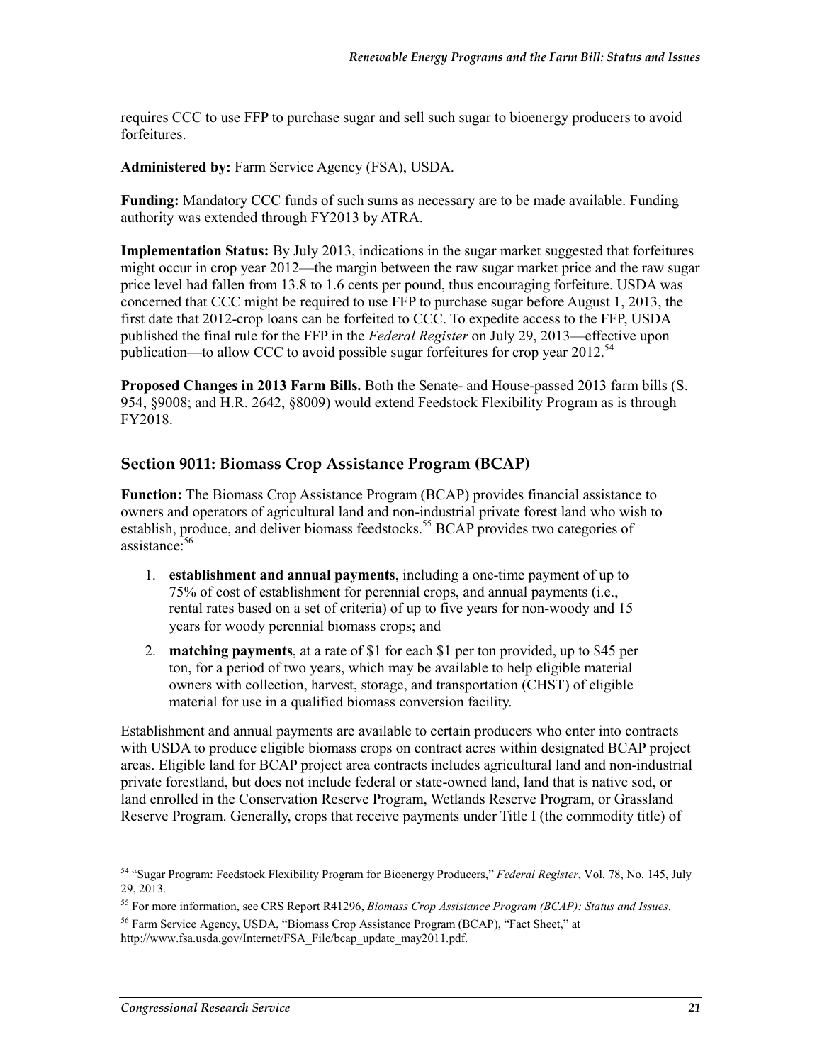requires CCC to use FFP to purchase sugar and sell such sugar to bioenergy producers to avoid forfeitures.

**Administered by:** Farm Service Agency (FSA), USDA.

**Funding:** Mandatory CCC funds of such sums as necessary are to be made available. Funding authority was extended through FY2013 by ATRA.

**Implementation Status:** By July 2013, indications in the sugar market suggested that forfeitures might occur in crop year 2012—the margin between the raw sugar market price and the raw sugar price level had fallen from 13.8 to 1.6 cents per pound, thus encouraging forfeiture. USDA was concerned that CCC might be required to use FFP to purchase sugar before August 1, 2013, the first date that 2012-crop loans can be forfeited to CCC. To expedite access to the FFP, USDA published the final rule for the FFP in the *Federal Register* on July 29, 2013—effective upon publication—to allow CCC to avoid possible sugar forfeitures for crop year 2012.[54]

**Proposed Changes in 2013 Farm Bills.** Both the Senate- and House-passed 2013 farm bills (S. 954, §9008; and H.R. 2642, §8009) would extend Feedstock Flexibility Program as is through FY2018.

## Section 9011: Biomass Crop Assistance Program (BCAP)

**Function:** The Biomass Crop Assistance Program (BCAP) provides financial assistance to owners and operators of agricultural land and non-industrial private forest land who wish to establish, produce, and deliver biomass feedstocks.[55] BCAP provides two categories of assistance:[56]

1. **establishment and annual payments**, including a one-time payment of up to 75% of cost of establishment for perennial crops, and annual payments (i.e., rental rates based on a set of criteria) of up to five years for non-woody and 15 years for woody perennial biomass crops; and
2. **matching payments**, at a rate of $1 for each $1 per ton provided, up to $45 per ton, for a period of two years, which may be available to help eligible material owners with collection, harvest, storage, and transportation (CHST) of eligible material for use in a qualified biomass conversion facility.

Establishment and annual payments are available to certain producers who enter into contracts with USDA to produce eligible biomass crops on contract acres within designated BCAP project areas. Eligible land for BCAP project area contracts includes agricultural land and non-industrial private forestland, but does not include federal or state-owned land, land that is native sod, or land enrolled in the Conservation Reserve Program, Wetlands Reserve Program, or Grassland Reserve Program. Generally, crops that receive payments under Title I (the commodity title) of

---

[54] "Sugar Program: Feedstock Flexibility Program for Bioenergy Producers," *Federal Register*, Vol. 78, No. 145, July 29, 2013.

[55] For more information, see CRS Report R41296, *Biomass Crop Assistance Program (BCAP): Status and Issues*.

[56] Farm Service Agency, USDA, "Biomass Crop Assistance Program (BCAP), "Fact Sheet," at http://www.fsa.usda.gov/Internet/FSA_File/bcap_update_may2011.pdf.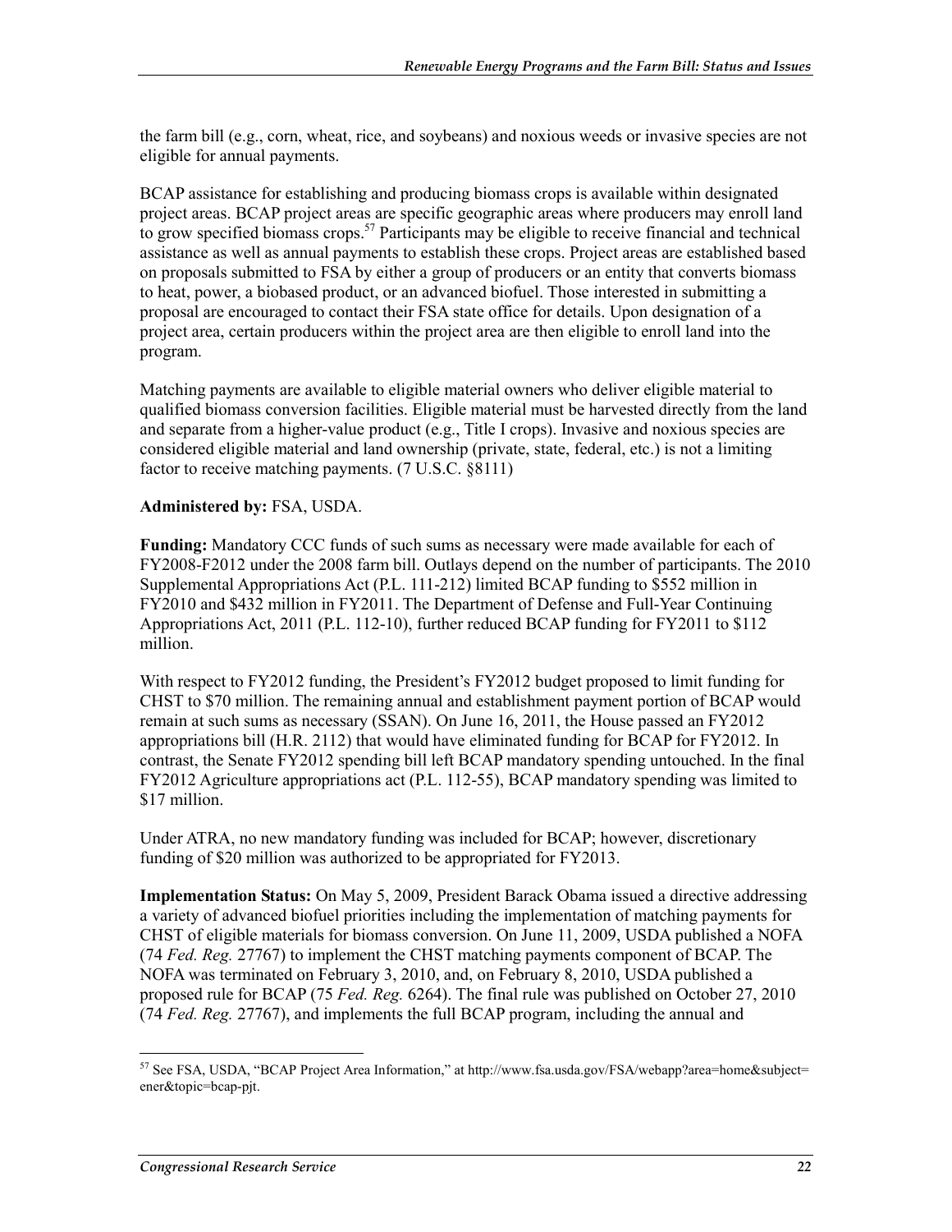the farm bill (e.g., corn, wheat, rice, and soybeans) and noxious weeds or invasive species are not eligible for annual payments.

BCAP assistance for establishing and producing biomass crops is available within designated project areas. BCAP project areas are specific geographic areas where producers may enroll land to grow specified biomass crops.[57] Participants may be eligible to receive financial and technical assistance as well as annual payments to establish these crops. Project areas are established based on proposals submitted to FSA by either a group of producers or an entity that converts biomass to heat, power, a biobased product, or an advanced biofuel. Those interested in submitting a proposal are encouraged to contact their FSA state office for details. Upon designation of a project area, certain producers within the project area are then eligible to enroll land into the program.

Matching payments are available to eligible material owners who deliver eligible material to qualified biomass conversion facilities. Eligible material must be harvested directly from the land and separate from a higher-value product (e.g., Title I crops). Invasive and noxious species are considered eligible material and land ownership (private, state, federal, etc.) is not a limiting factor to receive matching payments. (7 U.S.C. §8111)

**Administered by:** FSA, USDA.

**Funding:** Mandatory CCC funds of such sums as necessary were made available for each of FY2008-F2012 under the 2008 farm bill. Outlays depend on the number of participants. The 2010 Supplemental Appropriations Act (P.L. 111-212) limited BCAP funding to $552 million in FY2010 and $432 million in FY2011. The Department of Defense and Full-Year Continuing Appropriations Act, 2011 (P.L. 112-10), further reduced BCAP funding for FY2011 to $112 million.

With respect to FY2012 funding, the President's FY2012 budget proposed to limit funding for CHST to $70 million. The remaining annual and establishment payment portion of BCAP would remain at such sums as necessary (SSAN). On June 16, 2011, the House passed an FY2012 appropriations bill (H.R. 2112) that would have eliminated funding for BCAP for FY2012. In contrast, the Senate FY2012 spending bill left BCAP mandatory spending untouched. In the final FY2012 Agriculture appropriations act (P.L. 112-55), BCAP mandatory spending was limited to $17 million.

Under ATRA, no new mandatory funding was included for BCAP; however, discretionary funding of $20 million was authorized to be appropriated for FY2013.

**Implementation Status:** On May 5, 2009, President Barack Obama issued a directive addressing a variety of advanced biofuel priorities including the implementation of matching payments for CHST of eligible materials for biomass conversion. On June 11, 2009, USDA published a NOFA (74 *Fed. Reg.* 27767) to implement the CHST matching payments component of BCAP. The NOFA was terminated on February 3, 2010, and, on February 8, 2010, USDA published a proposed rule for BCAP (75 *Fed. Reg.* 6264). The final rule was published on October 27, 2010 (74 *Fed. Reg.* 27767), and implements the full BCAP program, including the annual and

[57] See FSA, USDA, "BCAP Project Area Information," at http://www.fsa.usda.gov/FSA/webapp?area=home&subject=ener&topic=bcap-pjt.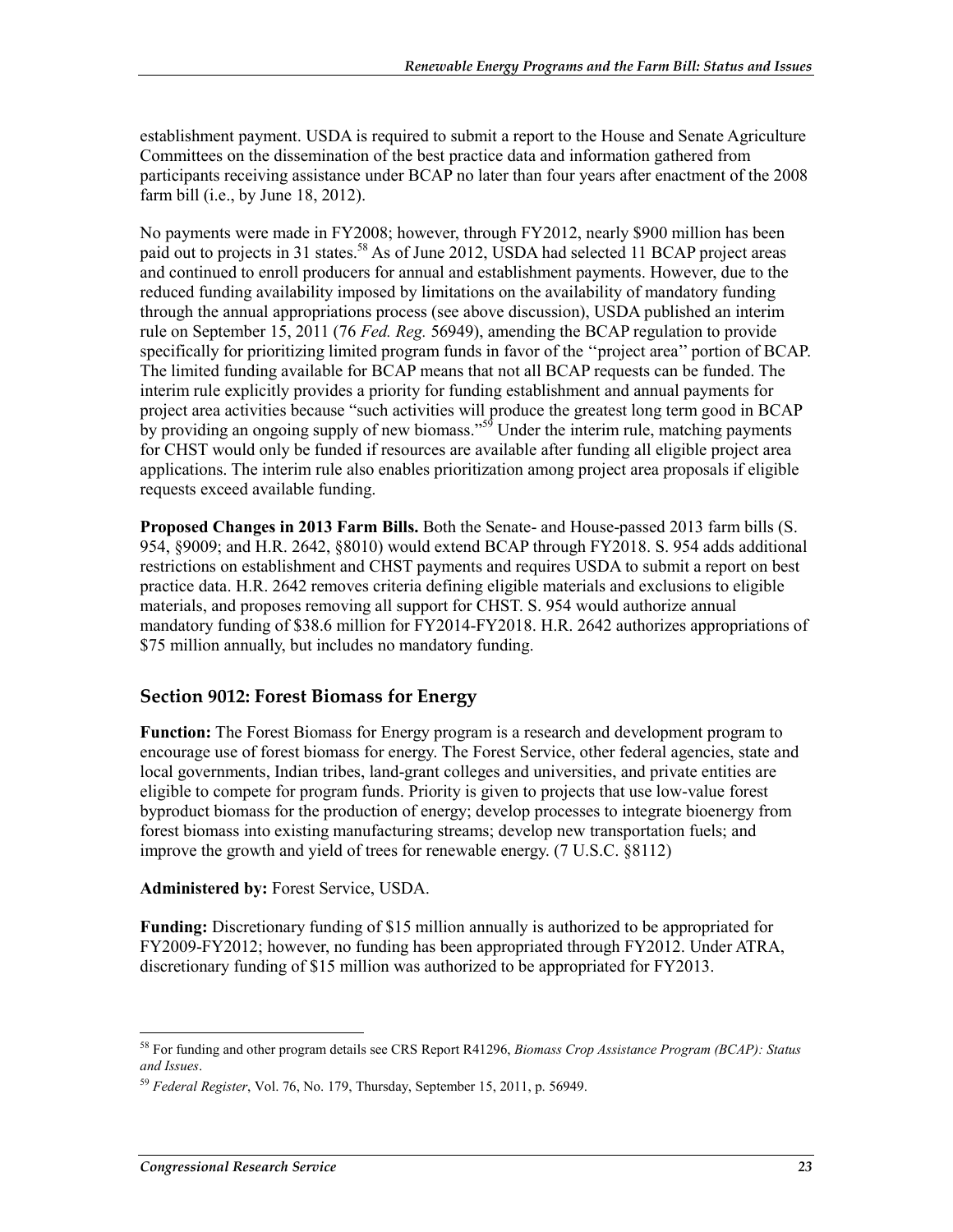establishment payment. USDA is required to submit a report to the House and Senate Agriculture Committees on the dissemination of the best practice data and information gathered from participants receiving assistance under BCAP no later than four years after enactment of the 2008 farm bill (i.e., by June 18, 2012).

No payments were made in FY2008; however, through FY2012, nearly $900 million has been paid out to projects in 31 states.[58] As of June 2012, USDA had selected 11 BCAP project areas and continued to enroll producers for annual and establishment payments. However, due to the reduced funding availability imposed by limitations on the availability of mandatory funding through the annual appropriations process (see above discussion), USDA published an interim rule on September 15, 2011 (76 *Fed. Reg.* 56949), amending the BCAP regulation to provide specifically for prioritizing limited program funds in favor of the ''project area'' portion of BCAP. The limited funding available for BCAP means that not all BCAP requests can be funded. The interim rule explicitly provides a priority for funding establishment and annual payments for project area activities because "such activities will produce the greatest long term good in BCAP by providing an ongoing supply of new biomass."[59] Under the interim rule, matching payments for CHST would only be funded if resources are available after funding all eligible project area applications. The interim rule also enables prioritization among project area proposals if eligible requests exceed available funding.

**Proposed Changes in 2013 Farm Bills.** Both the Senate- and House-passed 2013 farm bills (S. 954, §9009; and H.R. 2642, §8010) would extend BCAP through FY2018. S. 954 adds additional restrictions on establishment and CHST payments and requires USDA to submit a report on best practice data. H.R. 2642 removes criteria defining eligible materials and exclusions to eligible materials, and proposes removing all support for CHST. S. 954 would authorize annual mandatory funding of $38.6 million for FY2014-FY2018. H.R. 2642 authorizes appropriations of $75 million annually, but includes no mandatory funding.

### Section 9012: Forest Biomass for Energy

**Function:** The Forest Biomass for Energy program is a research and development program to encourage use of forest biomass for energy. The Forest Service, other federal agencies, state and local governments, Indian tribes, land-grant colleges and universities, and private entities are eligible to compete for program funds. Priority is given to projects that use low-value forest byproduct biomass for the production of energy; develop processes to integrate bioenergy from forest biomass into existing manufacturing streams; develop new transportation fuels; and improve the growth and yield of trees for renewable energy. (7 U.S.C. §8112)

**Administered by:** Forest Service, USDA.

**Funding:** Discretionary funding of $15 million annually is authorized to be appropriated for FY2009-FY2012; however, no funding has been appropriated through FY2012. Under ATRA, discretionary funding of $15 million was authorized to be appropriated for FY2013.

[58] For funding and other program details see CRS Report R41296, *Biomass Crop Assistance Program (BCAP): Status and Issues*.

[59] *Federal Register*, Vol. 76, No. 179, Thursday, September 15, 2011, p. 56949.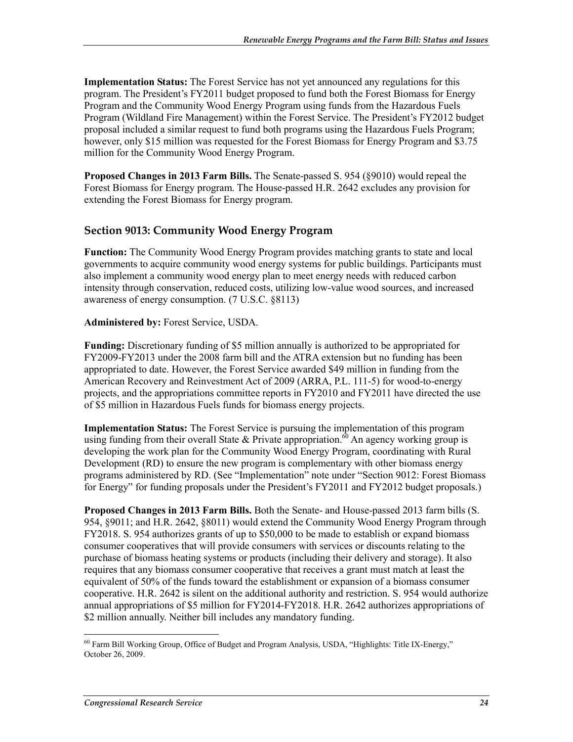**Implementation Status:** The Forest Service has not yet announced any regulations for this program. The President's FY2011 budget proposed to fund both the Forest Biomass for Energy Program and the Community Wood Energy Program using funds from the Hazardous Fuels Program (Wildland Fire Management) within the Forest Service. The President's FY2012 budget proposal included a similar request to fund both programs using the Hazardous Fuels Program; however, only $15 million was requested for the Forest Biomass for Energy Program and $3.75 million for the Community Wood Energy Program.

**Proposed Changes in 2013 Farm Bills.** The Senate-passed S. 954 (§9010) would repeal the Forest Biomass for Energy program. The House-passed H.R. 2642 excludes any provision for extending the Forest Biomass for Energy program.

## Section 9013: Community Wood Energy Program

**Function:** The Community Wood Energy Program provides matching grants to state and local governments to acquire community wood energy systems for public buildings. Participants must also implement a community wood energy plan to meet energy needs with reduced carbon intensity through conservation, reduced costs, utilizing low-value wood sources, and increased awareness of energy consumption. (7 U.S.C. §8113)

**Administered by:** Forest Service, USDA.

**Funding:** Discretionary funding of $5 million annually is authorized to be appropriated for FY2009-FY2013 under the 2008 farm bill and the ATRA extension but no funding has been appropriated to date. However, the Forest Service awarded $49 million in funding from the American Recovery and Reinvestment Act of 2009 (ARRA, P.L. 111-5) for wood-to-energy projects, and the appropriations committee reports in FY2010 and FY2011 have directed the use of $5 million in Hazardous Fuels funds for biomass energy projects.

**Implementation Status:** The Forest Service is pursuing the implementation of this program using funding from their overall State & Private appropriation.[60] An agency working group is developing the work plan for the Community Wood Energy Program, coordinating with Rural Development (RD) to ensure the new program is complementary with other biomass energy programs administered by RD. (See "Implementation" note under "Section 9012: Forest Biomass for Energy" for funding proposals under the President's FY2011 and FY2012 budget proposals.)

**Proposed Changes in 2013 Farm Bills.** Both the Senate- and House-passed 2013 farm bills (S. 954, §9011; and H.R. 2642, §8011) would extend the Community Wood Energy Program through FY2018. S. 954 authorizes grants of up to $50,000 to be made to establish or expand biomass consumer cooperatives that will provide consumers with services or discounts relating to the purchase of biomass heating systems or products (including their delivery and storage). It also requires that any biomass consumer cooperative that receives a grant must match at least the equivalent of 50% of the funds toward the establishment or expansion of a biomass consumer cooperative. H.R. 2642 is silent on the additional authority and restriction. S. 954 would authorize annual appropriations of $5 million for FY2014-FY2018. H.R. 2642 authorizes appropriations of $2 million annually. Neither bill includes any mandatory funding.

---

[60] Farm Bill Working Group, Office of Budget and Program Analysis, USDA, "Highlights: Title IX-Energy," October 26, 2009.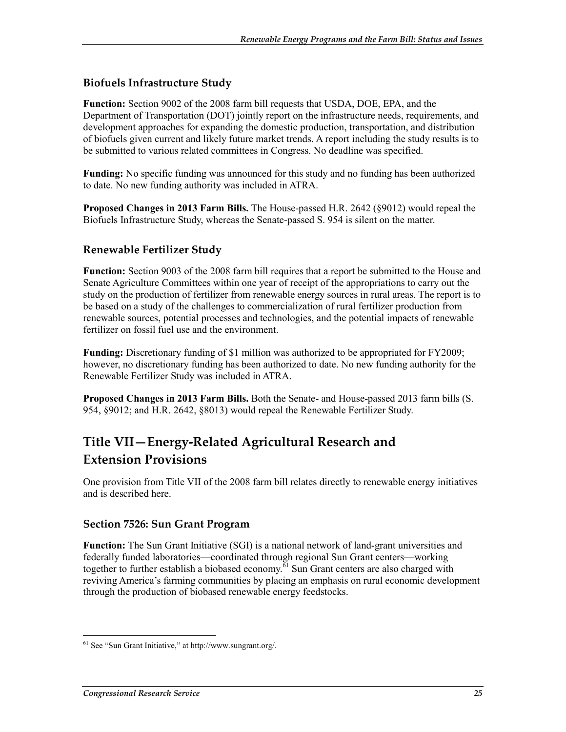### Biofuels Infrastructure Study

**Function:** Section 9002 of the 2008 farm bill requests that USDA, DOE, EPA, and the Department of Transportation (DOT) jointly report on the infrastructure needs, requirements, and development approaches for expanding the domestic production, transportation, and distribution of biofuels given current and likely future market trends. A report including the study results is to be submitted to various related committees in Congress. No deadline was specified.

**Funding:** No specific funding was announced for this study and no funding has been authorized to date. No new funding authority was included in ATRA.

**Proposed Changes in 2013 Farm Bills.** The House-passed H.R. 2642 (§9012) would repeal the Biofuels Infrastructure Study, whereas the Senate-passed S. 954 is silent on the matter.

### Renewable Fertilizer Study

**Function:** Section 9003 of the 2008 farm bill requires that a report be submitted to the House and Senate Agriculture Committees within one year of receipt of the appropriations to carry out the study on the production of fertilizer from renewable energy sources in rural areas. The report is to be based on a study of the challenges to commercialization of rural fertilizer production from renewable sources, potential processes and technologies, and the potential impacts of renewable fertilizer on fossil fuel use and the environment.

**Funding:** Discretionary funding of $1 million was authorized to be appropriated for FY2009; however, no discretionary funding has been authorized to date. No new funding authority for the Renewable Fertilizer Study was included in ATRA.

**Proposed Changes in 2013 Farm Bills.** Both the Senate- and House-passed 2013 farm bills (S. 954, §9012; and H.R. 2642, §8013) would repeal the Renewable Fertilizer Study.

## Title VII—Energy-Related Agricultural Research and Extension Provisions

One provision from Title VII of the 2008 farm bill relates directly to renewable energy initiatives and is described here.

### Section 7526: Sun Grant Program

**Function:** The Sun Grant Initiative (SGI) is a national network of land-grant universities and federally funded laboratories—coordinated through regional Sun Grant centers—working together to further establish a biobased economy.[61] Sun Grant centers are also charged with reviving America's farming communities by placing an emphasis on rural economic development through the production of biobased renewable energy feedstocks.

[61] See "Sun Grant Initiative," at http://www.sungrant.org/.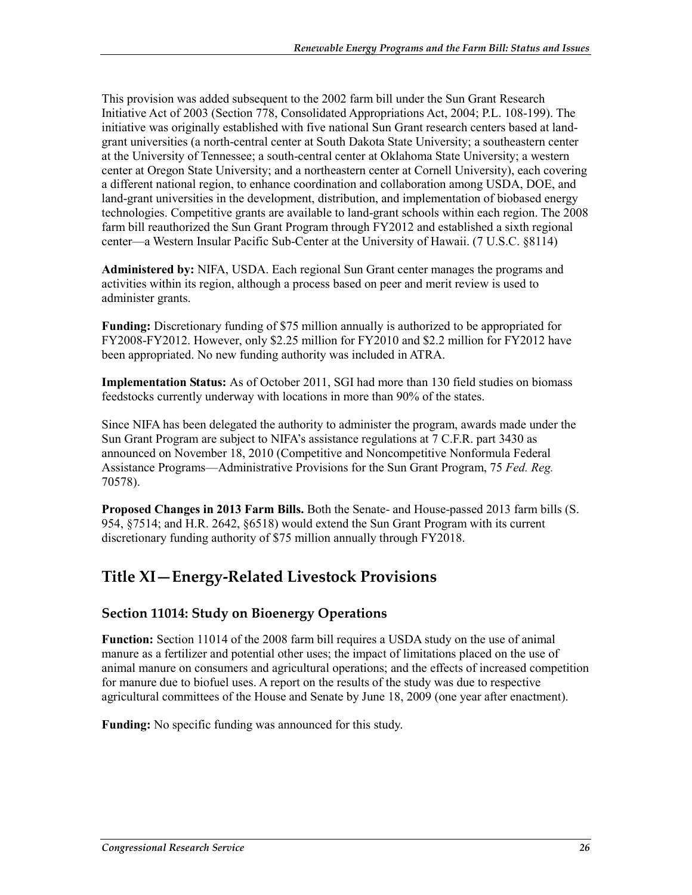This provision was added subsequent to the 2002 farm bill under the Sun Grant Research Initiative Act of 2003 (Section 778, Consolidated Appropriations Act, 2004; P.L. 108-199). The initiative was originally established with five national Sun Grant research centers based at land-grant universities (a north-central center at South Dakota State University; a southeastern center at the University of Tennessee; a south-central center at Oklahoma State University; a western center at Oregon State University; and a northeastern center at Cornell University), each covering a different national region, to enhance coordination and collaboration among USDA, DOE, and land-grant universities in the development, distribution, and implementation of biobased energy technologies. Competitive grants are available to land-grant schools within each region. The 2008 farm bill reauthorized the Sun Grant Program through FY2012 and established a sixth regional center—a Western Insular Pacific Sub-Center at the University of Hawaii. (7 U.S.C. §8114)

**Administered by:** NIFA, USDA. Each regional Sun Grant center manages the programs and activities within its region, although a process based on peer and merit review is used to administer grants.

**Funding:** Discretionary funding of $75 million annually is authorized to be appropriated for FY2008-FY2012. However, only $2.25 million for FY2010 and $2.2 million for FY2012 have been appropriated. No new funding authority was included in ATRA.

**Implementation Status:** As of October 2011, SGI had more than 130 field studies on biomass feedstocks currently underway with locations in more than 90% of the states.

Since NIFA has been delegated the authority to administer the program, awards made under the Sun Grant Program are subject to NIFA's assistance regulations at 7 C.F.R. part 3430 as announced on November 18, 2010 (Competitive and Noncompetitive Nonformula Federal Assistance Programs—Administrative Provisions for the Sun Grant Program, 75 *Fed. Reg.* 70578).

**Proposed Changes in 2013 Farm Bills.** Both the Senate- and House-passed 2013 farm bills (S. 954, §7514; and H.R. 2642, §6518) would extend the Sun Grant Program with its current discretionary funding authority of $75 million annually through FY2018.

## Title XI—Energy-Related Livestock Provisions

### Section 11014: Study on Bioenergy Operations

**Function:** Section 11014 of the 2008 farm bill requires a USDA study on the use of animal manure as a fertilizer and potential other uses; the impact of limitations placed on the use of animal manure on consumers and agricultural operations; and the effects of increased competition for manure due to biofuel uses. A report on the results of the study was due to respective agricultural committees of the House and Senate by June 18, 2009 (one year after enactment).

**Funding:** No specific funding was announced for this study.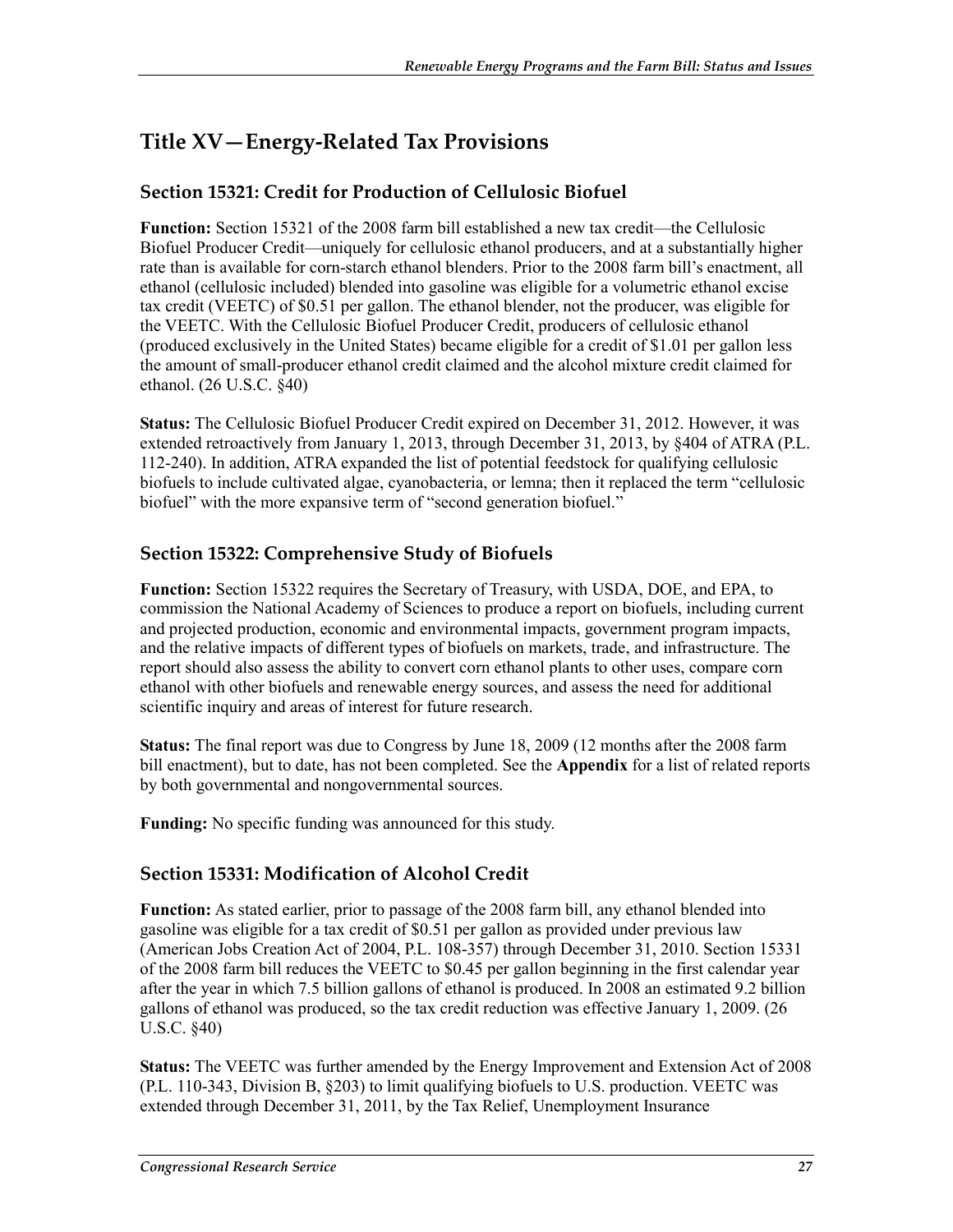## Title XV—Energy-Related Tax Provisions

### Section 15321: Credit for Production of Cellulosic Biofuel

**Function:** Section 15321 of the 2008 farm bill established a new tax credit—the Cellulosic Biofuel Producer Credit—uniquely for cellulosic ethanol producers, and at a substantially higher rate than is available for corn-starch ethanol blenders. Prior to the 2008 farm bill's enactment, all ethanol (cellulosic included) blended into gasoline was eligible for a volumetric ethanol excise tax credit (VEETC) of $0.51 per gallon. The ethanol blender, not the producer, was eligible for the VEETC. With the Cellulosic Biofuel Producer Credit, producers of cellulosic ethanol (produced exclusively in the United States) became eligible for a credit of $1.01 per gallon less the amount of small-producer ethanol credit claimed and the alcohol mixture credit claimed for ethanol. (26 U.S.C. §40)

**Status:** The Cellulosic Biofuel Producer Credit expired on December 31, 2012. However, it was extended retroactively from January 1, 2013, through December 31, 2013, by §404 of ATRA (P.L. 112-240). In addition, ATRA expanded the list of potential feedstock for qualifying cellulosic biofuels to include cultivated algae, cyanobacteria, or lemna; then it replaced the term "cellulosic biofuel" with the more expansive term of "second generation biofuel."

### Section 15322: Comprehensive Study of Biofuels

**Function:** Section 15322 requires the Secretary of Treasury, with USDA, DOE, and EPA, to commission the National Academy of Sciences to produce a report on biofuels, including current and projected production, economic and environmental impacts, government program impacts, and the relative impacts of different types of biofuels on markets, trade, and infrastructure. The report should also assess the ability to convert corn ethanol plants to other uses, compare corn ethanol with other biofuels and renewable energy sources, and assess the need for additional scientific inquiry and areas of interest for future research.

**Status:** The final report was due to Congress by June 18, 2009 (12 months after the 2008 farm bill enactment), but to date, has not been completed. See the **Appendix** for a list of related reports by both governmental and nongovernmental sources.

**Funding:** No specific funding was announced for this study.

### Section 15331: Modification of Alcohol Credit

**Function:** As stated earlier, prior to passage of the 2008 farm bill, any ethanol blended into gasoline was eligible for a tax credit of $0.51 per gallon as provided under previous law (American Jobs Creation Act of 2004, P.L. 108-357) through December 31, 2010. Section 15331 of the 2008 farm bill reduces the VEETC to $0.45 per gallon beginning in the first calendar year after the year in which 7.5 billion gallons of ethanol is produced. In 2008 an estimated 9.2 billion gallons of ethanol was produced, so the tax credit reduction was effective January 1, 2009. (26 U.S.C. §40)

**Status:** The VEETC was further amended by the Energy Improvement and Extension Act of 2008 (P.L. 110-343, Division B, §203) to limit qualifying biofuels to U.S. production. VEETC was extended through December 31, 2011, by the Tax Relief, Unemployment Insurance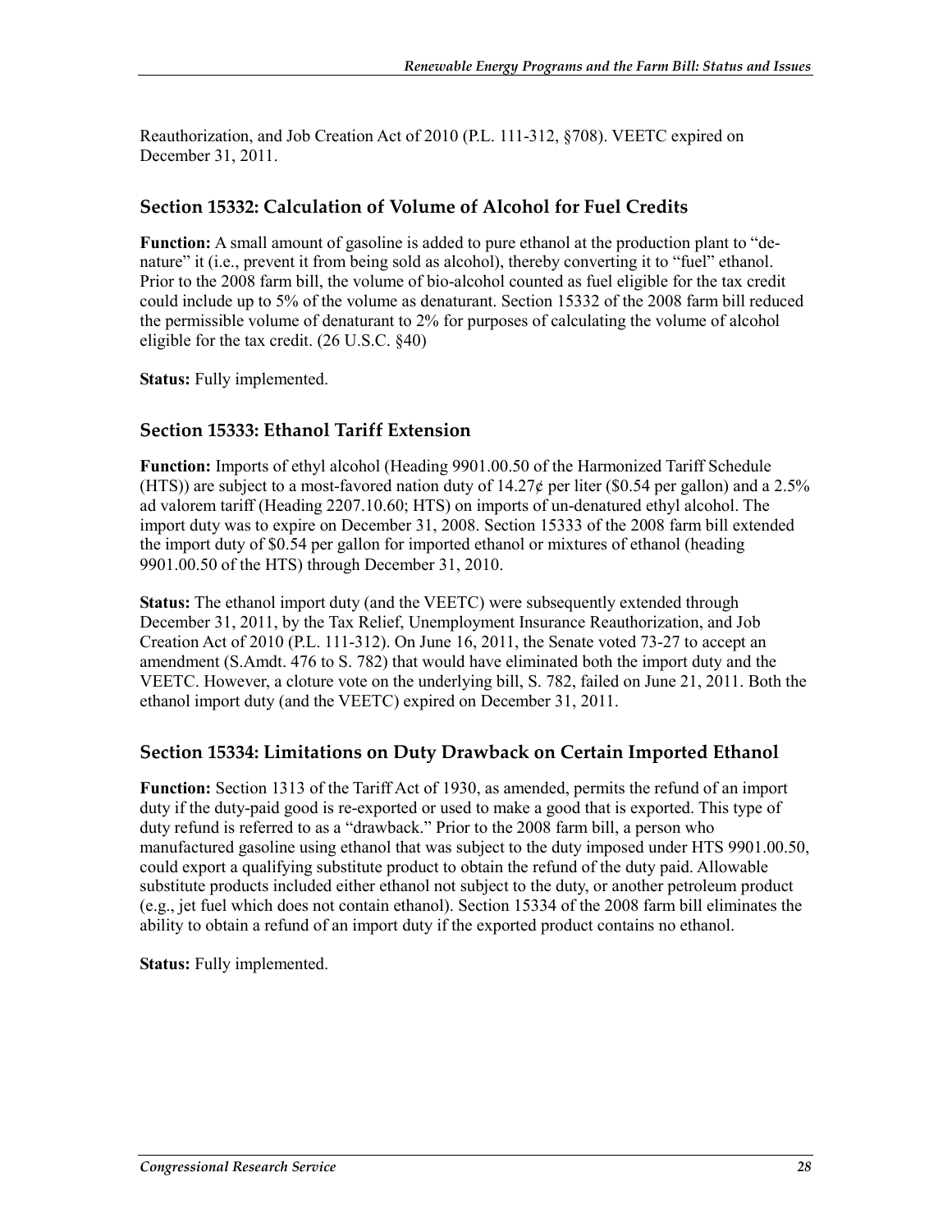Reauthorization, and Job Creation Act of 2010 (P.L. 111-312, §708). VEETC expired on December 31, 2011.

### Section 15332: Calculation of Volume of Alcohol for Fuel Credits

**Function:** A small amount of gasoline is added to pure ethanol at the production plant to "denature" it (i.e., prevent it from being sold as alcohol), thereby converting it to "fuel" ethanol. Prior to the 2008 farm bill, the volume of bio-alcohol counted as fuel eligible for the tax credit could include up to 5% of the volume as denaturant. Section 15332 of the 2008 farm bill reduced the permissible volume of denaturant to 2% for purposes of calculating the volume of alcohol eligible for the tax credit. (26 U.S.C. §40)

**Status:** Fully implemented.

### Section 15333: Ethanol Tariff Extension

**Function:** Imports of ethyl alcohol (Heading 9901.00.50 of the Harmonized Tariff Schedule (HTS)) are subject to a most-favored nation duty of 14.27¢ per liter ($0.54 per gallon) and a 2.5% ad valorem tariff (Heading 2207.10.60; HTS) on imports of un-denatured ethyl alcohol. The import duty was to expire on December 31, 2008. Section 15333 of the 2008 farm bill extended the import duty of $0.54 per gallon for imported ethanol or mixtures of ethanol (heading 9901.00.50 of the HTS) through December 31, 2010.

**Status:** The ethanol import duty (and the VEETC) were subsequently extended through December 31, 2011, by the Tax Relief, Unemployment Insurance Reauthorization, and Job Creation Act of 2010 (P.L. 111-312). On June 16, 2011, the Senate voted 73-27 to accept an amendment (S.Amdt. 476 to S. 782) that would have eliminated both the import duty and the VEETC. However, a cloture vote on the underlying bill, S. 782, failed on June 21, 2011. Both the ethanol import duty (and the VEETC) expired on December 31, 2011.

### Section 15334: Limitations on Duty Drawback on Certain Imported Ethanol

**Function:** Section 1313 of the Tariff Act of 1930, as amended, permits the refund of an import duty if the duty-paid good is re-exported or used to make a good that is exported. This type of duty refund is referred to as a "drawback." Prior to the 2008 farm bill, a person who manufactured gasoline using ethanol that was subject to the duty imposed under HTS 9901.00.50, could export a qualifying substitute product to obtain the refund of the duty paid. Allowable substitute products included either ethanol not subject to the duty, or another petroleum product (e.g., jet fuel which does not contain ethanol). Section 15334 of the 2008 farm bill eliminates the ability to obtain a refund of an import duty if the exported product contains no ethanol.

**Status:** Fully implemented.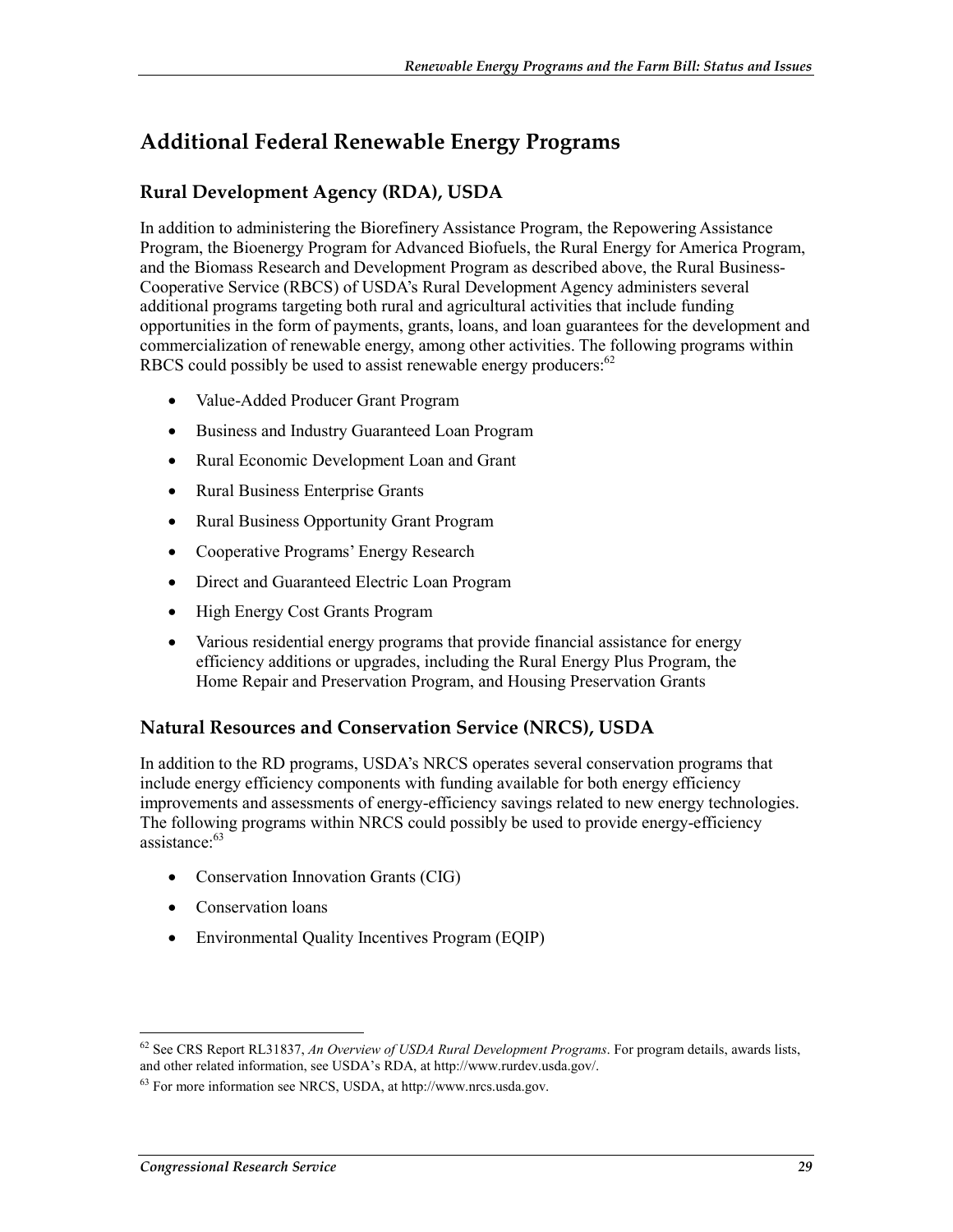## Additional Federal Renewable Energy Programs

### Rural Development Agency (RDA), USDA

In addition to administering the Biorefinery Assistance Program, the Repowering Assistance Program, the Bioenergy Program for Advanced Biofuels, the Rural Energy for America Program, and the Biomass Research and Development Program as described above, the Rural Business-Cooperative Service (RBCS) of USDA's Rural Development Agency administers several additional programs targeting both rural and agricultural activities that include funding opportunities in the form of payments, grants, loans, and loan guarantees for the development and commercialization of renewable energy, among other activities. The following programs within RBCS could possibly be used to assist renewable energy producers:[62]

- Value-Added Producer Grant Program
- Business and Industry Guaranteed Loan Program
- Rural Economic Development Loan and Grant
- Rural Business Enterprise Grants
- Rural Business Opportunity Grant Program
- Cooperative Programs' Energy Research
- Direct and Guaranteed Electric Loan Program
- High Energy Cost Grants Program
- Various residential energy programs that provide financial assistance for energy efficiency additions or upgrades, including the Rural Energy Plus Program, the Home Repair and Preservation Program, and Housing Preservation Grants

### Natural Resources and Conservation Service (NRCS), USDA

In addition to the RD programs, USDA's NRCS operates several conservation programs that include energy efficiency components with funding available for both energy efficiency improvements and assessments of energy-efficiency savings related to new energy technologies. The following programs within NRCS could possibly be used to provide energy-efficiency assistance:[63]

- Conservation Innovation Grants (CIG)
- Conservation loans
- Environmental Quality Incentives Program (EQIP)

---

[62] See CRS Report RL31837, *An Overview of USDA Rural Development Programs*. For program details, awards lists, and other related information, see USDA's RDA, at http://www.rurdev.usda.gov/.

[63] For more information see NRCS, USDA, at http://www.nrcs.usda.gov.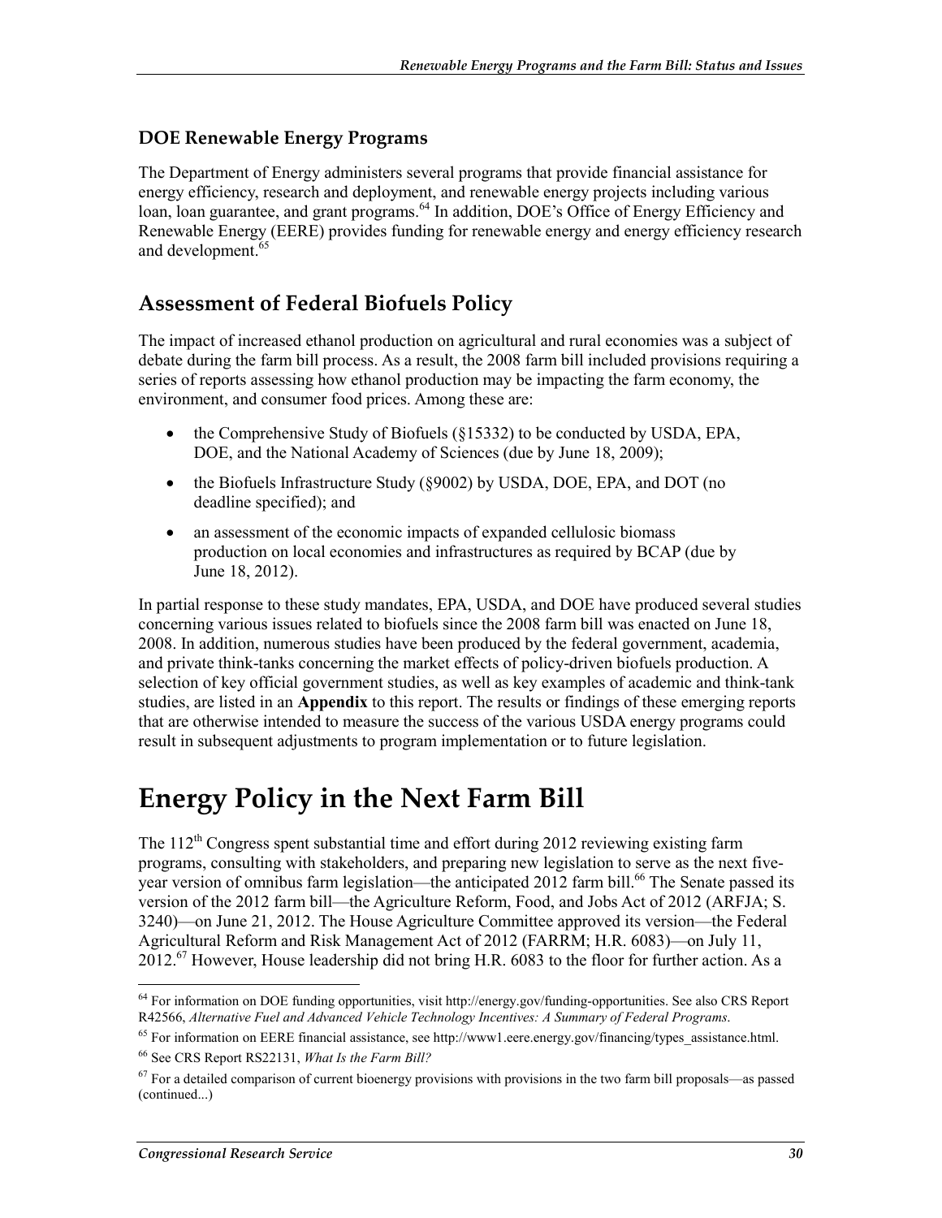### DOE Renewable Energy Programs

The Department of Energy administers several programs that provide financial assistance for energy efficiency, research and deployment, and renewable energy projects including various loan, loan guarantee, and grant programs.[64] In addition, DOE's Office of Energy Efficiency and Renewable Energy (EERE) provides funding for renewable energy and energy efficiency research and development.[65]

## Assessment of Federal Biofuels Policy

The impact of increased ethanol production on agricultural and rural economies was a subject of debate during the farm bill process. As a result, the 2008 farm bill included provisions requiring a series of reports assessing how ethanol production may be impacting the farm economy, the environment, and consumer food prices. Among these are:

- the Comprehensive Study of Biofuels (§15332) to be conducted by USDA, EPA, DOE, and the National Academy of Sciences (due by June 18, 2009);
- the Biofuels Infrastructure Study (§9002) by USDA, DOE, EPA, and DOT (no deadline specified); and
- an assessment of the economic impacts of expanded cellulosic biomass production on local economies and infrastructures as required by BCAP (due by June 18, 2012).

In partial response to these study mandates, EPA, USDA, and DOE have produced several studies concerning various issues related to biofuels since the 2008 farm bill was enacted on June 18, 2008. In addition, numerous studies have been produced by the federal government, academia, and private think-tanks concerning the market effects of policy-driven biofuels production. A selection of key official government studies, as well as key examples of academic and think-tank studies, are listed in an **Appendix** to this report. The results or findings of these emerging reports that are otherwise intended to measure the success of the various USDA energy programs could result in subsequent adjustments to program implementation or to future legislation.

# Energy Policy in the Next Farm Bill

The 112th Congress spent substantial time and effort during 2012 reviewing existing farm programs, consulting with stakeholders, and preparing new legislation to serve as the next five-year version of omnibus farm legislation—the anticipated 2012 farm bill.[66] The Senate passed its version of the 2012 farm bill—the Agriculture Reform, Food, and Jobs Act of 2012 (ARFJA; S. 3240)—on June 21, 2012. The House Agriculture Committee approved its version—the Federal Agricultural Reform and Risk Management Act of 2012 (FARRM; H.R. 6083)—on July 11, 2012.[67] However, House leadership did not bring H.R. 6083 to the floor for further action. As a

---

[64] For information on DOE funding opportunities, visit http://energy.gov/funding-opportunities. See also CRS Report R42566, *Alternative Fuel and Advanced Vehicle Technology Incentives: A Summary of Federal Programs*.

[65] For information on EERE financial assistance, see http://www1.eere.energy.gov/financing/types_assistance.html.

[66] See CRS Report RS22131, *What Is the Farm Bill?*

[67] For a detailed comparison of current bioenergy provisions with provisions in the two farm bill proposals—as passed (continued...)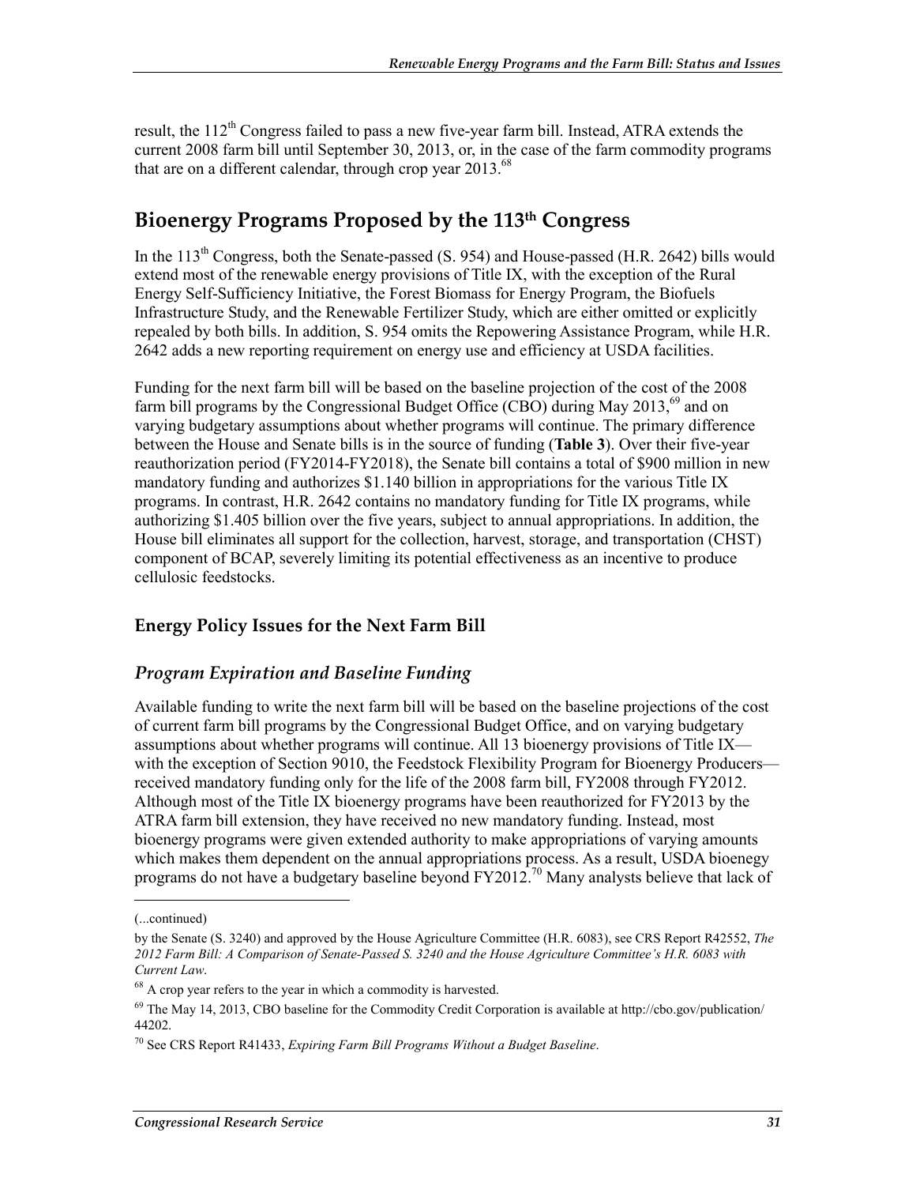result, the 112th Congress failed to pass a new five-year farm bill. Instead, ATRA extends the current 2008 farm bill until September 30, 2013, or, in the case of the farm commodity programs that are on a different calendar, through crop year 2013.[68]

## Bioenergy Programs Proposed by the 113th Congress

In the 113th Congress, both the Senate-passed (S. 954) and House-passed (H.R. 2642) bills would extend most of the renewable energy provisions of Title IX, with the exception of the Rural Energy Self-Sufficiency Initiative, the Forest Biomass for Energy Program, the Biofuels Infrastructure Study, and the Renewable Fertilizer Study, which are either omitted or explicitly repealed by both bills. In addition, S. 954 omits the Repowering Assistance Program, while H.R. 2642 adds a new reporting requirement on energy use and efficiency at USDA facilities.

Funding for the next farm bill will be based on the baseline projection of the cost of the 2008 farm bill programs by the Congressional Budget Office (CBO) during May 2013,[69] and on varying budgetary assumptions about whether programs will continue. The primary difference between the House and Senate bills is in the source of funding (**Table 3**). Over their five-year reauthorization period (FY2014-FY2018), the Senate bill contains a total of $900 million in new mandatory funding and authorizes $1.140 billion in appropriations for the various Title IX programs. In contrast, H.R. 2642 contains no mandatory funding for Title IX programs, while authorizing $1.405 billion over the five years, subject to annual appropriations. In addition, the House bill eliminates all support for the collection, harvest, storage, and transportation (CHST) component of BCAP, severely limiting its potential effectiveness as an incentive to produce cellulosic feedstocks.

### Energy Policy Issues for the Next Farm Bill

#### *Program Expiration and Baseline Funding*

Available funding to write the next farm bill will be based on the baseline projections of the cost of current farm bill programs by the Congressional Budget Office, and on varying budgetary assumptions about whether programs will continue. All 13 bioenergy provisions of Title IX—with the exception of Section 9010, the Feedstock Flexibility Program for Bioenergy Producers—received mandatory funding only for the life of the 2008 farm bill, FY2008 through FY2012. Although most of the Title IX bioenergy programs have been reauthorized for FY2013 by the ATRA farm bill extension, they have received no new mandatory funding. Instead, most bioenergy programs were given extended authority to make appropriations of varying amounts which makes them dependent on the annual appropriations process. As a result, USDA bioenegy programs do not have a budgetary baseline beyond FY2012.[70] Many analysts believe that lack of

---

(...continued)

by the Senate (S. 3240) and approved by the House Agriculture Committee (H.R. 6083), see CRS Report R42552, *The 2012 Farm Bill: A Comparison of Senate-Passed S. 3240 and the House Agriculture Committee's H.R. 6083 with Current Law*.

[68] A crop year refers to the year in which a commodity is harvested.

[69] The May 14, 2013, CBO baseline for the Commodity Credit Corporation is available at http://cbo.gov/publication/44202.

[70] See CRS Report R41433, *Expiring Farm Bill Programs Without a Budget Baseline*.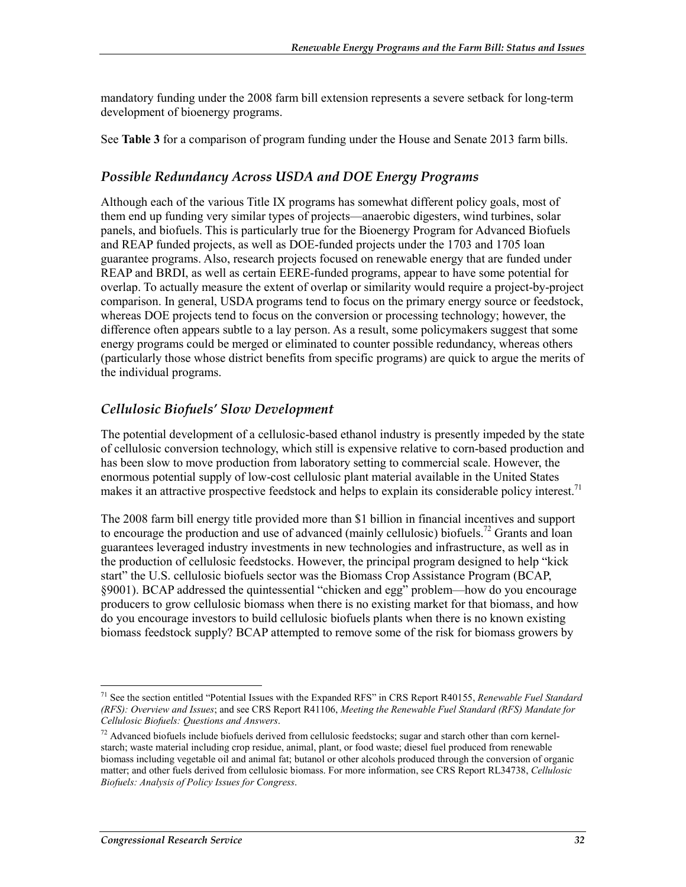mandatory funding under the 2008 farm bill extension represents a severe setback for long-term development of bioenergy programs.

See **Table 3** for a comparison of program funding under the House and Senate 2013 farm bills.

### *Possible Redundancy Across USDA and DOE Energy Programs*

Although each of the various Title IX programs has somewhat different policy goals, most of them end up funding very similar types of projects—anaerobic digesters, wind turbines, solar panels, and biofuels. This is particularly true for the Bioenergy Program for Advanced Biofuels and REAP funded projects, as well as DOE-funded projects under the 1703 and 1705 loan guarantee programs. Also, research projects focused on renewable energy that are funded under REAP and BRDI, as well as certain EERE-funded programs, appear to have some potential for overlap. To actually measure the extent of overlap or similarity would require a project-by-project comparison. In general, USDA programs tend to focus on the primary energy source or feedstock, whereas DOE projects tend to focus on the conversion or processing technology; however, the difference often appears subtle to a lay person. As a result, some policymakers suggest that some energy programs could be merged or eliminated to counter possible redundancy, whereas others (particularly those whose district benefits from specific programs) are quick to argue the merits of the individual programs.

### *Cellulosic Biofuels' Slow Development*

The potential development of a cellulosic-based ethanol industry is presently impeded by the state of cellulosic conversion technology, which still is expensive relative to corn-based production and has been slow to move production from laboratory setting to commercial scale. However, the enormous potential supply of low-cost cellulosic plant material available in the United States makes it an attractive prospective feedstock and helps to explain its considerable policy interest.[71]

The 2008 farm bill energy title provided more than $1 billion in financial incentives and support to encourage the production and use of advanced (mainly cellulosic) biofuels.[72] Grants and loan guarantees leveraged industry investments in new technologies and infrastructure, as well as in the production of cellulosic feedstocks. However, the principal program designed to help "kick start" the U.S. cellulosic biofuels sector was the Biomass Crop Assistance Program (BCAP, §9001). BCAP addressed the quintessential "chicken and egg" problem—how do you encourage producers to grow cellulosic biomass when there is no existing market for that biomass, and how do you encourage investors to build cellulosic biofuels plants when there is no known existing biomass feedstock supply? BCAP attempted to remove some of the risk for biomass growers by

---

[71] See the section entitled "Potential Issues with the Expanded RFS" in CRS Report R40155, *Renewable Fuel Standard (RFS): Overview and Issues*; and see CRS Report R41106, *Meeting the Renewable Fuel Standard (RFS) Mandate for Cellulosic Biofuels: Questions and Answers*.

[72] Advanced biofuels include biofuels derived from cellulosic feedstocks; sugar and starch other than corn kernel-starch; waste material including crop residue, animal, plant, or food waste; diesel fuel produced from renewable biomass including vegetable oil and animal fat; butanol or other alcohols produced through the conversion of organic matter; and other fuels derived from cellulosic biomass. For more information, see CRS Report RL34738, *Cellulosic Biofuels: Analysis of Policy Issues for Congress*.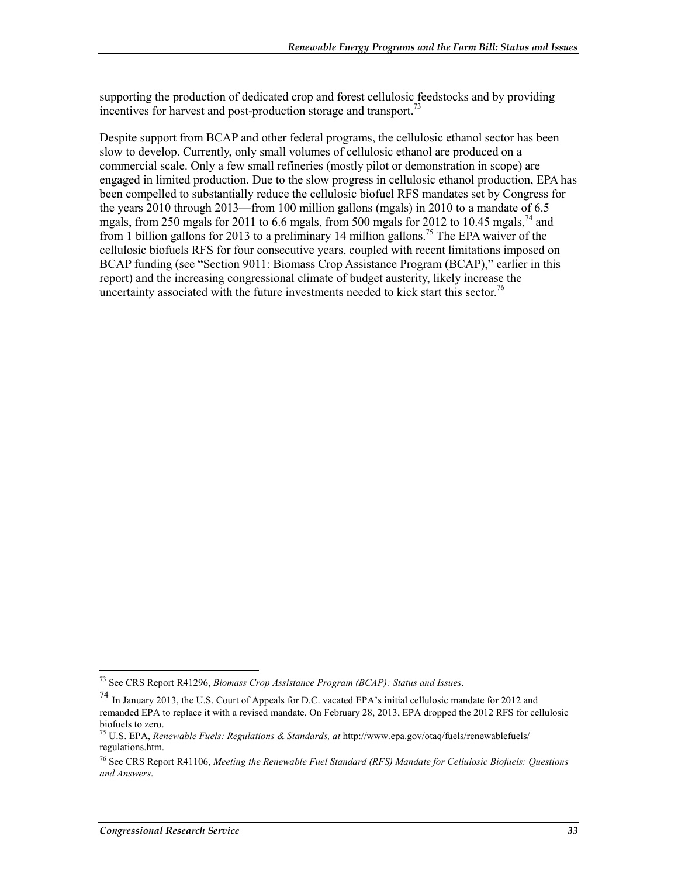supporting the production of dedicated crop and forest cellulosic feedstocks and by providing incentives for harvest and post-production storage and transport.[73]

Despite support from BCAP and other federal programs, the cellulosic ethanol sector has been slow to develop. Currently, only small volumes of cellulosic ethanol are produced on a commercial scale. Only a few small refineries (mostly pilot or demonstration in scope) are engaged in limited production. Due to the slow progress in cellulosic ethanol production, EPA has been compelled to substantially reduce the cellulosic biofuel RFS mandates set by Congress for the years 2010 through 2013—from 100 million gallons (mgals) in 2010 to a mandate of 6.5 mgals, from 250 mgals for 2011 to 6.6 mgals, from 500 mgals for 2012 to 10.45 mgals,[74] and from 1 billion gallons for 2013 to a preliminary 14 million gallons.[75] The EPA waiver of the cellulosic biofuels RFS for four consecutive years, coupled with recent limitations imposed on BCAP funding (see "Section 9011: Biomass Crop Assistance Program (BCAP)," earlier in this report) and the increasing congressional climate of budget austerity, likely increase the uncertainty associated with the future investments needed to kick start this sector.[76]

---

[73] See CRS Report R41296, *Biomass Crop Assistance Program (BCAP): Status and Issues*.

[74] In January 2013, the U.S. Court of Appeals for D.C. vacated EPA's initial cellulosic mandate for 2012 and remanded EPA to replace it with a revised mandate. On February 28, 2013, EPA dropped the 2012 RFS for cellulosic biofuels to zero.

[75] U.S. EPA, *Renewable Fuels: Regulations & Standards, at* http://www.epa.gov/otaq/fuels/renewablefuels/regulations.htm.

[76] See CRS Report R41106, *Meeting the Renewable Fuel Standard (RFS) Mandate for Cellulosic Biofuels: Questions and Answers*.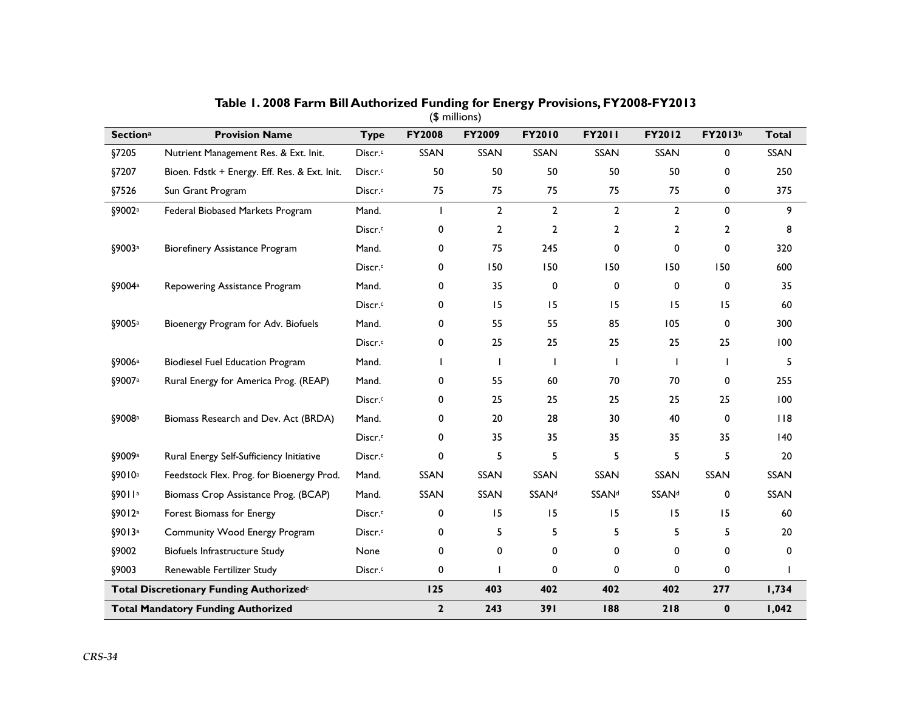**Table 1. 2008 Farm Bill Authorized Funding for Energy Provisions, FY2008-FY2013**

($ millions)

| Section[a] | Provision Name | Type | FY2008 | FY2009 | FY2010 | FY2011 | FY2012 | FY2013[b] | Total |
|---|---|---|---|---|---|---|---|---|---|
| §7205 | Nutrient Management Res. & Ext. Init. | Discr.[c] | SSAN | SSAN | SSAN | SSAN | SSAN | 0 | SSAN |
| §7207 | Bioen. Fdstk + Energy. Eff. Res. & Ext. Init. | Discr.[c] | 50 | 50 | 50 | 50 | 50 | 0 | 250 |
| §7526 | Sun Grant Program | Discr.[c] | 75 | 75 | 75 | 75 | 75 | 0 | 375 |
| §9002[a] | Federal Biobased Markets Program | Mand. | 1 | 2 | 2 | 2 | 2 | 0 | 9 |
| | | Discr.[c] | 0 | 2 | 2 | 2 | 2 | 2 | 8 |
| §9003[a] | Biorefinery Assistance Program | Mand. | 0 | 75 | 245 | 0 | 0 | 0 | 320 |
| | | Discr.[c] | 0 | 150 | 150 | 150 | 150 | 150 | 600 |
| §9004[a] | Repowering Assistance Program | Mand. | 0 | 35 | 0 | 0 | 0 | 0 | 35 |
| | | Discr.[c] | 0 | 15 | 15 | 15 | 15 | 15 | 60 |
| §9005[a] | Bioenergy Program for Adv. Biofuels | Mand. | 0 | 55 | 55 | 85 | 105 | 0 | 300 |
| | | Discr.[c] | 0 | 25 | 25 | 25 | 25 | 25 | 100 |
| §9006[a] | Biodiesel Fuel Education Program | Mand. | 1 | 1 | 1 | 1 | 1 | 1 | 5 |
| §9007[a] | Rural Energy for America Prog. (REAP) | Mand. | 0 | 55 | 60 | 70 | 70 | 0 | 255 |
| | | Discr.[c] | 0 | 25 | 25 | 25 | 25 | 25 | 100 |
| §9008[a] | Biomass Research and Dev. Act (BRDA) | Mand. | 0 | 20 | 28 | 30 | 40 | 0 | 118 |
| | | Discr.[c] | 0 | 35 | 35 | 35 | 35 | 35 | 140 |
| §9009[a] | Rural Energy Self-Sufficiency Initiative | Discr.[c] | 0 | 5 | 5 | 5 | 5 | 5 | 20 |
| §9010[a] | Feedstock Flex. Prog. for Bioenergy Prod. | Mand. | SSAN | SSAN | SSAN | SSAN | SSAN | SSAN | SSAN |
| §9011[a] | Biomass Crop Assistance Prog. (BCAP) | Mand. | SSAN | SSAN | SSAN[d] | SSAN[d] | SSAN[d] | 0 | SSAN |
| §9012[a] | Forest Biomass for Energy | Discr.[c] | 0 | 15 | 15 | 15 | 15 | 15 | 60 |
| §9013[a] | Community Wood Energy Program | Discr.[c] | 0 | 5 | 5 | 5 | 5 | 5 | 20 |
| §9002 | Biofuels Infrastructure Study | None | 0 | 0 | 0 | 0 | 0 | 0 | 0 |
| §9003 | Renewable Fertilizer Study | Discr.[c] | 0 | 1 | 0 | 0 | 0 | 0 | 1 |
| **Total Discretionary Funding Authorized[c]** | | | **125** | **403** | **402** | **402** | **402** | **277** | **1,734** |
| **Total Mandatory Funding Authorized** | | | **2** | **243** | **391** | **188** | **218** | **0** | **1,042** |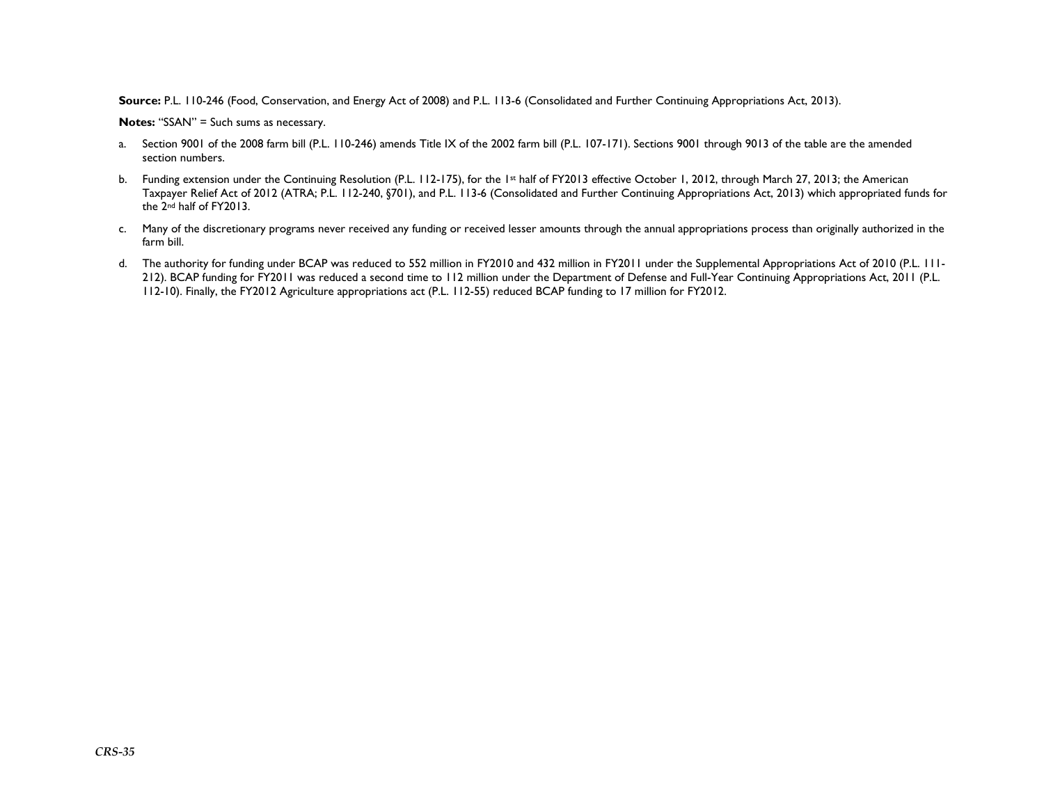**Source:** P.L. 110-246 (Food, Conservation, and Energy Act of 2008) and P.L. 113-6 (Consolidated and Further Continuing Appropriations Act, 2013).

**Notes:** "SSAN" = Such sums as necessary.

a. Section 9001 of the 2008 farm bill (P.L. 110-246) amends Title IX of the 2002 farm bill (P.L. 107-171). Sections 9001 through 9013 of the table are the amended section numbers.

b. Funding extension under the Continuing Resolution (P.L. 112-175), for the 1st half of FY2013 effective October 1, 2012, through March 27, 2013; the American Taxpayer Relief Act of 2012 (ATRA; P.L. 112-240, §701), and P.L. 113-6 (Consolidated and Further Continuing Appropriations Act, 2013) which appropriated funds for the 2nd half of FY2013.

c. Many of the discretionary programs never received any funding or received lesser amounts through the annual appropriations process than originally authorized in the farm bill.

d. The authority for funding under BCAP was reduced to 552 million in FY2010 and 432 million in FY2011 under the Supplemental Appropriations Act of 2010 (P.L. 111-212). BCAP funding for FY2011 was reduced a second time to 112 million under the Department of Defense and Full-Year Continuing Appropriations Act, 2011 (P.L. 112-10). Finally, the FY2012 Agriculture appropriations act (P.L. 112-55) reduced BCAP funding to 17 million for FY2012.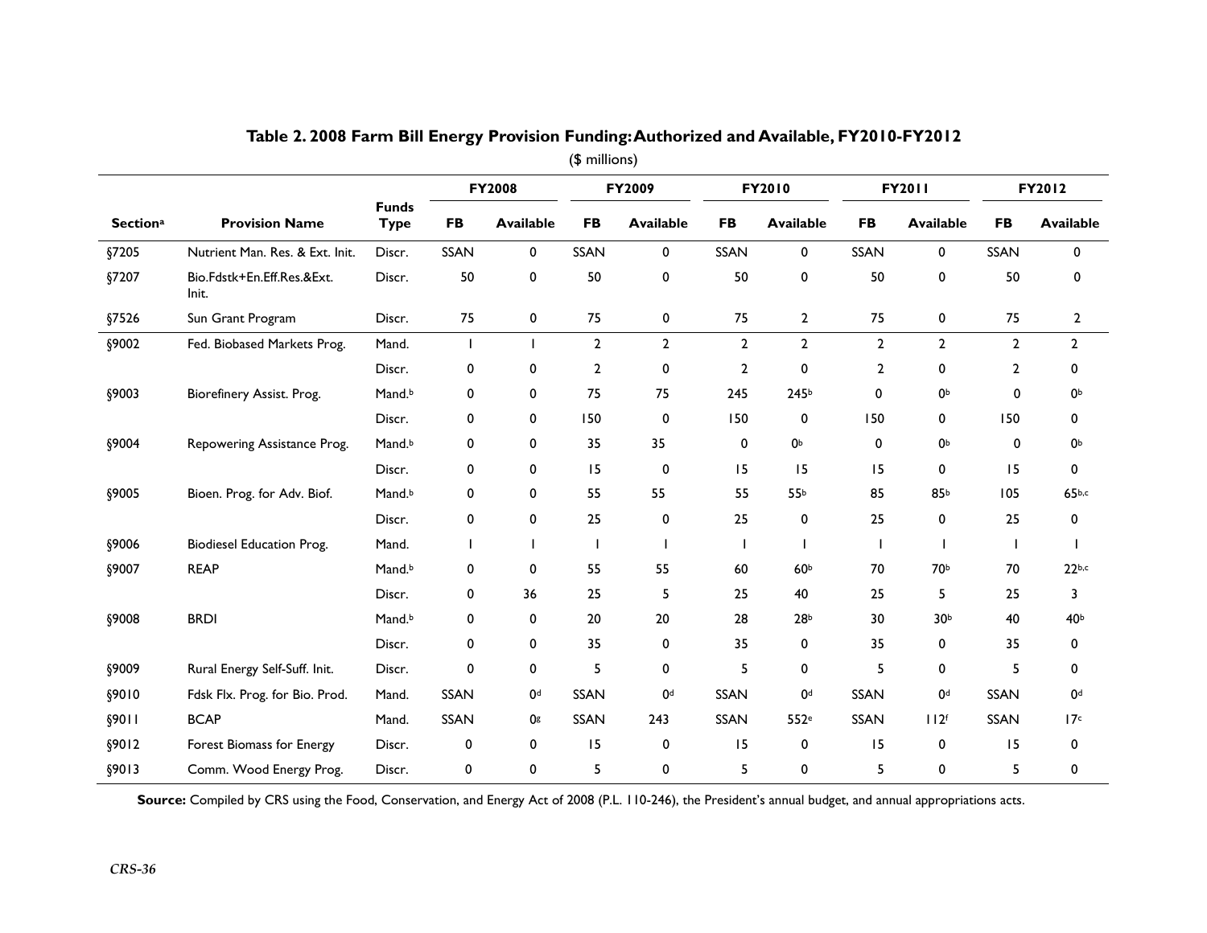**Table 2. 2008 Farm Bill Energy Provision Funding: Authorized and Available, FY2010-FY2012**

($ millions)

| Section[a] | Provision Name | Funds Type | FY2008 | | FY2009 | | FY2010 | | FY2011 | | FY2012 | |
|---|---|---|---|---|---|---|---|---|---|---|---|---|
| | | | FB | Available | FB | Available | FB | Available | FB | Available | FB | Available |
| §7205 | Nutrient Man. Res. & Ext. Init. | Discr. | SSAN | 0 | SSAN | 0 | SSAN | 0 | SSAN | 0 | SSAN | 0 |
| §7207 | Bio.Fdstk+En.Eff.Res.&Ext. Init. | Discr. | 50 | 0 | 50 | 0 | 50 | 0 | 50 | 0 | 50 | 0 |
| §7526 | Sun Grant Program | Discr. | 75 | 0 | 75 | 0 | 75 | 2 | 75 | 0 | 75 | 2 |
| §9002 | Fed. Biobased Markets Prog. | Mand. | 1 | 1 | 2 | 2 | 2 | 2 | 2 | 2 | 2 | 2 |
| | | Discr. | 0 | 0 | 2 | 0 | 2 | 0 | 2 | 0 | 2 | 0 |
| §9003 | Biorefinery Assist. Prog. | Mand.[b] | 0 | 0 | 75 | 75 | 245 | 245[b] | 0 | 0[b] | 0 | 0[b] |
| | | Discr. | 0 | 0 | 150 | 0 | 150 | 0 | 150 | 0 | 150 | 0 |
| §9004 | Repowering Assistance Prog. | Mand.[b] | 0 | 0 | 35 | 35 | 0 | 0[b] | 0 | 0[b] | 0 | 0[b] |
| | | Discr. | 0 | 0 | 15 | 0 | 15 | 15 | 15 | 0 | 15 | 0 |
| §9005 | Bioen. Prog. for Adv. Biof. | Mand.[b] | 0 | 0 | 55 | 55 | 55 | 55[b] | 85 | 85[b] | 105 | 65[b,c] |
| | | Discr. | 0 | 0 | 25 | 0 | 25 | 0 | 25 | 0 | 25 | 0 |
| §9006 | Biodiesel Education Prog. | Mand. | 1 | 1 | 1 | 1 | 1 | 1 | 1 | 1 | 1 | 1 |
| §9007 | REAP | Mand.[b] | 0 | 0 | 55 | 55 | 60 | 60[b] | 70 | 70[b] | 70 | 22[b,c] |
| | | Discr. | 0 | 36 | 25 | 5 | 25 | 40 | 25 | 5 | 25 | 3 |
| §9008 | BRDI | Mand.[b] | 0 | 0 | 20 | 20 | 28 | 28[b] | 30 | 30[b] | 40 | 40[b] |
| | | Discr. | 0 | 0 | 35 | 0 | 35 | 0 | 35 | 0 | 35 | 0 |
| §9009 | Rural Energy Self-Suff. Init. | Discr. | 0 | 0 | 5 | 0 | 5 | 0 | 5 | 0 | 5 | 0 |
| §9010 | Fdsk Flx. Prog. for Bio. Prod. | Mand. | SSAN | 0[d] | SSAN | 0[d] | SSAN | 0[d] | SSAN | 0[d] | SSAN | 0[d] |
| §9011 | BCAP | Mand. | SSAN | 0[g] | SSAN | 243 | SSAN | 552[e] | SSAN | 112[f] | SSAN | 17[c] |
| §9012 | Forest Biomass for Energy | Discr. | 0 | 0 | 15 | 0 | 15 | 0 | 15 | 0 | 15 | 0 |
| §9013 | Comm. Wood Energy Prog. | Discr. | 0 | 0 | 5 | 0 | 5 | 0 | 5 | 0 | 5 | 0 |

**Source:** Compiled by CRS using the Food, Conservation, and Energy Act of 2008 (P.L. 110-246), the President's annual budget, and annual appropriations acts.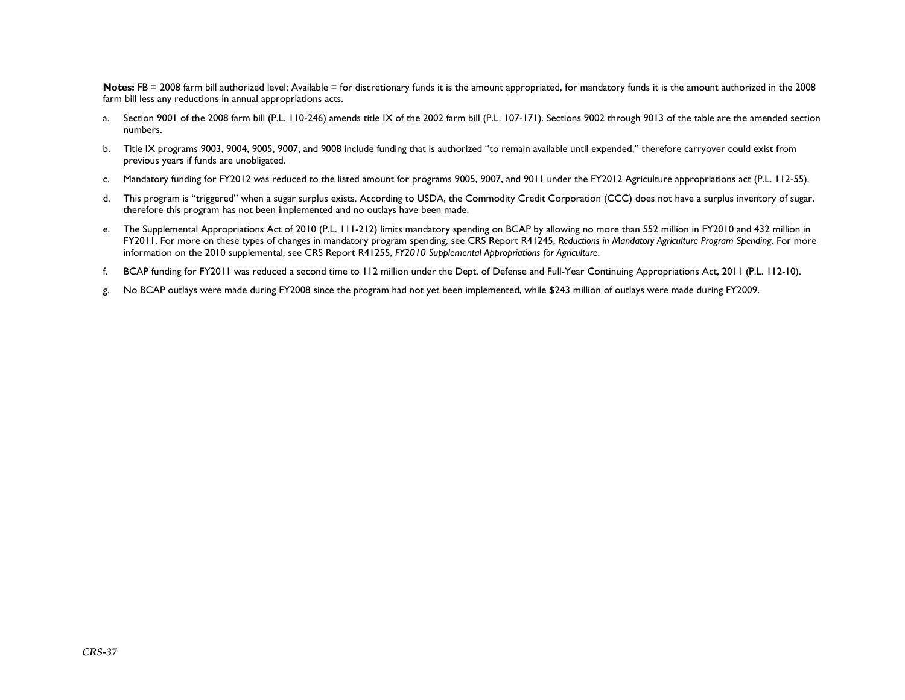**Notes:** FB = 2008 farm bill authorized level; Available = for discretionary funds it is the amount appropriated, for mandatory funds it is the amount authorized in the 2008 farm bill less any reductions in annual appropriations acts.

a. Section 9001 of the 2008 farm bill (P.L. 110-246) amends title IX of the 2002 farm bill (P.L. 107-171). Sections 9002 through 9013 of the table are the amended section numbers.

b. Title IX programs 9003, 9004, 9005, 9007, and 9008 include funding that is authorized "to remain available until expended," therefore carryover could exist from previous years if funds are unobligated.

c. Mandatory funding for FY2012 was reduced to the listed amount for programs 9005, 9007, and 9011 under the FY2012 Agriculture appropriations act (P.L. 112-55).

d. This program is "triggered" when a sugar surplus exists. According to USDA, the Commodity Credit Corporation (CCC) does not have a surplus inventory of sugar, therefore this program has not been implemented and no outlays have been made.

e. The Supplemental Appropriations Act of 2010 (P.L. 111-212) limits mandatory spending on BCAP by allowing no more than 552 million in FY2010 and 432 million in FY2011. For more on these types of changes in mandatory program spending, see CRS Report R41245, *Reductions in Mandatory Agriculture Program Spending*. For more information on the 2010 supplemental, see CRS Report R41255, *FY2010 Supplemental Appropriations for Agriculture*.

f. BCAP funding for FY2011 was reduced a second time to 112 million under the Dept. of Defense and Full-Year Continuing Appropriations Act, 2011 (P.L. 112-10).

g. No BCAP outlays were made during FY2008 since the program had not yet been implemented, while $243 million of outlays were made during FY2009.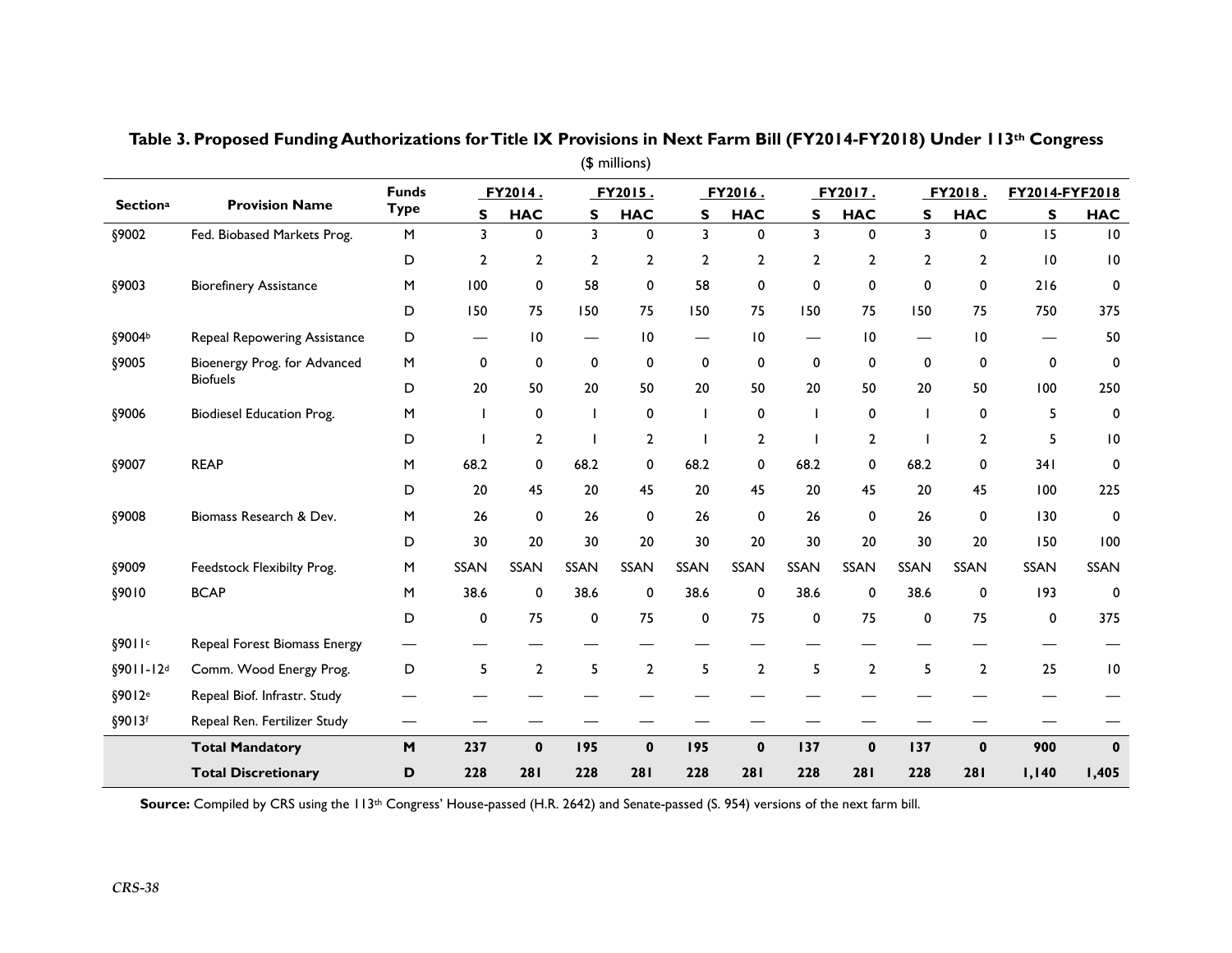**Table 3. Proposed Funding Authorizations for Title IX Provisions in Next Farm Bill (FY2014-FY2018) Under 113th Congress**

($ millions)

| Section[a] | Provision Name | Funds Type | FY2014. | | FY2015. | | FY2016. | | FY2017. | | FY2018. | | FY2014-FYF2018 | |
|---|---|---|---|---|---|---|---|---|---|---|---|---|---|---|
| | | | S | HAC | S | HAC | S | HAC | S | HAC | S | HAC | S | HAC |
| §9002 | Fed. Biobased Markets Prog. | M | 3 | 0 | 3 | 0 | 3 | 0 | 3 | 0 | 3 | 0 | 15 | 10 |
| | | D | 2 | 2 | 2 | 2 | 2 | 2 | 2 | 2 | 2 | 2 | 10 | 10 |
| §9003 | Biorefinery Assistance | M | 100 | 0 | 58 | 0 | 58 | 0 | 0 | 0 | 0 | 0 | 216 | 0 |
| | | D | 150 | 75 | 150 | 75 | 150 | 75 | 150 | 75 | 150 | 75 | 750 | 375 |
| §9004[b] | Repeal Repowering Assistance | D | — | 10 | — | 10 | — | 10 | — | 10 | — | 10 | — | 50 |
| §9005 | Bioenergy Prog. for Advanced Biofuels | M | 0 | 0 | 0 | 0 | 0 | 0 | 0 | 0 | 0 | 0 | 0 | 0 |
| | | D | 20 | 50 | 20 | 50 | 20 | 50 | 20 | 50 | 20 | 50 | 100 | 250 |
| §9006 | Biodiesel Education Prog. | M | 1 | 0 | 1 | 0 | 1 | 0 | 1 | 0 | 1 | 0 | 5 | 0 |
| | | D | 1 | 2 | 1 | 2 | 1 | 2 | 1 | 2 | 1 | 2 | 5 | 10 |
| §9007 | REAP | M | 68.2 | 0 | 68.2 | 0 | 68.2 | 0 | 68.2 | 0 | 68.2 | 0 | 341 | 0 |
| | | D | 20 | 45 | 20 | 45 | 20 | 45 | 20 | 45 | 20 | 45 | 100 | 225 |
| §9008 | Biomass Research & Dev. | M | 26 | 0 | 26 | 0 | 26 | 0 | 26 | 0 | 26 | 0 | 130 | 0 |
| | | D | 30 | 20 | 30 | 20 | 30 | 20 | 30 | 20 | 30 | 20 | 150 | 100 |
| §9009 | Feedstock Flexibilty Prog. | M | SSAN | SSAN | SSAN | SSAN | SSAN | SSAN | SSAN | SSAN | SSAN | SSAN | SSAN | SSAN |
| §9010 | BCAP | M | 38.6 | 0 | 38.6 | 0 | 38.6 | 0 | 38.6 | 0 | 38.6 | 0 | 193 | 0 |
| | | D | 0 | 75 | 0 | 75 | 0 | 75 | 0 | 75 | 0 | 75 | 0 | 375 |
| §9011[c] | Repeal Forest Biomass Energy | — | — | — | — | — | — | — | — | — | — | — | — | — |
| §9011-12[d] | Comm. Wood Energy Prog. | D | 5 | 2 | 5 | 2 | 5 | 2 | 5 | 2 | 5 | 2 | 25 | 10 |
| §9012[e] | Repeal Biof. Infrastr. Study | — | — | — | — | — | — | — | — | — | — | — | — | — |
| §9013[f] | Repeal Ren. Fertilizer Study | — | — | — | — | — | — | — | — | — | — | — | — | — |
| | **Total Mandatory** | **M** | **237** | **0** | **195** | **0** | **195** | **0** | **137** | **0** | **137** | **0** | **900** | **0** |
| | **Total Discretionary** | **D** | **228** | **281** | **228** | **281** | **228** | **281** | **228** | **281** | **228** | **281** | **1,140** | **1,405** |

**Source:** Compiled by CRS using the 113th Congress' House-passed (H.R. 2642) and Senate-passed (S. 954) versions of the next farm bill.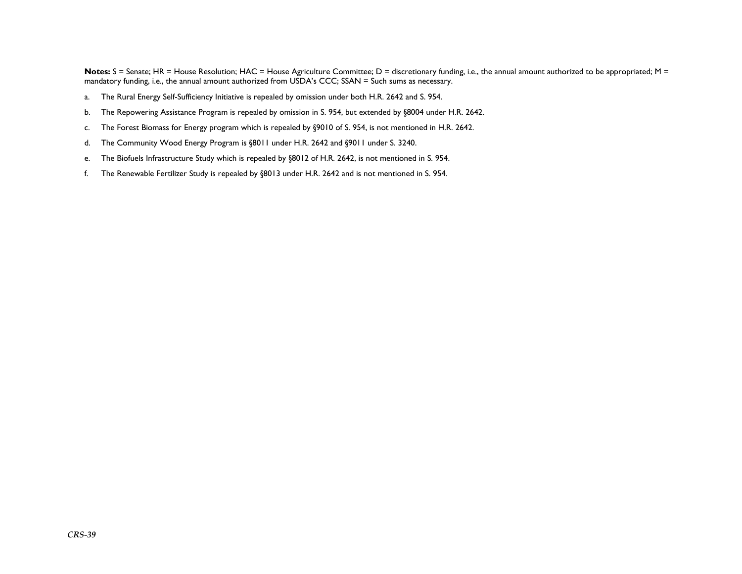**Notes:** S = Senate; HR = House Resolution; HAC = House Agriculture Committee; D = discretionary funding, i.e., the annual amount authorized to be appropriated; M = mandatory funding, i.e., the annual amount authorized from USDA's CCC; SSAN = Such sums as necessary.

a. The Rural Energy Self-Sufficiency Initiative is repealed by omission under both H.R. 2642 and S. 954.

b. The Repowering Assistance Program is repealed by omission in S. 954, but extended by §8004 under H.R. 2642.

c. The Forest Biomass for Energy program which is repealed by §9010 of S. 954, is not mentioned in H.R. 2642.

d. The Community Wood Energy Program is §8011 under H.R. 2642 and §9011 under S. 3240.

e. The Biofuels Infrastructure Study which is repealed by §8012 of H.R. 2642, is not mentioned in S. 954.

f. The Renewable Fertilizer Study is repealed by §8013 under H.R. 2642 and is not mentioned in S. 954.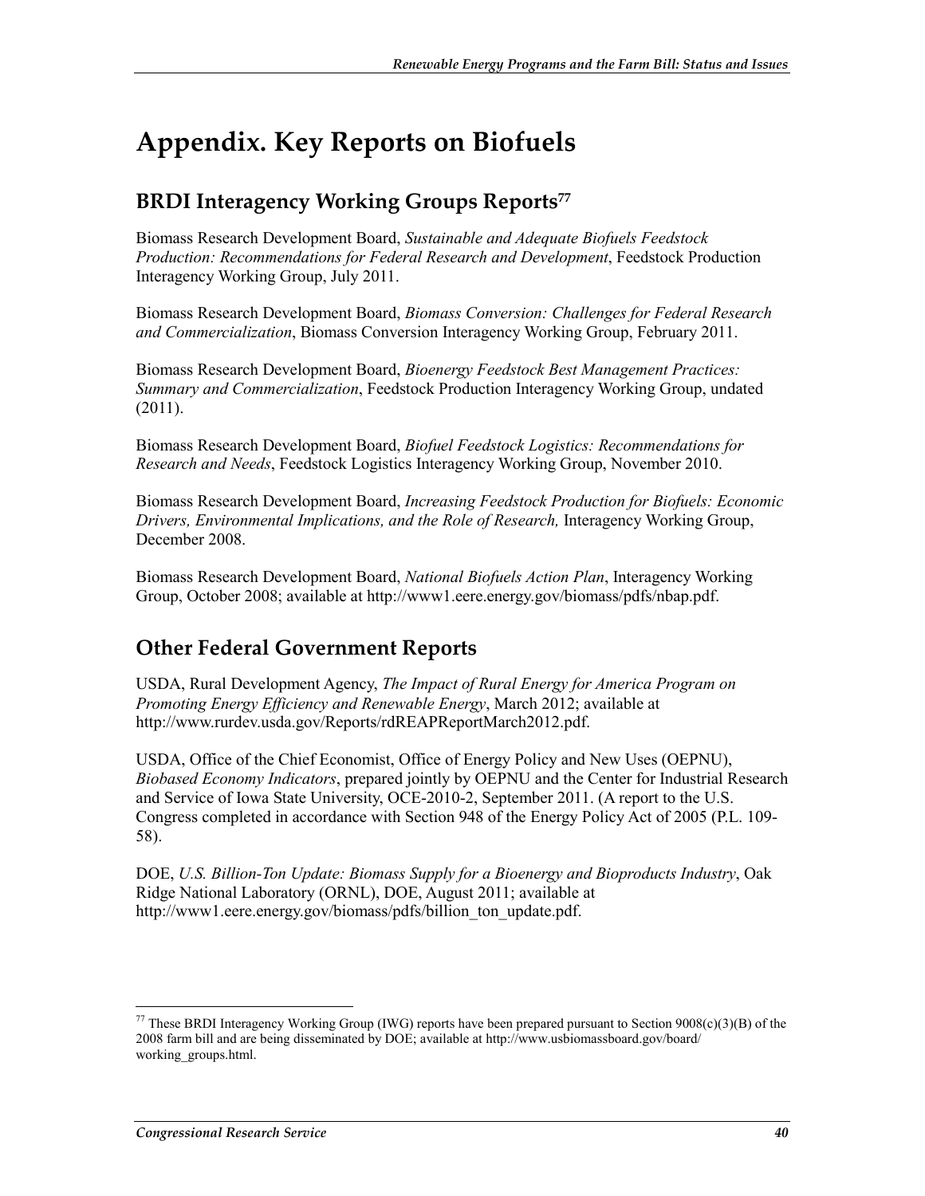# Appendix. Key Reports on Biofuels

## BRDI Interagency Working Groups Reports[77]

Biomass Research Development Board, *Sustainable and Adequate Biofuels Feedstock Production: Recommendations for Federal Research and Development*, Feedstock Production Interagency Working Group, July 2011.

Biomass Research Development Board, *Biomass Conversion: Challenges for Federal Research and Commercialization*, Biomass Conversion Interagency Working Group, February 2011.

Biomass Research Development Board, *Bioenergy Feedstock Best Management Practices: Summary and Commercialization*, Feedstock Production Interagency Working Group, undated (2011).

Biomass Research Development Board, *Biofuel Feedstock Logistics: Recommendations for Research and Needs*, Feedstock Logistics Interagency Working Group, November 2010.

Biomass Research Development Board, *Increasing Feedstock Production for Biofuels: Economic Drivers, Environmental Implications, and the Role of Research,* Interagency Working Group, December 2008.

Biomass Research Development Board, *National Biofuels Action Plan*, Interagency Working Group, October 2008; available at http://www1.eere.energy.gov/biomass/pdfs/nbap.pdf.

## Other Federal Government Reports

USDA, Rural Development Agency, *The Impact of Rural Energy for America Program on Promoting Energy Efficiency and Renewable Energy*, March 2012; available at http://www.rurdev.usda.gov/Reports/rdREAPReportMarch2012.pdf.

USDA, Office of the Chief Economist, Office of Energy Policy and New Uses (OEPNU), *Biobased Economy Indicators*, prepared jointly by OEPNU and the Center for Industrial Research and Service of Iowa State University, OCE-2010-2, September 2011. (A report to the U.S. Congress completed in accordance with Section 948 of the Energy Policy Act of 2005 (P.L. 109-58).

DOE, *U.S. Billion-Ton Update: Biomass Supply for a Bioenergy and Bioproducts Industry*, Oak Ridge National Laboratory (ORNL), DOE, August 2011; available at http://www1.eere.energy.gov/biomass/pdfs/billion_ton_update.pdf.

---

[77] These BRDI Interagency Working Group (IWG) reports have been prepared pursuant to Section 9008(c)(3)(B) of the 2008 farm bill and are being disseminated by DOE; available at http://www.usbiomassboard.gov/board/working_groups.html.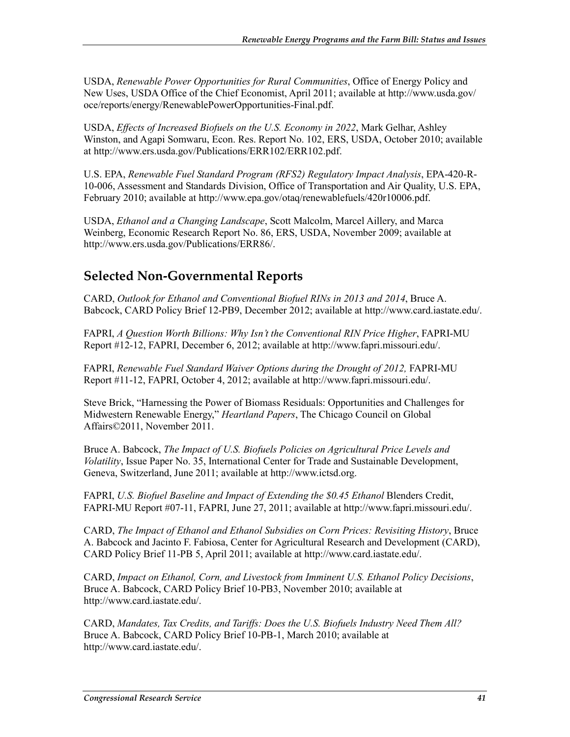USDA, *Renewable Power Opportunities for Rural Communities*, Office of Energy Policy and New Uses, USDA Office of the Chief Economist, April 2011; available at http://www.usda.gov/oce/reports/energy/RenewablePowerOpportunities-Final.pdf.

USDA, *Effects of Increased Biofuels on the U.S. Economy in 2022*, Mark Gelhar, Ashley Winston, and Agapi Somwaru, Econ. Res. Report No. 102, ERS, USDA, October 2010; available at http://www.ers.usda.gov/Publications/ERR102/ERR102.pdf.

U.S. EPA, *Renewable Fuel Standard Program (RFS2) Regulatory Impact Analysis*, EPA-420-R-10-006, Assessment and Standards Division, Office of Transportation and Air Quality, U.S. EPA, February 2010; available at http://www.epa.gov/otaq/renewablefuels/420r10006.pdf.

USDA, *Ethanol and a Changing Landscape*, Scott Malcolm, Marcel Aillery, and Marca Weinberg, Economic Research Report No. 86, ERS, USDA, November 2009; available at http://www.ers.usda.gov/Publications/ERR86/.

## Selected Non-Governmental Reports

CARD, *Outlook for Ethanol and Conventional Biofuel RINs in 2013 and 2014*, Bruce A. Babcock, CARD Policy Brief 12-PB9, December 2012; available at http://www.card.iastate.edu/.

FAPRI, *A Question Worth Billions: Why Isn't the Conventional RIN Price Higher*, FAPRI-MU Report #12-12, FAPRI, December 6, 2012; available at http://www.fapri.missouri.edu/.

FAPRI, *Renewable Fuel Standard Waiver Options during the Drought of 2012,* FAPRI-MU Report #11-12, FAPRI, October 4, 2012; available at http://www.fapri.missouri.edu/.

Steve Brick, "Harnessing the Power of Biomass Residuals: Opportunities and Challenges for Midwestern Renewable Energy," *Heartland Papers*, The Chicago Council on Global Affairs©2011, November 2011.

Bruce A. Babcock, *The Impact of U.S. Biofuels Policies on Agricultural Price Levels and Volatility*, Issue Paper No. 35, International Center for Trade and Sustainable Development, Geneva, Switzerland, June 2011; available at http://www.ictsd.org.

FAPRI, *U.S. Biofuel Baseline and Impact of Extending the $0.45 Ethanol* Blenders Credit, FAPRI-MU Report #07-11, FAPRI, June 27, 2011; available at http://www.fapri.missouri.edu/.

CARD, *The Impact of Ethanol and Ethanol Subsidies on Corn Prices: Revisiting History*, Bruce A. Babcock and Jacinto F. Fabiosa, Center for Agricultural Research and Development (CARD), CARD Policy Brief 11-PB 5, April 2011; available at http://www.card.iastate.edu/.

CARD, *Impact on Ethanol, Corn, and Livestock from Imminent U.S. Ethanol Policy Decisions*, Bruce A. Babcock, CARD Policy Brief 10-PB3, November 2010; available at http://www.card.iastate.edu/.

CARD, *Mandates, Tax Credits, and Tariffs: Does the U.S. Biofuels Industry Need Them All?* Bruce A. Babcock, CARD Policy Brief 10-PB-1, March 2010; available at http://www.card.iastate.edu/.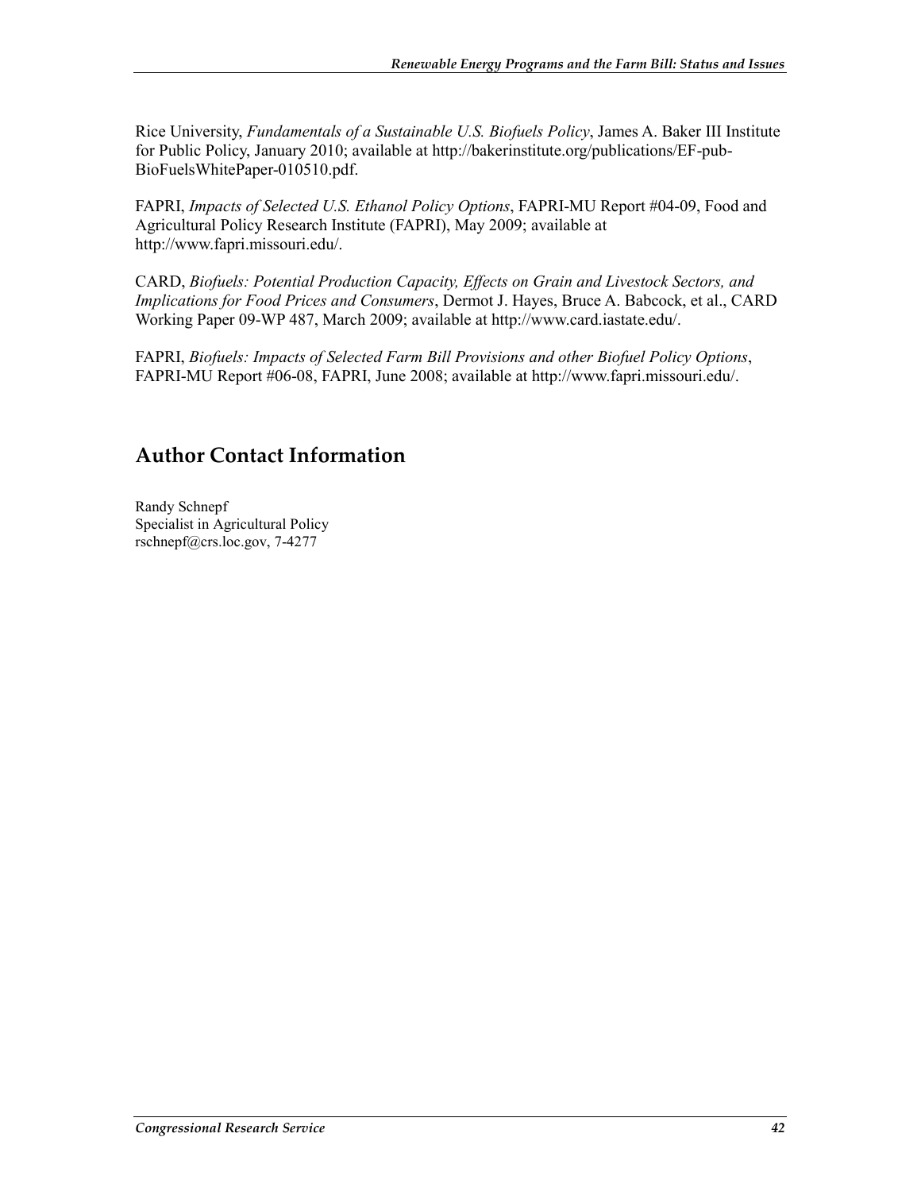Rice University, *Fundamentals of a Sustainable U.S. Biofuels Policy*, James A. Baker III Institute for Public Policy, January 2010; available at http://bakerinstitute.org/publications/EF-pub-BioFuelsWhitePaper-010510.pdf.

FAPRI, *Impacts of Selected U.S. Ethanol Policy Options*, FAPRI-MU Report #04-09, Food and Agricultural Policy Research Institute (FAPRI), May 2009; available at http://www.fapri.missouri.edu/.

CARD, *Biofuels: Potential Production Capacity, Effects on Grain and Livestock Sectors, and Implications for Food Prices and Consumers*, Dermot J. Hayes, Bruce A. Babcock, et al., CARD Working Paper 09-WP 487, March 2009; available at http://www.card.iastate.edu/.

FAPRI, *Biofuels: Impacts of Selected Farm Bill Provisions and other Biofuel Policy Options*, FAPRI-MU Report #06-08, FAPRI, June 2008; available at http://www.fapri.missouri.edu/.

## Author Contact Information

Randy Schnepf
Specialist in Agricultural Policy
rschnepf@crs.loc.gov, 7-4277